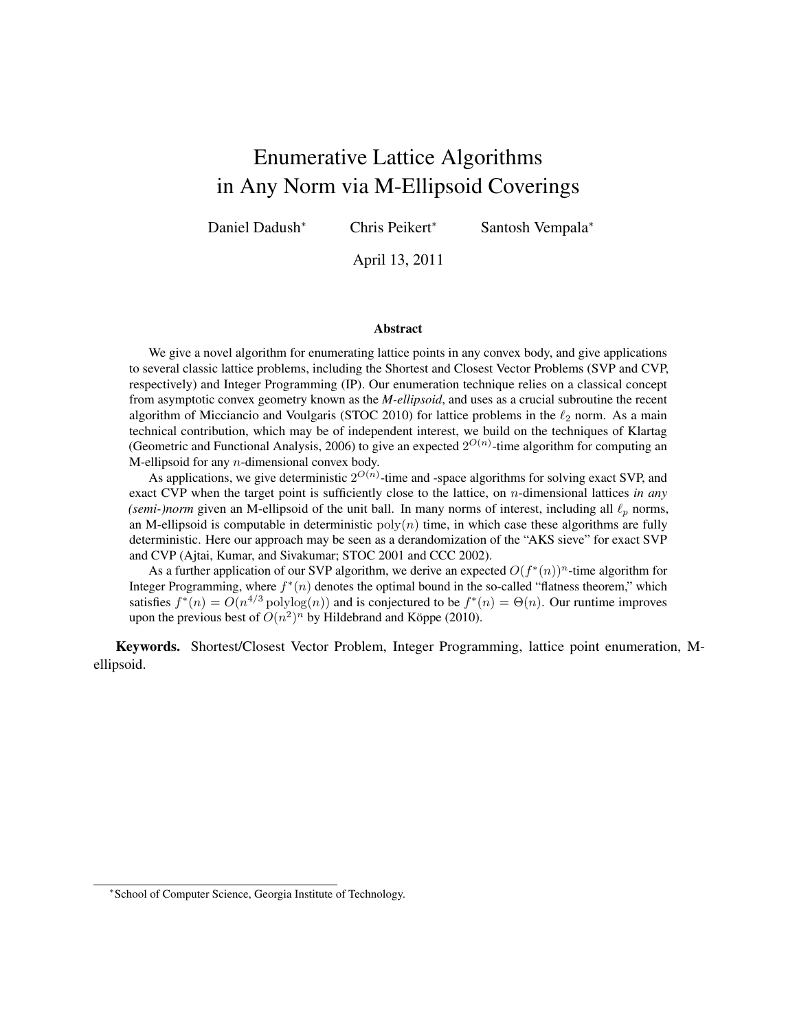# Enumerative Lattice Algorithms in Any Norm via M-Ellipsoid Coverings

Daniel Dadush* Chris Peikert* Santosh Vempala*

April 13, 2011

## Abstract

We give a novel algorithm for enumerating lattice points in any convex body, and give applications to several classic lattice problems, including the Shortest and Closest Vector Problems (SVP and CVP, respectively) and Integer Programming (IP). Our enumeration technique relies on a classical concept from asymptotic convex geometry known as the *M-ellipsoid*, and uses as a crucial subroutine the recent algorithm of Micciancio and Voulgaris (STOC 2010) for lattice problems in the $\ell_2$ norm. As a main technical contribution, which may be of independent interest, we build on the techniques of Klartag (Geometric and Functional Analysis, 2006) to give an expected $2^{O(n)}$-time algorithm for computing an M-ellipsoid for any $n$-dimensional convex body.

As applications, we give deterministic $2^{O(n)}$-time and -space algorithms for solving exact SVP, and exact CVP when the target point is sufficiently close to the lattice, on $n$-dimensional lattices *in any (semi-)norm* given an M-ellipsoid of the unit ball. In many norms of interest, including all $\ell_p$ norms, an M-ellipsoid is computable in deterministic $\mathrm{poly}(n)$ time, in which case these algorithms are fully deterministic. Here our approach may be seen as a derandomization of the "AKS sieve" for exact SVP and CVP (Ajtai, Kumar, and Sivakumar; STOC 2001 and CCC 2002).

As a further application of our SVP algorithm, we derive an expected $O(f^*(n))^n$-time algorithm for Integer Programming, where $f^*(n)$ denotes the optimal bound in the so-called "flatness theorem," which satisfies $f^*(n) = O(n^{4/3} \, \mathrm{polylog}(n))$ and is conjectured to be $f^*(n) = \Theta(n)$. Our runtime improves upon the previous best of $O(n^2)^n$ by Hildebrand and Köppe (2010).

**Keywords.** Shortest/Closest Vector Problem, Integer Programming, lattice point enumeration, M-ellipsoid.

*School of Computer Science, Georgia Institute of Technology.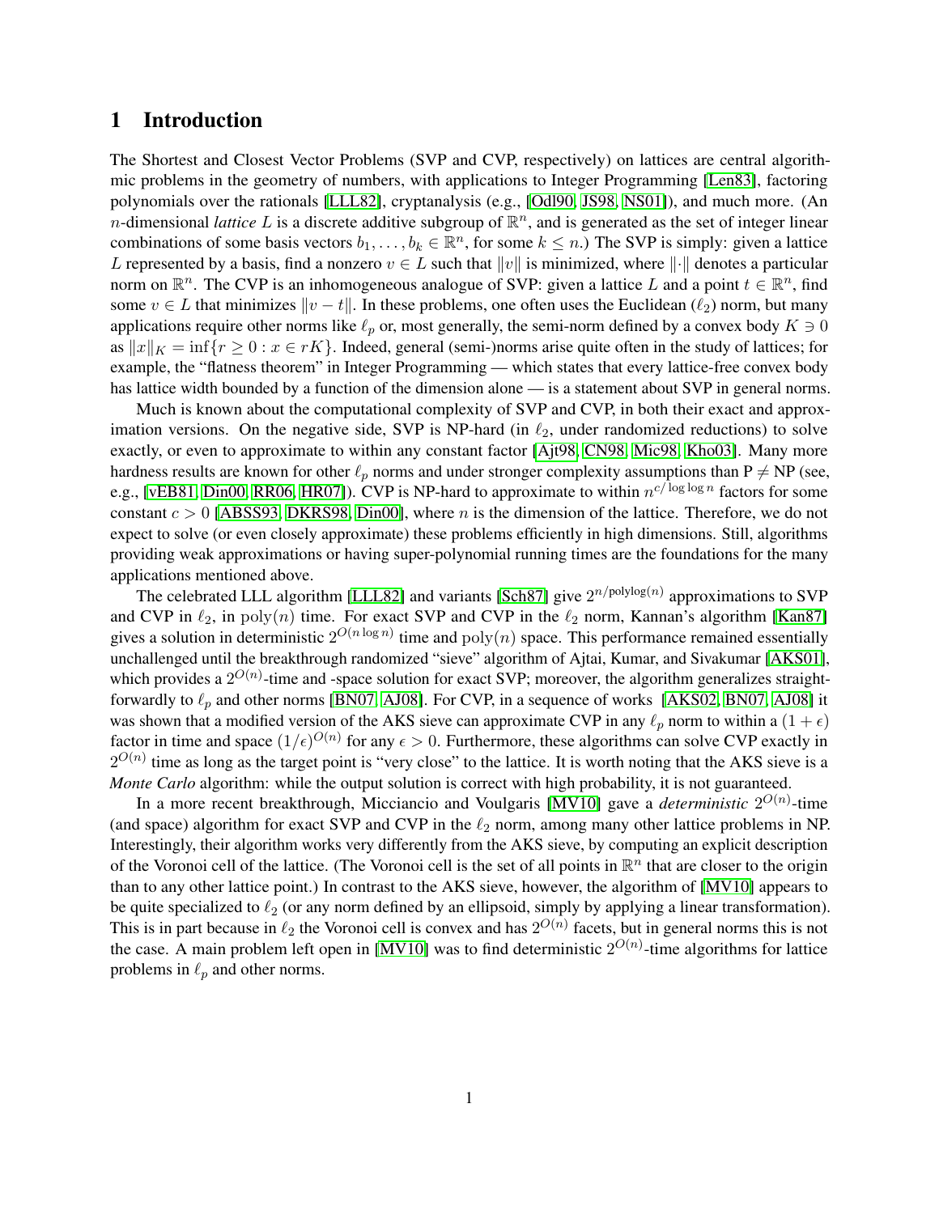# 1 Introduction

The Shortest and Closest Vector Problems (SVP and CVP, respectively) on lattices are central algorithmic problems in the geometry of numbers, with applications to Integer Programming [Len83], factoring polynomials over the rationals [LLL82], cryptanalysis (e.g., [Odl90, JS98, NS01]), and much more. (An $n$-dimensional *lattice* $L$ is a discrete additive subgroup of $\mathbb{R}^n$, and is generated as the set of integer linear combinations of some basis vectors $b_1, \ldots, b_k \in \mathbb{R}^n$, for some $k \leq n$.) The SVP is simply: given a lattice $L$ represented by a basis, find a nonzero $v \in L$ such that $\|v\|$ is minimized, where $\|\cdot\|$ denotes a particular norm on $\mathbb{R}^n$. The CVP is an inhomogeneous analogue of SVP: given a lattice $L$ and a point $t \in \mathbb{R}^n$, find some $v \in L$ that minimizes $\|v - t\|$. In these problems, one often uses the Euclidean ($\ell_2$) norm, but many applications require other norms like $\ell_p$ or, most generally, the semi-norm defined by a convex body $K \ni 0$ as $\|x\|_K = \inf\{r \geq 0 : x \in rK\}$. Indeed, general (semi-)norms arise quite often in the study of lattices; for example, the "flatness theorem" in Integer Programming — which states that every lattice-free convex body has lattice width bounded by a function of the dimension alone — is a statement about SVP in general norms.

Much is known about the computational complexity of SVP and CVP, in both their exact and approximation versions. On the negative side, SVP is NP-hard (in $\ell_2$, under randomized reductions) to solve exactly, or even to approximate to within any constant factor [Ajt98, CN98, Mic98, Kho03]. Many more hardness results are known for other $\ell_p$ norms and under stronger complexity assumptions than P $\neq$ NP (see, e.g., [vEB81, Din00, RR06, HR07]). CVP is NP-hard to approximate to within $n^{c/\log \log n}$ factors for some constant $c > 0$ [ABSS93, DKRS98, Din00], where $n$ is the dimension of the lattice. Therefore, we do not expect to solve (or even closely approximate) these problems efficiently in high dimensions. Still, algorithms providing weak approximations or having super-polynomial running times are the foundations for the many applications mentioned above.

The celebrated LLL algorithm [LLL82] and variants [Sch87] give $2^{n/\text{polylog}(n)}$ approximations to SVP and CVP in $\ell_2$, in $\text{poly}(n)$ time. For exact SVP and CVP in the $\ell_2$ norm, Kannan's algorithm [Kan87] gives a solution in deterministic $2^{O(n \log n)}$ time and $\text{poly}(n)$ space. This performance remained essentially unchallenged until the breakthrough randomized "sieve" algorithm of Ajtai, Kumar, and Sivakumar [AKS01], which provides a $2^{O(n)}$-time and -space solution for exact SVP; moreover, the algorithm generalizes straightforwardly to $\ell_p$ and other norms [BN07, AJ08]. For CVP, in a sequence of works [AKS02, BN07, AJ08] it was shown that a modified version of the AKS sieve can approximate CVP in any $\ell_p$ norm to within a $(1 + \epsilon)$ factor in time and space $(1/\epsilon)^{O(n)}$ for any $\epsilon > 0$. Furthermore, these algorithms can solve CVP exactly in $2^{O(n)}$ time as long as the target point is "very close" to the lattice. It is worth noting that the AKS sieve is a *Monte Carlo* algorithm: while the output solution is correct with high probability, it is not guaranteed.

In a more recent breakthrough, Micciancio and Voulgaris [MV10] gave a *deterministic* $2^{O(n)}$-time (and space) algorithm for exact SVP and CVP in the $\ell_2$ norm, among many other lattice problems in NP. Interestingly, their algorithm works very differently from the AKS sieve, by computing an explicit description of the Voronoi cell of the lattice. (The Voronoi cell is the set of all points in $\mathbb{R}^n$ that are closer to the origin than to any other lattice point.) In contrast to the AKS sieve, however, the algorithm of [MV10] appears to be quite specialized to $\ell_2$ (or any norm defined by an ellipsoid, simply by applying a linear transformation). This is in part because in $\ell_2$ the Voronoi cell is convex and has $2^{O(n)}$ facets, but in general norms this is not the case. A main problem left open in [MV10] was to find deterministic $2^{O(n)}$-time algorithms for lattice problems in $\ell_p$ and other norms.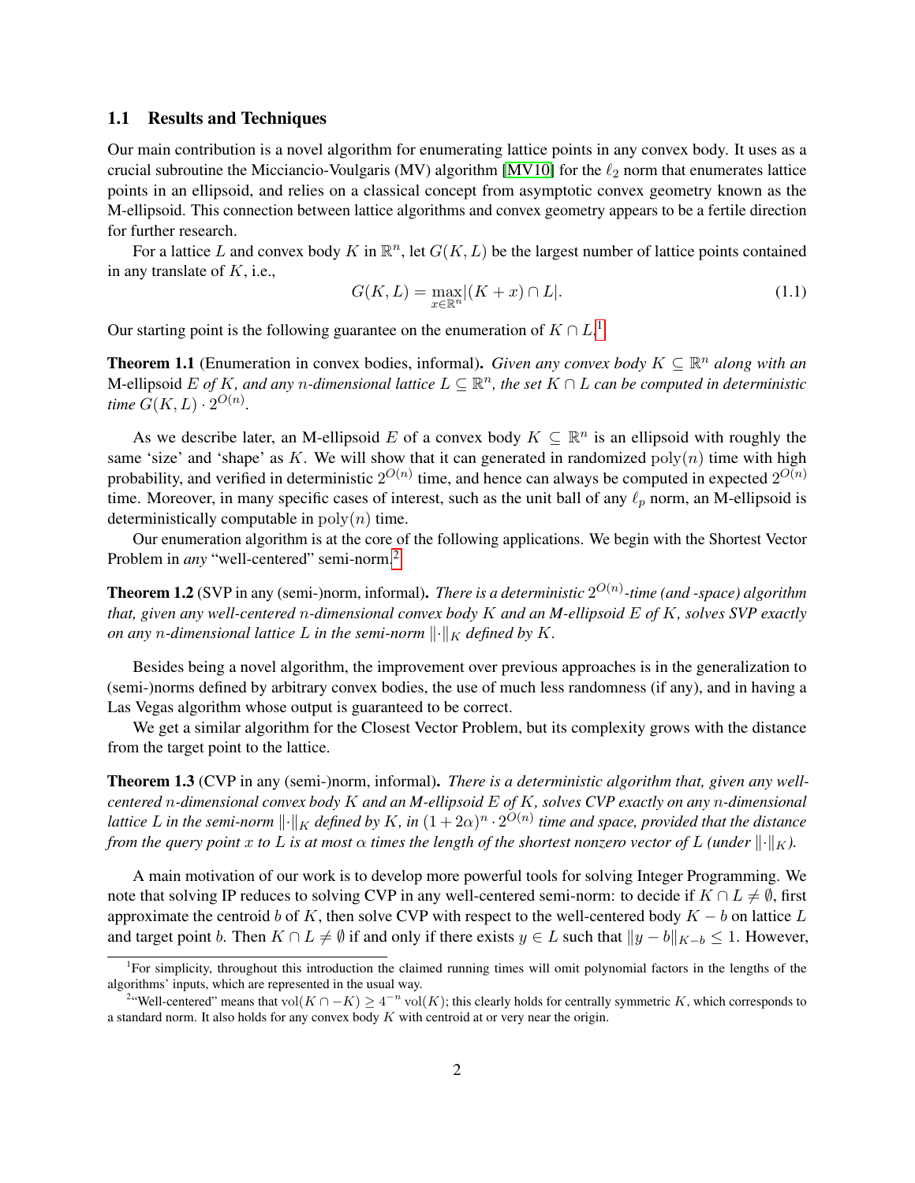### 1.1 Results and Techniques

Our main contribution is a novel algorithm for enumerating lattice points in any convex body. It uses as a crucial subroutine the Micciancio-Voulgaris (MV) algorithm [MV10] for the $\ell_2$ norm that enumerates lattice points in an ellipsoid, and relies on a classical concept from asymptotic convex geometry known as the M-ellipsoid. This connection between lattice algorithms and convex geometry appears to be a fertile direction for further research.

For a lattice $L$ and convex body $K$ in $\mathbb{R}^n$, let $G(K, L)$ be the largest number of lattice points contained in any translate of $K$, i.e.,

$$G(K, L) = \max_{x \in \mathbb{R}^n} |(K + x) \cap L|. \tag{1.1}$$

Our starting point is the following guarantee on the enumeration of $K \cap L$.[1]

**Theorem 1.1** (Enumeration in convex bodies, informal). *Given any convex body $K \subseteq \mathbb{R}^n$ along with an* M-ellipsoid *$E$ of $K$, and any $n$-dimensional lattice $L \subseteq \mathbb{R}^n$, the set $K \cap L$ can be computed in deterministic time $G(K, L) \cdot 2^{O(n)}$.*

As we describe later, an M-ellipsoid $E$ of a convex body $K \subseteq \mathbb{R}^n$ is an ellipsoid with roughly the same 'size' and 'shape' as $K$. We will show that it can generated in randomized $\mathrm{poly}(n)$ time with high probability, and verified in deterministic $2^{O(n)}$ time, and hence can always be computed in expected $2^{O(n)}$ time. Moreover, in many specific cases of interest, such as the unit ball of any $\ell_p$ norm, an M-ellipsoid is deterministically computable in $\mathrm{poly}(n)$ time.

Our enumeration algorithm is at the core of the following applications. We begin with the Shortest Vector Problem in *any* "well-centered" semi-norm.[2]

**Theorem 1.2** (SVP in any (semi-)norm, informal). *There is a deterministic $2^{O(n)}$-time (and -space) algorithm that, given any well-centered $n$-dimensional convex body $K$ and an M-ellipsoid $E$ of $K$, solves SVP exactly on any $n$-dimensional lattice $L$ in the semi-norm $\|\cdot\|_K$ defined by $K$.*

Besides being a novel algorithm, the improvement over previous approaches is in the generalization to (semi-)norms defined by arbitrary convex bodies, the use of much less randomness (if any), and in having a Las Vegas algorithm whose output is guaranteed to be correct.

We get a similar algorithm for the Closest Vector Problem, but its complexity grows with the distance from the target point to the lattice.

**Theorem 1.3** (CVP in any (semi-)norm, informal). *There is a deterministic algorithm that, given any well-centered $n$-dimensional convex body $K$ and an M-ellipsoid $E$ of $K$, solves CVP exactly on any $n$-dimensional lattice $L$ in the semi-norm $\|\cdot\|_K$ defined by $K$, in $(1 + 2\alpha)^n \cdot 2^{O(n)}$ time and space, provided that the distance from the query point $x$ to $L$ is at most $\alpha$ times the length of the shortest nonzero vector of $L$ (under $\|\cdot\|_K$).*

A main motivation of our work is to develop more powerful tools for solving Integer Programming. We note that solving IP reduces to solving CVP in any well-centered semi-norm: to decide if $K \cap L \neq \emptyset$, first approximate the centroid $b$ of $K$, then solve CVP with respect to the well-centered body $K - b$ on lattice $L$ and target point $b$. Then $K \cap L \neq \emptyset$ if and only if there exists $y \in L$ such that $\|y - b\|_{K-b} \leq 1$. However,

[1] For simplicity, throughout this introduction the claimed running times will omit polynomial factors in the lengths of the algorithms' inputs, which are represented in the usual way.

[2] "Well-centered" means that $\mathrm{vol}(K \cap -K) \geq 4^{-n} \mathrm{vol}(K)$; this clearly holds for centrally symmetric $K$, which corresponds to a standard norm. It also holds for any convex body $K$ with centroid at or very near the origin.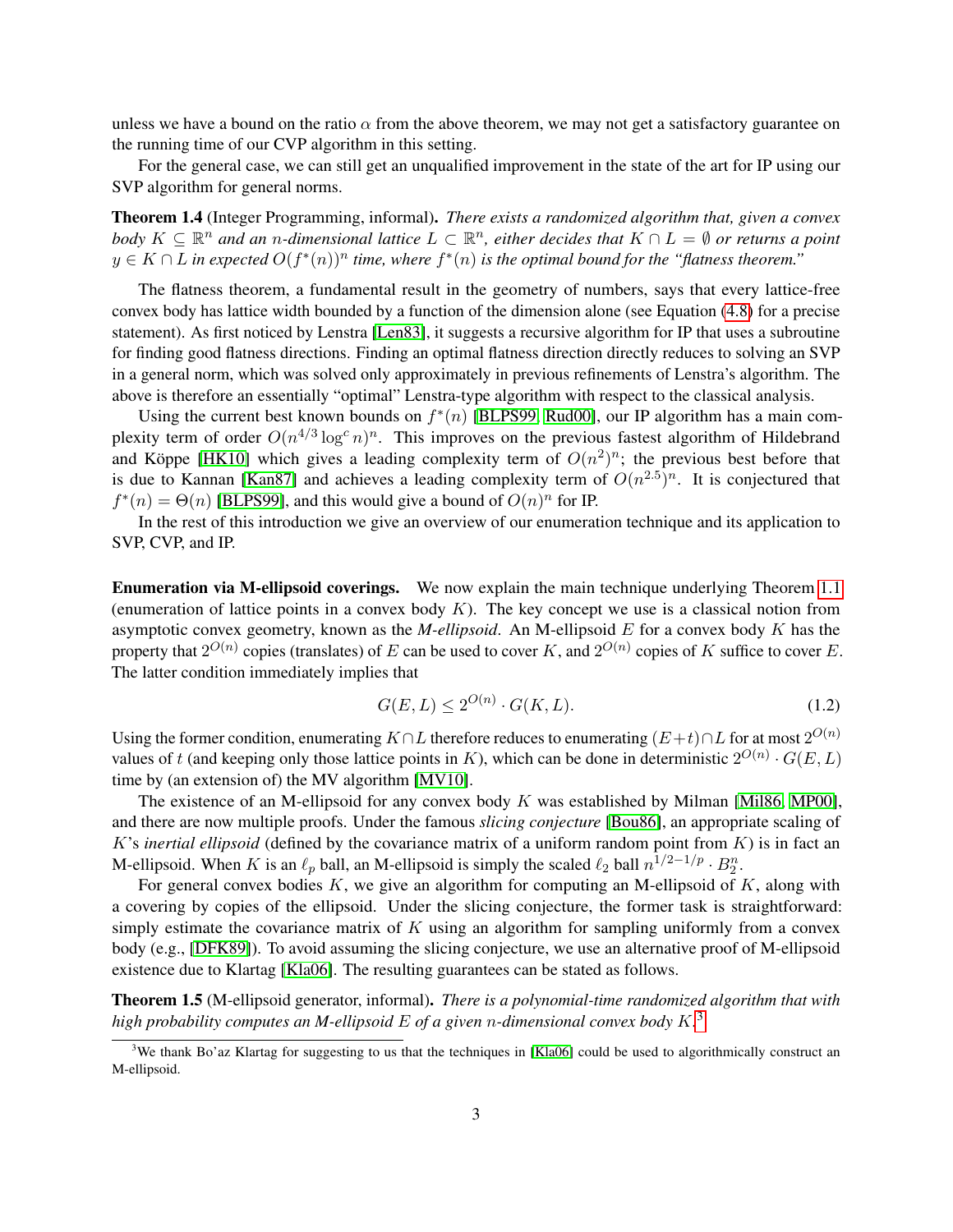unless we have a bound on the ratio $\alpha$ from the above theorem, we may not get a satisfactory guarantee on the running time of our CVP algorithm in this setting.

For the general case, we can still get an unqualified improvement in the state of the art for IP using our SVP algorithm for general norms.

**Theorem 1.4** (Integer Programming, informal). *There exists a randomized algorithm that, given a convex body $K \subseteq \mathbb{R}^n$ and an $n$-dimensional lattice $L \subset \mathbb{R}^n$, either decides that $K \cap L = \emptyset$ or returns a point $y \in K \cap L$ in expected $O(f^*(n))^n$ time, where $f^*(n)$ is the optimal bound for the "flatness theorem."*

The flatness theorem, a fundamental result in the geometry of numbers, says that every lattice-free convex body has lattice width bounded by a function of the dimension alone (see Equation (4.8) for a precise statement). As first noticed by Lenstra [Len83], it suggests a recursive algorithm for IP that uses a subroutine for finding good flatness directions. Finding an optimal flatness direction directly reduces to solving an SVP in a general norm, which was solved only approximately in previous refinements of Lenstra's algorithm. The above is therefore an essentially "optimal" Lenstra-type algorithm with respect to the classical analysis.

Using the current best known bounds on $f^*(n)$ [BLPS99, Rud00], our IP algorithm has a main complexity term of order $O(n^{4/3} \log^c n)^n$. This improves on the previous fastest algorithm of Hildebrand and Köppe [HK10] which gives a leading complexity term of $O(n^2)^n$; the previous best before that is due to Kannan [Kan87] and achieves a leading complexity term of $O(n^{2.5})^n$. It is conjectured that $f^*(n) = \Theta(n)$ [BLPS99], and this would give a bound of $O(n)^n$ for IP.

In the rest of this introduction we give an overview of our enumeration technique and its application to SVP, CVP, and IP.

**Enumeration via M-ellipsoid coverings.** We now explain the main technique underlying Theorem 1.1 (enumeration of lattice points in a convex body $K$). The key concept we use is a classical notion from asymptotic convex geometry, known as the *M-ellipsoid*. An M-ellipsoid $E$ for a convex body $K$ has the property that $2^{O(n)}$ copies (translates) of $E$ can be used to cover $K$, and $2^{O(n)}$ copies of $K$ suffice to cover $E$. The latter condition immediately implies that

$$G(E, L) \leq 2^{O(n)} \cdot G(K, L). \tag{1.2}$$

Using the former condition, enumerating $K \cap L$ therefore reduces to enumerating $(E+t) \cap L$ for at most $2^{O(n)}$ values of $t$ (and keeping only those lattice points in $K$), which can be done in deterministic $2^{O(n)} \cdot G(E, L)$ time by (an extension of) the MV algorithm [MV10].

The existence of an M-ellipsoid for any convex body $K$ was established by Milman [Mil86, MP00], and there are now multiple proofs. Under the famous *slicing conjecture* [Bou86], an appropriate scaling of $K$'s *inertial ellipsoid* (defined by the covariance matrix of a uniform random point from $K$) is in fact an M-ellipsoid. When $K$ is an $\ell_p$ ball, an M-ellipsoid is simply the scaled $\ell_2$ ball $n^{1/2-1/p} \cdot B_2^n$.

For general convex bodies $K$, we give an algorithm for computing an M-ellipsoid of $K$, along with a covering by copies of the ellipsoid. Under the slicing conjecture, the former task is straightforward: simply estimate the covariance matrix of $K$ using an algorithm for sampling uniformly from a convex body (e.g., [DFK89]). To avoid assuming the slicing conjecture, we use an alternative proof of M-ellipsoid existence due to Klartag [Kla06]. The resulting guarantees can be stated as follows.

**Theorem 1.5** (M-ellipsoid generator, informal). *There is a polynomial-time randomized algorithm that with high probability computes an M-ellipsoid $E$ of a given $n$-dimensional convex body $K$.*[3]

[3] We thank Bo'az Klartag for suggesting to us that the techniques in [Kla06] could be used to algorithmically construct an M-ellipsoid.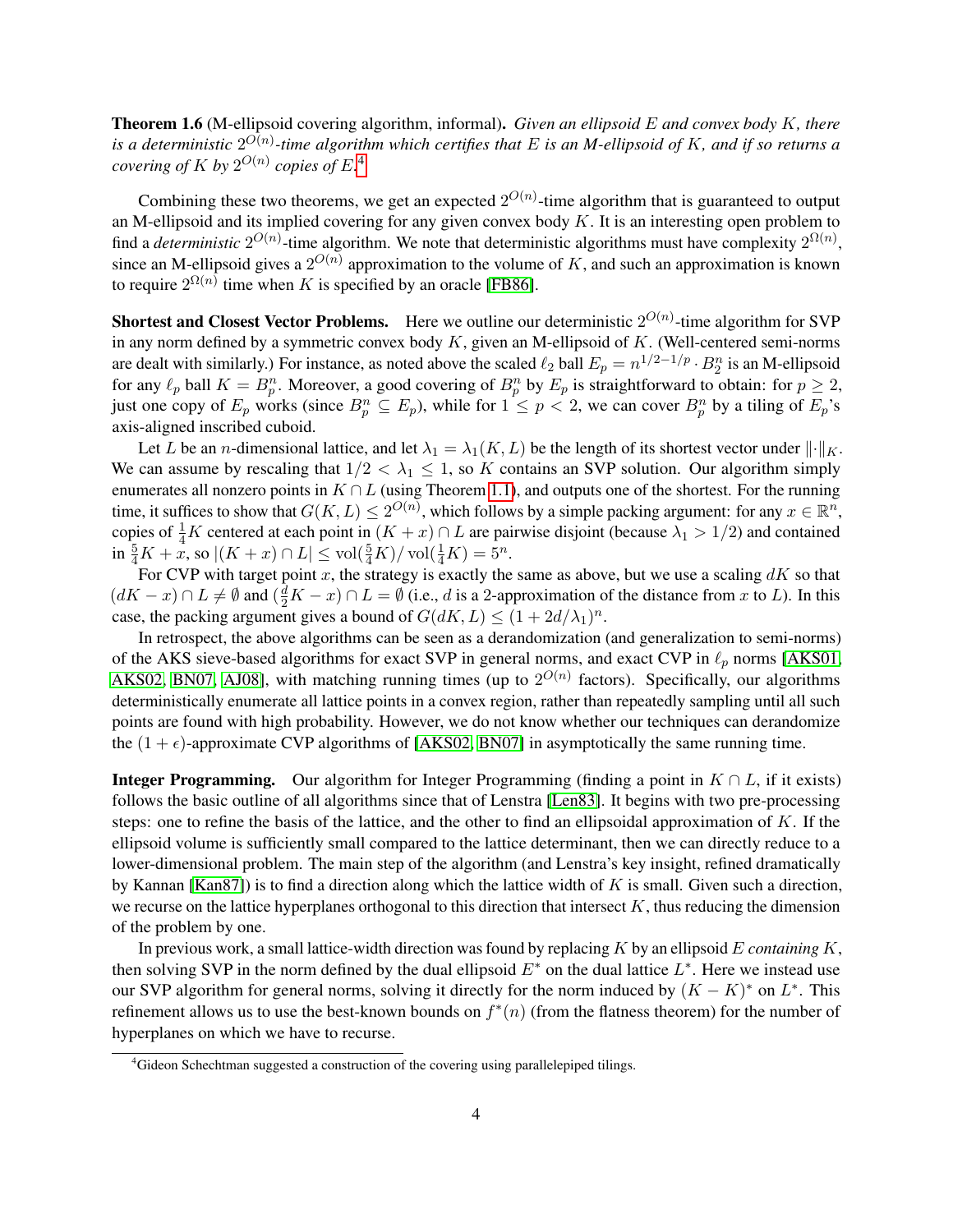**Theorem 1.6** (M-ellipsoid covering algorithm, informal)**.** *Given an ellipsoid $E$ and convex body $K$, there is a deterministic $2^{O(n)}$-time algorithm which certifies that $E$ is an M-ellipsoid of $K$, and if so returns a covering of $K$ by $2^{O(n)}$ copies of $E$.*[4]

Combining these two theorems, we get an expected $2^{O(n)}$-time algorithm that is guaranteed to output an M-ellipsoid and its implied covering for any given convex body $K$. It is an interesting open problem to find a *deterministic* $2^{O(n)}$-time algorithm. We note that deterministic algorithms must have complexity $2^{\Omega(n)}$, since an M-ellipsoid gives a $2^{O(n)}$ approximation to the volume of $K$, and such an approximation is known to require $2^{\Omega(n)}$ time when $K$ is specified by an oracle [FB86].

**Shortest and Closest Vector Problems.** Here we outline our deterministic $2^{O(n)}$-time algorithm for SVP in any norm defined by a symmetric convex body $K$, given an M-ellipsoid of $K$. (Well-centered semi-norms are dealt with similarly.) For instance, as noted above the scaled $\ell_2$ ball $E_p = n^{1/2-1/p} \cdot B_2^n$ is an M-ellipsoid for any $\ell_p$ ball $K = B_p^n$. Moreover, a good covering of $B_p^n$ by $E_p$ is straightforward to obtain: for $p \geq 2$, just one copy of $E_p$ works (since $B_p^n \subseteq E_p$), while for $1 \leq p < 2$, we can cover $B_p^n$ by a tiling of $E_p$'s axis-aligned inscribed cuboid.

Let $L$ be an $n$-dimensional lattice, and let $\lambda_1 = \lambda_1(K, L)$ be the length of its shortest vector under $\|\cdot\|_K$. We can assume by rescaling that $1/2 < \lambda_1 \leq 1$, so $K$ contains an SVP solution. Our algorithm simply enumerates all nonzero points in $K \cap L$ (using Theorem 1.1), and outputs one of the shortest. For the running time, it suffices to show that $G(K, L) \leq 2^{O(n)}$, which follows by a simple packing argument: for any $x \in \mathbb{R}^n$, copies of $\frac{1}{4}K$ centered at each point in $(K + x) \cap L$ are pairwise disjoint (because $\lambda_1 > 1/2$) and contained in $\frac{5}{4}K + x$, so $|(K + x) \cap L| \leq \mathrm{vol}(\frac{5}{4}K)/\mathrm{vol}(\frac{1}{4}K) = 5^n$.

For CVP with target point $x$, the strategy is exactly the same as above, but we use a scaling $dK$ so that $(dK - x) \cap L \neq \emptyset$ and $(\frac{d}{2}K - x) \cap L = \emptyset$ (i.e., $d$ is a 2-approximation of the distance from $x$ to $L$). In this case, the packing argument gives a bound of $G(dK, L) \leq (1 + 2d/\lambda_1)^n$.

In retrospect, the above algorithms can be seen as a derandomization (and generalization to semi-norms) of the AKS sieve-based algorithms for exact SVP in general norms, and exact CVP in $\ell_p$ norms [AKS01, AKS02, BN07, AJ08], with matching running times (up to $2^{O(n)}$ factors). Specifically, our algorithms deterministically enumerate all lattice points in a convex region, rather than repeatedly sampling until all such points are found with high probability. However, we do not know whether our techniques can derandomize the $(1 + \epsilon)$-approximate CVP algorithms of [AKS02, BN07] in asymptotically the same running time.

**Integer Programming.** Our algorithm for Integer Programming (finding a point in $K \cap L$, if it exists) follows the basic outline of all algorithms since that of Lenstra [Len83]. It begins with two pre-processing steps: one to refine the basis of the lattice, and the other to find an ellipsoidal approximation of $K$. If the ellipsoid volume is sufficiently small compared to the lattice determinant, then we can directly reduce to a lower-dimensional problem. The main step of the algorithm (and Lenstra's key insight, refined dramatically by Kannan [Kan87]) is to find a direction along which the lattice width of $K$ is small. Given such a direction, we recurse on the lattice hyperplanes orthogonal to this direction that intersect $K$, thus reducing the dimension of the problem by one.

In previous work, a small lattice-width direction was found by replacing $K$ by an ellipsoid $E$ *containing* $K$, then solving SVP in the norm defined by the dual ellipsoid $E^*$ on the dual lattice $L^*$. Here we instead use our SVP algorithm for general norms, solving it directly for the norm induced by $(K - K)^*$ on $L^*$. This refinement allows us to use the best-known bounds on $f^*(n)$ (from the flatness theorem) for the number of hyperplanes on which we have to recurse.

[4] Gideon Schechtman suggested a construction of the covering using parallelepiped tilings.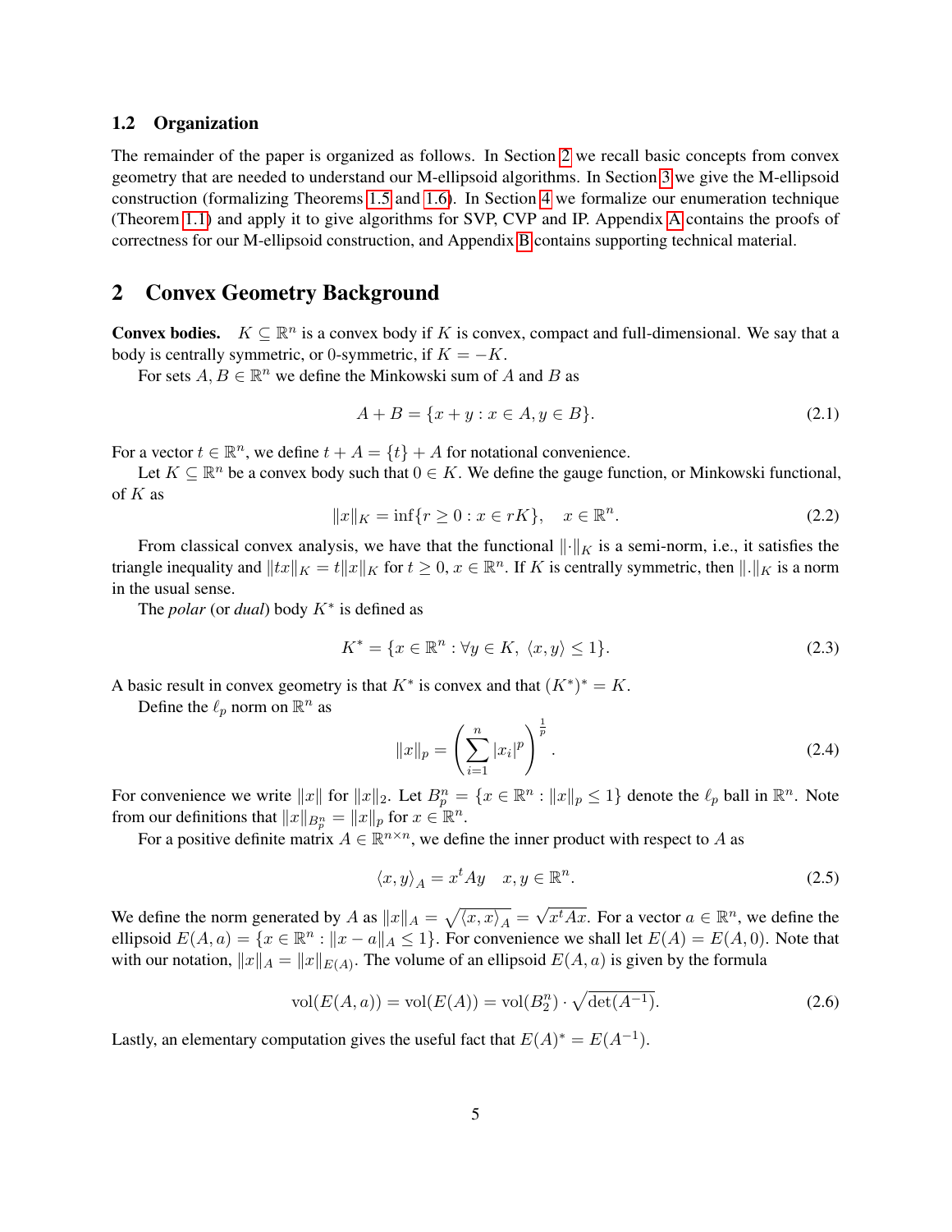### 1.2 Organization

The remainder of the paper is organized as follows. In Section 2 we recall basic concepts from convex geometry that are needed to understand our M-ellipsoid algorithms. In Section 3 we give the M-ellipsoid construction (formalizing Theorems 1.5 and 1.6). In Section 4 we formalize our enumeration technique (Theorem 1.1) and apply it to give algorithms for SVP, CVP and IP. Appendix A contains the proofs of correctness for our M-ellipsoid construction, and Appendix B contains supporting technical material.

## 2 Convex Geometry Background

**Convex bodies.** $K \subseteq \mathbb{R}^n$ is a convex body if $K$ is convex, compact and full-dimensional. We say that a body is centrally symmetric, or 0-symmetric, if $K = -K$.

For sets $A, B \in \mathbb{R}^n$ we define the Minkowski sum of $A$ and $B$ as

$$A + B = \{x + y : x \in A, y \in B\}. \tag{2.1}$$

For a vector $t \in \mathbb{R}^n$, we define $t + A = \{t\} + A$ for notational convenience.

Let $K \subseteq \mathbb{R}^n$ be a convex body such that $0 \in K$. We define the gauge function, or Minkowski functional, of $K$ as

$$\|x\|_K = \inf\{r \geq 0 : x \in rK\}, \quad x \in \mathbb{R}^n. \tag{2.2}$$

From classical convex analysis, we have that the functional $\|\cdot\|_K$ is a semi-norm, i.e., it satisfies the triangle inequality and $\|tx\|_K = t\|x\|_K$ for $t \geq 0$, $x \in \mathbb{R}^n$. If $K$ is centrally symmetric, then $\|.\|_K$ is a norm in the usual sense.

The *polar* (or *dual*) body $K^*$ is defined as

$$K^* = \{x \in \mathbb{R}^n : \forall y \in K,\ \langle x, y\rangle \leq 1\}. \tag{2.3}$$

A basic result in convex geometry is that $K^*$ is convex and that $(K^*)^* = K$.

Define the $\ell_p$ norm on $\mathbb{R}^n$ as

$$\|x\|_p = \left(\sum_{i=1}^n |x_i|^p\right)^{\frac{1}{p}}. \tag{2.4}$$

For convenience we write $\|x\|$ for $\|x\|_2$. Let $B_p^n = \{x \in \mathbb{R}^n : \|x\|_p \leq 1\}$ denote the $\ell_p$ ball in $\mathbb{R}^n$. Note from our definitions that $\|x\|_{B_p^n} = \|x\|_p$ for $x \in \mathbb{R}^n$.

For a positive definite matrix $A \in \mathbb{R}^{n \times n}$, we define the inner product with respect to $A$ as

$$\langle x, y\rangle_A = x^t A y \quad x, y \in \mathbb{R}^n. \tag{2.5}$$

We define the norm generated by $A$ as $\|x\|_A = \sqrt{\langle x, x\rangle_A} = \sqrt{x^t A x}$. For a vector $a \in \mathbb{R}^n$, we define the ellipsoid $E(A, a) = \{x \in \mathbb{R}^n : \|x - a\|_A \leq 1\}$. For convenience we shall let $E(A) = E(A, 0)$. Note that with our notation, $\|x\|_A = \|x\|_{E(A)}$. The volume of an ellipsoid $E(A, a)$ is given by the formula

$$\mathrm{vol}(E(A, a)) = \mathrm{vol}(E(A)) = \mathrm{vol}(B_2^n) \cdot \sqrt{\det(A^{-1})}. \tag{2.6}$$

Lastly, an elementary computation gives the useful fact that $E(A)^* = E(A^{-1})$.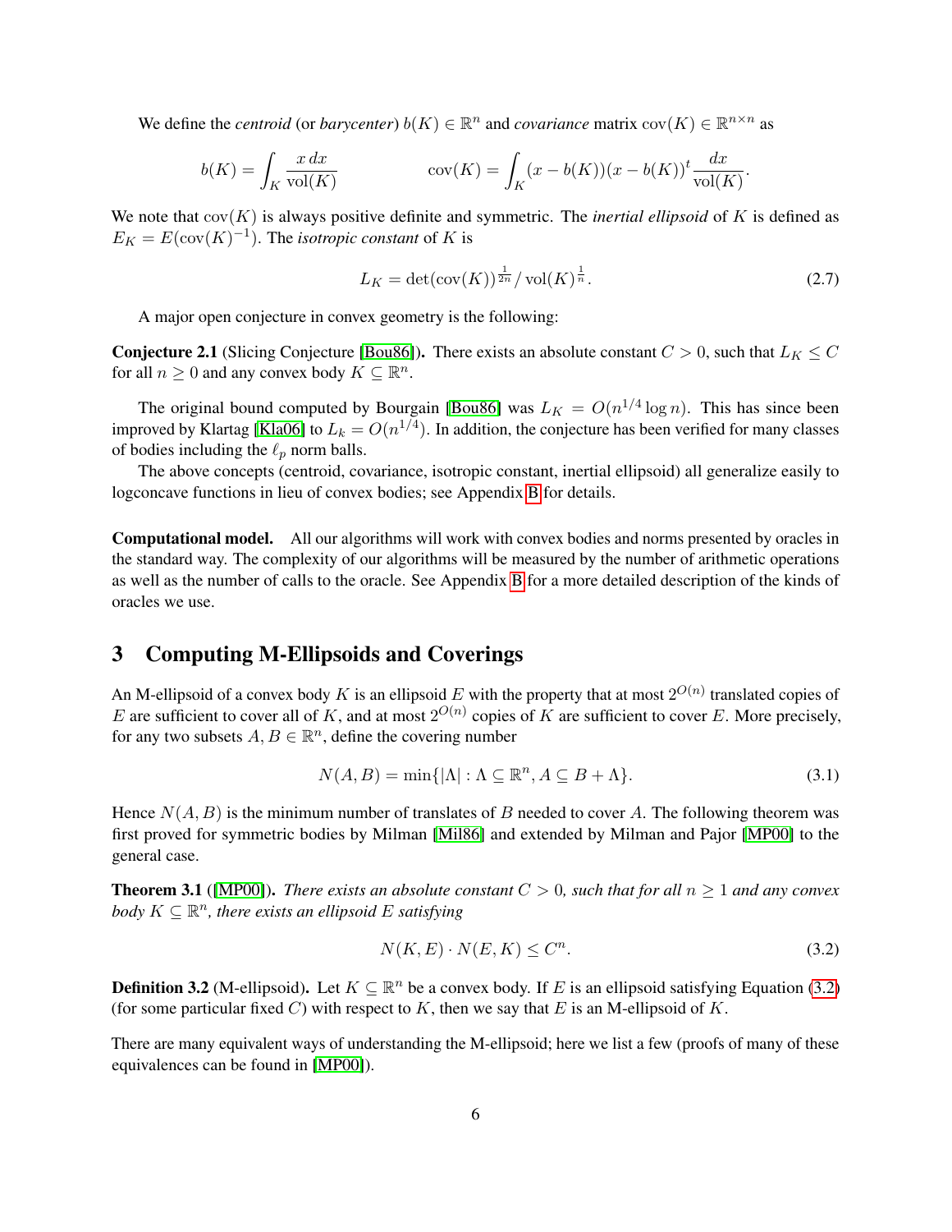We define the *centroid* (or *barycenter*) $b(K) \in \mathbb{R}^n$ and *covariance* matrix $\mathrm{cov}(K) \in \mathbb{R}^{n \times n}$ as

$$b(K) = \int_K \frac{x\,dx}{\mathrm{vol}(K)} \qquad\qquad \mathrm{cov}(K) = \int_K (x - b(K))(x - b(K))^t \frac{dx}{\mathrm{vol}(K)}.$$

We note that $\mathrm{cov}(K)$ is always positive definite and symmetric. The *inertial ellipsoid* of $K$ is defined as $E_K = E(\mathrm{cov}(K)^{-1})$. The *isotropic constant* of $K$ is

$$L_K = \det(\mathrm{cov}(K))^{\frac{1}{2n}} / \mathrm{vol}(K)^{\frac{1}{n}}. \tag{2.7}$$

A major open conjecture in convex geometry is the following:

**Conjecture 2.1** (Slicing Conjecture [Bou86]). There exists an absolute constant $C > 0$, such that $L_K \leq C$ for all $n \geq 0$ and any convex body $K \subseteq \mathbb{R}^n$.

The original bound computed by Bourgain [Bou86] was $L_K = O(n^{1/4} \log n)$. This has since been improved by Klartag [Kla06] to $L_k = O(n^{1/4})$. In addition, the conjecture has been verified for many classes of bodies including the $\ell_p$ norm balls.

The above concepts (centroid, covariance, isotropic constant, inertial ellipsoid) all generalize easily to logconcave functions in lieu of convex bodies; see Appendix B for details.

**Computational model.** All our algorithms will work with convex bodies and norms presented by oracles in the standard way. The complexity of our algorithms will be measured by the number of arithmetic operations as well as the number of calls to the oracle. See Appendix B for a more detailed description of the kinds of oracles we use.

## 3 Computing M-Ellipsoids and Coverings

An M-ellipsoid of a convex body $K$ is an ellipsoid $E$ with the property that at most $2^{O(n)}$ translated copies of $E$ are sufficient to cover all of $K$, and at most $2^{O(n)}$ copies of $K$ are sufficient to cover $E$. More precisely, for any two subsets $A, B \in \mathbb{R}^n$, define the covering number

$$N(A, B) = \min\{|\Lambda| : \Lambda \subseteq \mathbb{R}^n, A \subseteq B + \Lambda\}. \tag{3.1}$$

Hence $N(A, B)$ is the minimum number of translates of $B$ needed to cover $A$. The following theorem was first proved for symmetric bodies by Milman [Mil86] and extended by Milman and Pajor [MP00] to the general case.

**Theorem 3.1** ([MP00]). *There exists an absolute constant $C > 0$, such that for all $n \geq 1$ and any convex body $K \subseteq \mathbb{R}^n$, there exists an ellipsoid $E$ satisfying*

$$N(K, E) \cdot N(E, K) \leq C^n. \tag{3.2}$$

**Definition 3.2** (M-ellipsoid). Let $K \subseteq \mathbb{R}^n$ be a convex body. If $E$ is an ellipsoid satisfying Equation (3.2) (for some particular fixed $C$) with respect to $K$, then we say that $E$ is an M-ellipsoid of $K$.

There are many equivalent ways of understanding the M-ellipsoid; here we list a few (proofs of many of these equivalences can be found in [MP00]).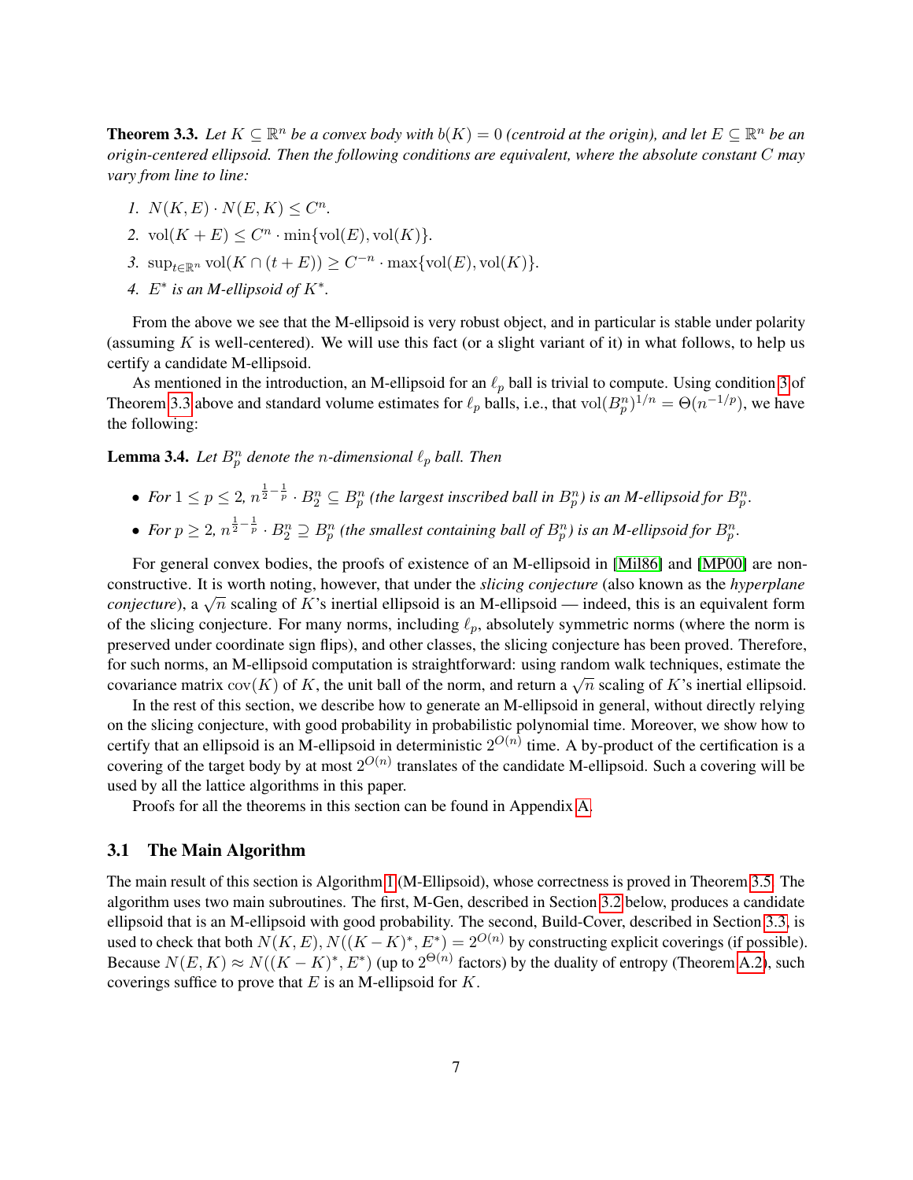**Theorem 3.3.** *Let $K \subseteq \mathbb{R}^n$ be a convex body with $b(K) = 0$ (centroid at the origin), and let $E \subseteq \mathbb{R}^n$ be an origin-centered ellipsoid. Then the following conditions are equivalent, where the absolute constant $C$ may vary from line to line:*

1. $N(K, E) \cdot N(E, K) \leq C^n$.
2. $\mathrm{vol}(K + E) \leq C^n \cdot \min\{\mathrm{vol}(E), \mathrm{vol}(K)\}$.
3. $\sup_{t \in \mathbb{R}^n} \mathrm{vol}(K \cap (t + E)) \geq C^{-n} \cdot \max\{\mathrm{vol}(E), \mathrm{vol}(K)\}$.
4. *$E^*$ is an M-ellipsoid of $K^*$.*

From the above we see that the M-ellipsoid is very robust object, and in particular is stable under polarity (assuming $K$ is well-centered). We will use this fact (or a slight variant of it) in what follows, to help us certify a candidate M-ellipsoid.

As mentioned in the introduction, an M-ellipsoid for an $\ell_p$ ball is trivial to compute. Using condition 3 of Theorem 3.3 above and standard volume estimates for $\ell_p$ balls, i.e., that $\mathrm{vol}(B_p^n)^{1/n} = \Theta(n^{-1/p})$, we have the following:

**Lemma 3.4.** *Let $B_p^n$ denote the $n$-dimensional $\ell_p$ ball. Then*

- *For $1 \leq p \leq 2$, $n^{\frac{1}{2} - \frac{1}{p}} \cdot B_2^n \subseteq B_p^n$ (the largest inscribed ball in $B_p^n$) is an M-ellipsoid for $B_p^n$.*
- *For $p \geq 2$, $n^{\frac{1}{2} - \frac{1}{p}} \cdot B_2^n \supseteq B_p^n$ (the smallest containing ball of $B_p^n$) is an M-ellipsoid for $B_p^n$.*

For general convex bodies, the proofs of existence of an M-ellipsoid in [Mil86] and [MP00] are non-constructive. It is worth noting, however, that under the *slicing conjecture* (also known as the *hyperplane conjecture*), a $\sqrt{n}$ scaling of $K$'s inertial ellipsoid is an M-ellipsoid — indeed, this is an equivalent form of the slicing conjecture. For many norms, including $\ell_p$, absolutely symmetric norms (where the norm is preserved under coordinate sign flips), and other classes, the slicing conjecture has been proved. Therefore, for such norms, an M-ellipsoid computation is straightforward: using random walk techniques, estimate the covariance matrix $\mathrm{cov}(K)$ of $K$, the unit ball of the norm, and return a $\sqrt{n}$ scaling of $K$'s inertial ellipsoid.

In the rest of this section, we describe how to generate an M-ellipsoid in general, without directly relying on the slicing conjecture, with good probability in probabilistic polynomial time. Moreover, we show how to certify that an ellipsoid is an M-ellipsoid in deterministic $2^{O(n)}$ time. A by-product of the certification is a covering of the target body by at most $2^{O(n)}$ translates of the candidate M-ellipsoid. Such a covering will be used by all the lattice algorithms in this paper.

Proofs for all the theorems in this section can be found in Appendix A.

## 3.1 The Main Algorithm

The main result of this section is Algorithm 1 (M-Ellipsoid), whose correctness is proved in Theorem 3.5. The algorithm uses two main subroutines. The first, M-Gen, described in Section 3.2 below, produces a candidate ellipsoid that is an M-ellipsoid with good probability. The second, Build-Cover, described in Section 3.3, is used to check that both $N(K, E), N((K - K)^*, E^*) = 2^{O(n)}$ by constructing explicit coverings (if possible). Because $N(E, K) \approx N((K - K)^*, E^*)$ (up to $2^{\Theta(n)}$ factors) by the duality of entropy (Theorem A.2), such coverings suffice to prove that $E$ is an M-ellipsoid for $K$.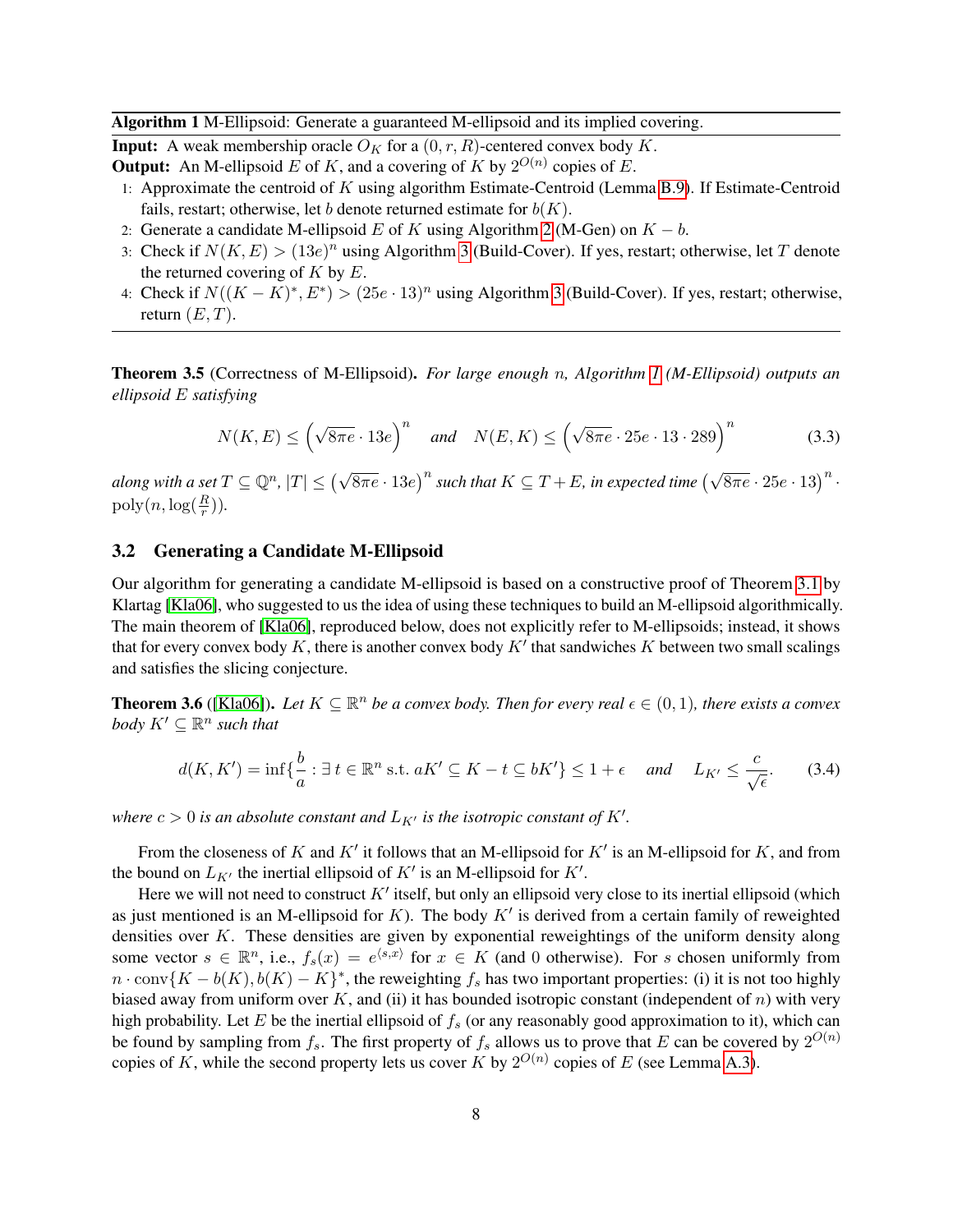**Algorithm 1** M-Ellipsoid: Generate a guaranteed M-ellipsoid and its implied covering.

**Input:** A weak membership oracle $O_K$ for a $(0, r, R)$-centered convex body $K$.

**Output:** An M-ellipsoid $E$ of $K$, and a covering of $K$ by $2^{O(n)}$ copies of $E$.

1: Approximate the centroid of $K$ using algorithm Estimate-Centroid (Lemma B.9). If Estimate-Centroid fails, restart; otherwise, let $b$ denote returned estimate for $b(K)$.

2: Generate a candidate M-ellipsoid $E$ of $K$ using Algorithm 2 (M-Gen) on $K - b$.

3: Check if $N(K, E) > (13e)^n$ using Algorithm 3 (Build-Cover). If yes, restart; otherwise, let $T$ denote the returned covering of $K$ by $E$.

4: Check if $N((K - K)^*, E^*) > (25e \cdot 13)^n$ using Algorithm 3 (Build-Cover). If yes, restart; otherwise, return $(E, T)$.

**Theorem 3.5** (Correctness of M-Ellipsoid). *For large enough $n$, Algorithm 1 (M-Ellipsoid) outputs an ellipsoid $E$ satisfying*

$$N(K, E) \le \left(\sqrt{8\pi e} \cdot 13e\right)^n \quad \textit{and} \quad N(E, K) \le \left(\sqrt{8\pi e} \cdot 25e \cdot 13 \cdot 289\right)^n \tag{3.3}$$

*along with a set $T \subseteq \mathbb{Q}^n$, $|T| \le \left(\sqrt{8\pi e} \cdot 13e\right)^n$ such that $K \subseteq T + E$, in expected time $\left(\sqrt{8\pi e} \cdot 25e \cdot 13\right)^n \cdot \mathrm{poly}(n, \log(\frac{R}{r}))$.*

## 3.2 Generating a Candidate M-Ellipsoid

Our algorithm for generating a candidate M-ellipsoid is based on a constructive proof of Theorem 3.1 by Klartag [Kla06], who suggested to us the idea of using these techniques to build an M-ellipsoid algorithmically. The main theorem of [Kla06], reproduced below, does not explicitly refer to M-ellipsoids; instead, it shows that for every convex body $K$, there is another convex body $K'$ that sandwiches $K$ between two small scalings and satisfies the slicing conjecture.

**Theorem 3.6** ([Kla06]). *Let $K \subseteq \mathbb{R}^n$ be a convex body. Then for every real $\epsilon \in (0, 1)$, there exists a convex body $K' \subseteq \mathbb{R}^n$ such that*

$$d(K, K') = \inf\{\frac{b}{a} : \exists\, t \in \mathbb{R}^n \text{ s.t. } aK' \subseteq K - t \subseteq bK'\} \le 1 + \epsilon \quad \textit{and} \quad L_{K'} \le \frac{c}{\sqrt{\epsilon}}. \tag{3.4}$$

*where $c > 0$ is an absolute constant and $L_{K'}$ is the isotropic constant of $K'$.*

From the closeness of $K$ and $K'$ it follows that an M-ellipsoid for $K'$ is an M-ellipsoid for $K$, and from the bound on $L_{K'}$ the inertial ellipsoid of $K'$ is an M-ellipsoid for $K'$.

Here we will not need to construct $K'$ itself, but only an ellipsoid very close to its inertial ellipsoid (which as just mentioned is an M-ellipsoid for $K$). The body $K'$ is derived from a certain family of reweighted densities over $K$. These densities are given by exponential reweightings of the uniform density along some vector $s \in \mathbb{R}^n$, i.e., $f_s(x) = e^{\langle s, x\rangle}$ for $x \in K$ (and 0 otherwise). For $s$ chosen uniformly from $n \cdot \mathrm{conv}\{K - b(K), b(K) - K\}^*$, the reweighting $f_s$ has two important properties: (i) it is not too highly biased away from uniform over $K$, and (ii) it has bounded isotropic constant (independent of $n$) with very high probability. Let $E$ be the inertial ellipsoid of $f_s$ (or any reasonably good approximation to it), which can be found by sampling from $f_s$. The first property of $f_s$ allows us to prove that $E$ can be covered by $2^{O(n)}$ copies of $K$, while the second property lets us cover $K$ by $2^{O(n)}$ copies of $E$ (see Lemma A.3).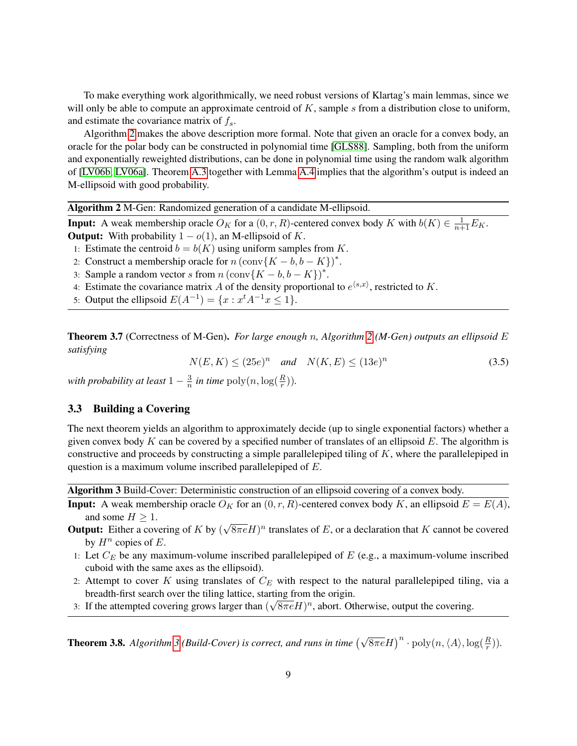To make everything work algorithmically, we need robust versions of Klartag's main lemmas, since we will only be able to compute an approximate centroid of $K$, sample $s$ from a distribution close to uniform, and estimate the covariance matrix of $f_s$.

Algorithm 2 makes the above description more formal. Note that given an oracle for a convex body, an oracle for the polar body can be constructed in polynomial time [GLS88]. Sampling, both from the uniform and exponentially reweighted distributions, can be done in polynomial time using the random walk algorithm of [LV06b, LV06a]. Theorem A.3 together with Lemma A.4 implies that the algorithm's output is indeed an M-ellipsoid with good probability.

**Algorithm 2** M-Gen: Randomized generation of a candidate M-ellipsoid.

**Input:** A weak membership oracle $O_K$ for a $(0, r, R)$-centered convex body $K$ with $b(K) \in \frac{1}{n+1}E_K$.

**Output:** With probability $1 - o(1)$, an M-ellipsoid of $K$.

1. Estimate the centroid $b = b(K)$ using uniform samples from $K$.
2. Construct a membership oracle for $n\,(\mathrm{conv}\{K - b, b - K\})^*$.
3. Sample a random vector $s$ from $n\,(\mathrm{conv}\{K - b, b - K\})^*$.
4. Estimate the covariance matrix $A$ of the density proportional to $e^{\langle s, x\rangle}$, restricted to $K$.
5. Output the ellipsoid $E(A^{-1}) = \{x : x^t A^{-1} x \le 1\}$.

**Theorem 3.7** (Correctness of M-Gen)**.** *For large enough $n$, Algorithm 2 (M-Gen) outputs an ellipsoid $E$ satisfying*

$$N(E, K) \le (25e)^n \quad \text{and} \quad N(K, E) \le (13e)^n \tag{3.5}$$

*with probability at least $1 - \frac{3}{n}$ in time $\mathrm{poly}(n, \log(\frac{R}{r}))$.*

### 3.3 Building a Covering

The next theorem yields an algorithm to approximately decide (up to single exponential factors) whether a given convex body $K$ can be covered by a specified number of translates of an ellipsoid $E$. The algorithm is constructive and proceeds by constructing a simple parallelepiped tiling of $K$, where the parallelepiped in question is a maximum volume inscribed parallelepiped of $E$.

**Algorithm 3** Build-Cover: Deterministic construction of an ellipsoid covering of a convex body.

**Input:** A weak membership oracle $O_K$ for an $(0, r, R)$-centered convex body $K$, an ellipsoid $E = E(A)$, and some $H \ge 1$.

**Output:** Either a covering of $K$ by $(\sqrt{8\pi e}H)^n$ translates of $E$, or a declaration that $K$ cannot be covered by $H^n$ copies of $E$.

1. Let $C_E$ be any maximum-volume inscribed parallelepiped of $E$ (e.g., a maximum-volume inscribed cuboid with the same axes as the ellipsoid).
2. Attempt to cover $K$ using translates of $C_E$ with respect to the natural parallelepiped tiling, via a breadth-first search over the tiling lattice, starting from the origin.
3. If the attempted covering grows larger than $(\sqrt{8\pi e}H)^n$, abort. Otherwise, output the covering.

**Theorem 3.8.** *Algorithm 3 (Build-Cover) is correct, and runs in time $\left(\sqrt{8\pi e}H\right)^n \cdot \mathrm{poly}(n, \langle A\rangle, \log(\frac{R}{r}))$.*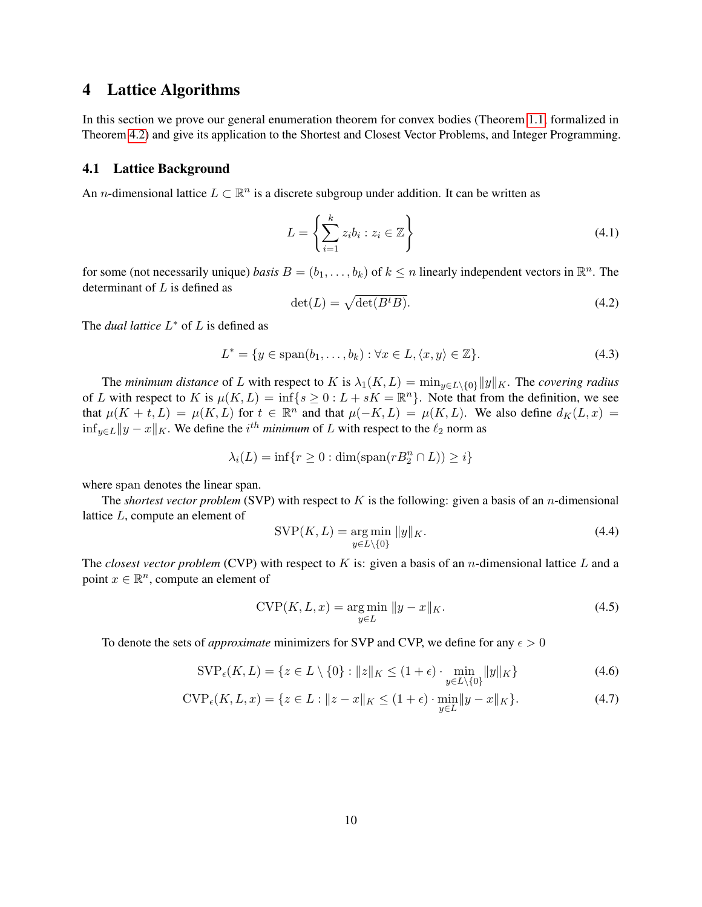# 4 Lattice Algorithms

In this section we prove our general enumeration theorem for convex bodies (Theorem 1.1, formalized in Theorem 4.2) and give its application to the Shortest and Closest Vector Problems, and Integer Programming.

## 4.1 Lattice Background

An $n$-dimensional lattice $L \subset \mathbb{R}^n$ is a discrete subgroup under addition. It can be written as

$$L = \left\{ \sum_{i=1}^{k} z_i b_i : z_i \in \mathbb{Z} \right\} \tag{4.1}$$

for some (not necessarily unique) *basis* $B = (b_1, \ldots, b_k)$ of $k \leq n$ linearly independent vectors in $\mathbb{R}^n$. The determinant of $L$ is defined as

$$\det(L) = \sqrt{\det(B^t B)}. \tag{4.2}$$

The *dual lattice* $L^*$ of $L$ is defined as

$$L^* = \{y \in \mathrm{span}(b_1, \ldots, b_k) : \forall x \in L, \langle x, y \rangle \in \mathbb{Z}\}. \tag{4.3}$$

The *minimum distance* of $L$ with respect to $K$ is $\lambda_1(K, L) = \min_{y \in L \setminus \{0\}} \|y\|_K$. The *covering radius* of $L$ with respect to $K$ is $\mu(K, L) = \inf\{s \geq 0 : L + sK = \mathbb{R}^n\}$. Note that from the definition, we see that $\mu(K + t, L) = \mu(K, L)$ for $t \in \mathbb{R}^n$ and that $\mu(-K, L) = \mu(K, L)$. We also define $d_K(L, x) = \inf_{y \in L} \|y - x\|_K$. We define the $i^{th}$ *minimum* of $L$ with respect to the $\ell_2$ norm as

$$\lambda_i(L) = \inf\{r \geq 0 : \dim(\mathrm{span}(rB_2^n \cap L)) \geq i\}$$

where span denotes the linear span.

The *shortest vector problem* (SVP) with respect to $K$ is the following: given a basis of an $n$-dimensional lattice $L$, compute an element of

$$\mathrm{SVP}(K, L) = \operatorname*{arg\,min}_{y \in L \setminus \{0\}} \|y\|_K. \tag{4.4}$$

The *closest vector problem* (CVP) with respect to $K$ is: given a basis of an $n$-dimensional lattice $L$ and a point $x \in \mathbb{R}^n$, compute an element of

$$\mathrm{CVP}(K, L, x) = \operatorname*{arg\,min}_{y \in L} \|y - x\|_K. \tag{4.5}$$

To denote the sets of *approximate* minimizers for SVP and CVP, we define for any $\epsilon > 0$

$$\mathrm{SVP}_\epsilon(K, L) = \{z \in L \setminus \{0\} : \|z\|_K \leq (1 + \epsilon) \cdot \min_{y \in L \setminus \{0\}} \|y\|_K\} \tag{4.6}$$

$$\mathrm{CVP}_\epsilon(K, L, x) = \{z \in L : \|z - x\|_K \leq (1 + \epsilon) \cdot \min_{y \in L} \|y - x\|_K\}. \tag{4.7}$$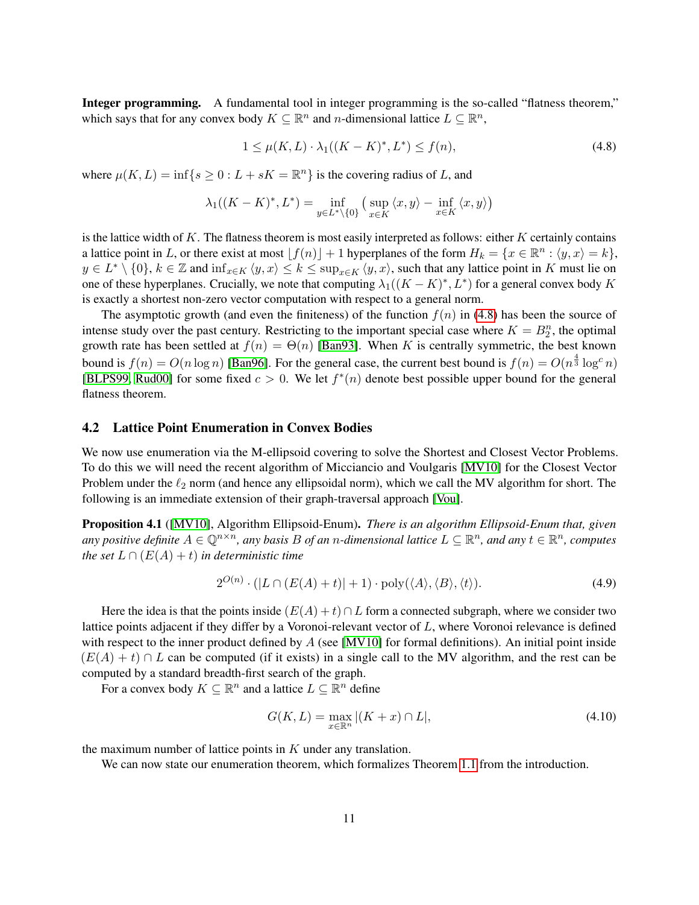**Integer programming.** A fundamental tool in integer programming is the so-called "flatness theorem," which says that for any convex body $K \subseteq \mathbb{R}^n$ and $n$-dimensional lattice $L \subseteq \mathbb{R}^n$,

$$1 \leq \mu(K, L) \cdot \lambda_1((K-K)^*, L^*) \leq f(n), \tag{4.8}$$

where $\mu(K, L) = \inf\{s \geq 0 : L + sK = \mathbb{R}^n\}$ is the covering radius of $L$, and

$$\lambda_1((K-K)^*, L^*) = \inf_{y \in L^* \setminus \{0\}} \big( \sup_{x \in K} \langle x, y \rangle - \inf_{x \in K} \langle x, y \rangle \big)$$

is the lattice width of $K$. The flatness theorem is most easily interpreted as follows: either $K$ certainly contains a lattice point in $L$, or there exist at most $\lfloor f(n) \rfloor + 1$ hyperplanes of the form $H_k = \{x \in \mathbb{R}^n : \langle y, x \rangle = k\}$, $y \in L^* \setminus \{0\}$, $k \in \mathbb{Z}$ and $\inf_{x \in K} \langle y, x \rangle \leq k \leq \sup_{x \in K} \langle y, x \rangle$, such that any lattice point in $K$ must lie on one of these hyperplanes. Crucially, we note that computing $\lambda_1((K-K)^*, L^*)$ for a general convex body $K$ is exactly a shortest non-zero vector computation with respect to a general norm.

The asymptotic growth (and even the finiteness) of the function $f(n)$ in (4.8) has been the source of intense study over the past century. Restricting to the important special case where $K = B_2^n$, the optimal growth rate has been settled at $f(n) = \Theta(n)$ [Ban93]. When $K$ is centrally symmetric, the best known bound is $f(n) = O(n \log n)$ [Ban96]. For the general case, the current best bound is $f(n) = O(n^{\frac{4}{3}} \log^c n)$ [BLPS99, Rud00] for some fixed $c > 0$. We let $f^*(n)$ denote best possible upper bound for the general flatness theorem.

## 4.2 Lattice Point Enumeration in Convex Bodies

We now use enumeration via the M-ellipsoid covering to solve the Shortest and Closest Vector Problems. To do this we will need the recent algorithm of Micciancio and Voulgaris [MV10] for the Closest Vector Problem under the $\ell_2$ norm (and hence any ellipsoidal norm), which we call the MV algorithm for short. The following is an immediate extension of their graph-traversal approach [Vou].

**Proposition 4.1** ([MV10], Algorithm Ellipsoid-Enum). *There is an algorithm Ellipsoid-Enum that, given any positive definite $A \in \mathbb{Q}^{n \times n}$, any basis $B$ of an $n$-dimensional lattice $L \subseteq \mathbb{R}^n$, and any $t \in \mathbb{R}^n$, computes the set $L \cap (E(A) + t)$ in deterministic time*

$$2^{O(n)} \cdot (|L \cap (E(A) + t)| + 1) \cdot \mathrm{poly}(\langle A \rangle, \langle B \rangle, \langle t \rangle). \tag{4.9}$$

Here the idea is that the points inside $(E(A) + t) \cap L$ form a connected subgraph, where we consider two lattice points adjacent if they differ by a Voronoi-relevant vector of $L$, where Voronoi relevance is defined with respect to the inner product defined by $A$ (see [MV10] for formal definitions). An initial point inside $(E(A) + t) \cap L$ can be computed (if it exists) in a single call to the MV algorithm, and the rest can be computed by a standard breadth-first search of the graph.

For a convex body $K \subseteq \mathbb{R}^n$ and a lattice $L \subseteq \mathbb{R}^n$ define

$$G(K, L) = \max_{x \in \mathbb{R}^n} |(K + x) \cap L|, \tag{4.10}$$

the maximum number of lattice points in $K$ under any translation.

We can now state our enumeration theorem, which formalizes Theorem 1.1 from the introduction.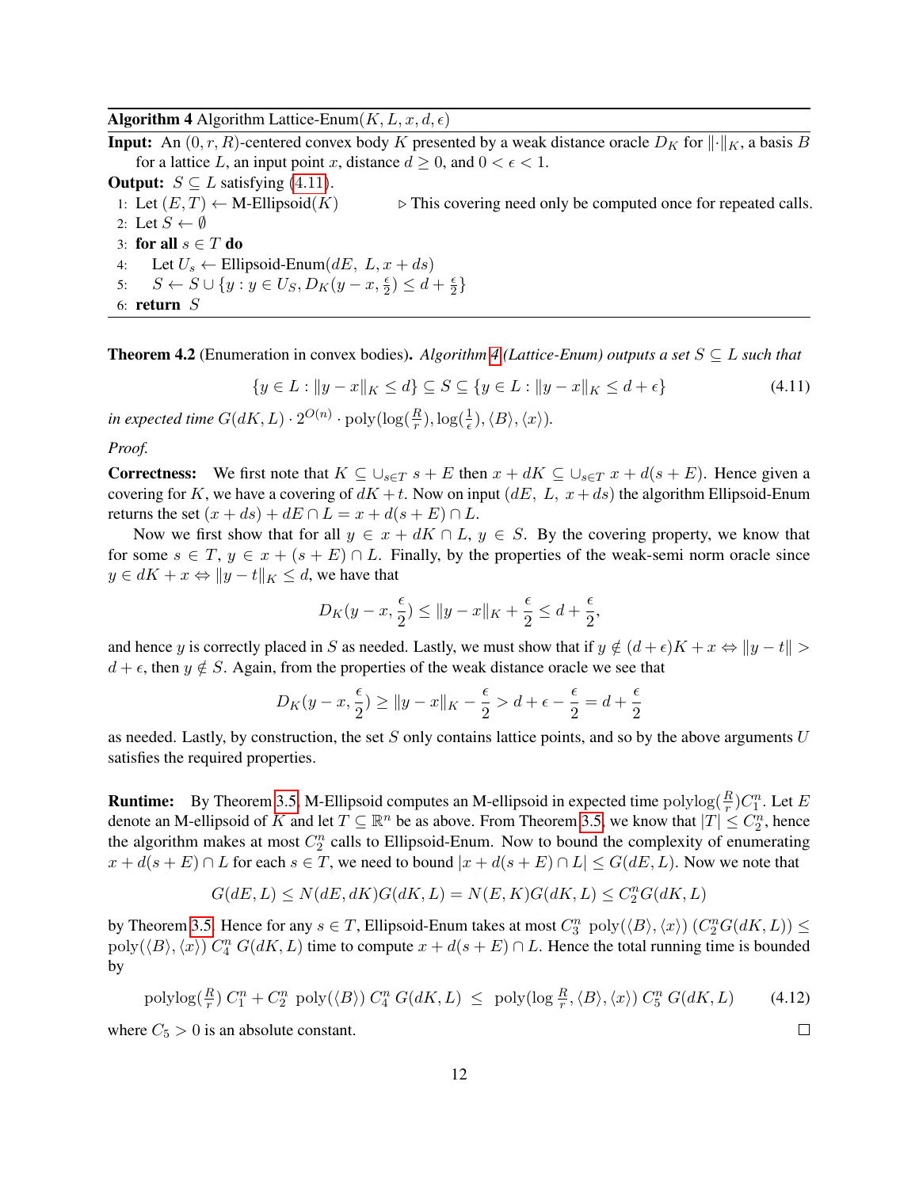**Algorithm 4** Algorithm Lattice-Enum$(K, L, x, d, \epsilon)$

**Input:** An $(0, r, R)$-centered convex body $K$ presented by a weak distance oracle $D_K$ for $\|\cdot\|_K$, a basis $B$ for a lattice $L$, an input point $x$, distance $d \geq 0$, and $0 < \epsilon < 1$.

**Output:** $S \subseteq L$ satisfying (4.11).

```
1: Let (E, T) ← M-Ellipsoid(K)        ▷ This covering need only be computed once for repeated calls.
2: Let S ← ∅
3: for all s ∈ T do
4:     Let U_s ← Ellipsoid-Enum(dE, L, x + ds)
5:     S ← S ∪ {y : y ∈ U_S, D_K(y − x, ε/2) ≤ d + ε/2}
6: return S
```

**Theorem 4.2** (Enumeration in convex bodies). *Algorithm 4 (Lattice-Enum) outputs a set $S \subseteq L$ such that*

$$\{y \in L : \|y - x\|_K \leq d\} \subseteq S \subseteq \{y \in L : \|y - x\|_K \leq d + \epsilon\} \tag{4.11}$$

*in expected time $G(dK, L) \cdot 2^{O(n)} \cdot \mathrm{poly}(\log(\frac{R}{r}), \log(\frac{1}{\epsilon}), \langle B \rangle, \langle x \rangle)$.*

*Proof.*

**Correctness:** We first note that $K \subseteq \cup_{s \in T}\ s + E$ then $x + dK \subseteq \cup_{s \in T}\ x + d(s + E)$. Hence given a covering for $K$, we have a covering of $dK + t$. Now on input $(dE,\ L,\ x + ds)$ the algorithm Ellipsoid-Enum returns the set $(x + ds) + dE \cap L = x + d(s + E) \cap L$.

Now we first show that for all $y \in x + dK \cap L$, $y \in S$. By the covering property, we know that for some $s \in T$, $y \in x + (s + E) \cap L$. Finally, by the properties of the weak-semi norm oracle since $y \in dK + x \Leftrightarrow \|y - t\|_K \leq d$, we have that

$$D_K(y - x, \frac{\epsilon}{2}) \leq \|y - x\|_K + \frac{\epsilon}{2} \leq d + \frac{\epsilon}{2},$$

and hence $y$ is correctly placed in $S$ as needed. Lastly, we must show that if $y \notin (d + \epsilon)K + x \Leftrightarrow \|y - t\| > d + \epsilon$, then $y \notin S$. Again, from the properties of the weak distance oracle we see that

$$D_K(y - x, \frac{\epsilon}{2}) \geq \|y - x\|_K - \frac{\epsilon}{2} > d + \epsilon - \frac{\epsilon}{2} = d + \frac{\epsilon}{2}$$

as needed. Lastly, by construction, the set $S$ only contains lattice points, and so by the above arguments $U$ satisfies the required properties.

**Runtime:** By Theorem 3.5, M-Ellipsoid computes an M-ellipsoid in expected time $\mathrm{polylog}(\frac{R}{r})C_1^n$. Let $E$ denote an M-ellipsoid of $K$ and let $T \subseteq \mathbb{R}^n$ be as above. From Theorem 3.5, we know that $|T| \leq C_2^n$, hence the algorithm makes at most $C_2^n$ calls to Ellipsoid-Enum. Now to bound the complexity of enumerating $x + d(s + E) \cap L$ for each $s \in T$, we need to bound $|x + d(s + E) \cap L| \leq G(dE, L)$. Now we note that

$$G(dE, L) \leq N(dE, dK)G(dK, L) = N(E, K)G(dK, L) \leq C_2^n G(dK, L)$$

by Theorem 3.5. Hence for any $s \in T$, Ellipsoid-Enum takes at most $C_3^n\ \mathrm{poly}(\langle B \rangle, \langle x \rangle)\ (C_2^n G(dK, L)) \leq \mathrm{poly}(\langle B \rangle, \langle x \rangle)\ C_4^n\ G(dK, L)$ time to compute $x + d(s + E) \cap L$. Hence the total running time is bounded by

$$\mathrm{polylog}(\tfrac{R}{r})\ C_1^n + C_2^n\ \mathrm{poly}(\langle B \rangle)\ C_4^n\ G(dK, L)\ \leq\ \mathrm{poly}(\log \tfrac{R}{r}, \langle B \rangle, \langle x \rangle)\ C_5^n\ G(dK, L) \tag{4.12}$$

where $C_5 > 0$ is an absolute constant. $\square$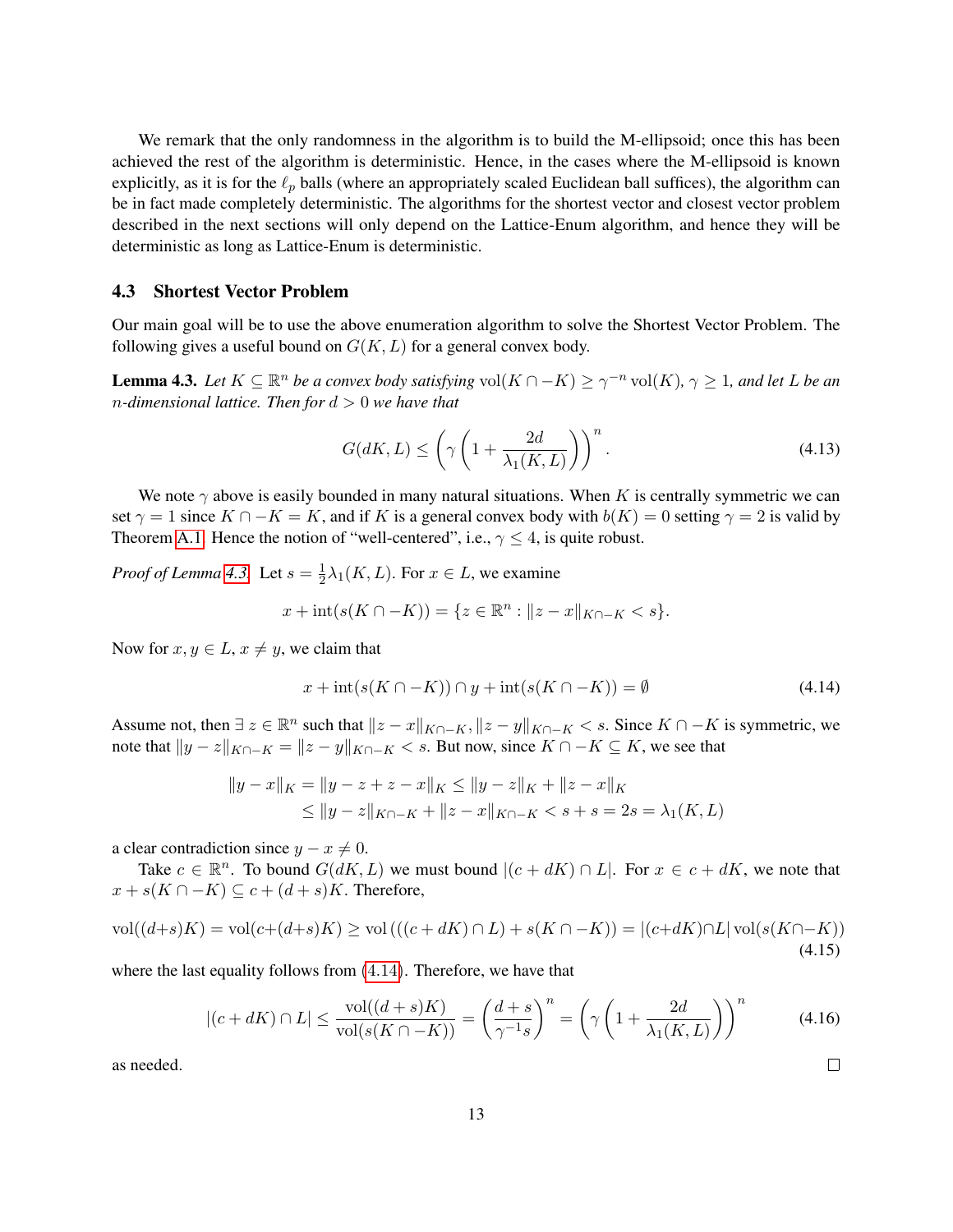We remark that the only randomness in the algorithm is to build the M-ellipsoid; once this has been achieved the rest of the algorithm is deterministic. Hence, in the cases where the M-ellipsoid is known explicitly, as it is for the $\ell_p$ balls (where an appropriately scaled Euclidean ball suffices), the algorithm can be in fact made completely deterministic. The algorithms for the shortest vector and closest vector problem described in the next sections will only depend on the Lattice-Enum algorithm, and hence they will be deterministic as long as Lattice-Enum is deterministic.

### 4.3 Shortest Vector Problem

Our main goal will be to use the above enumeration algorithm to solve the Shortest Vector Problem. The following gives a useful bound on $G(K, L)$ for a general convex body.

**Lemma 4.3.** *Let $K \subseteq \mathbb{R}^n$ be a convex body satisfying $\mathrm{vol}(K \cap -K) \geq \gamma^{-n} \mathrm{vol}(K)$, $\gamma \geq 1$, and let $L$ be an $n$-dimensional lattice. Then for $d > 0$ we have that*

$$G(dK, L) \leq \left(\gamma \left(1 + \frac{2d}{\lambda_1(K, L)}\right)\right)^n. \tag{4.13}$$

We note $\gamma$ above is easily bounded in many natural situations. When $K$ is centrally symmetric we can set $\gamma = 1$ since $K \cap -K = K$, and if $K$ is a general convex body with $b(K) = 0$ setting $\gamma = 2$ is valid by Theorem A.1. Hence the notion of "well-centered", i.e., $\gamma \leq 4$, is quite robust.

*Proof of Lemma 4.3.* Let $s = \frac{1}{2}\lambda_1(K, L)$. For $x \in L$, we examine

$$x + \mathrm{int}(s(K \cap -K)) = \{z \in \mathbb{R}^n : \|z - x\|_{K \cap -K} < s\}.$$

Now for $x, y \in L$, $x \neq y$, we claim that

$$x + \mathrm{int}(s(K \cap -K)) \cap y + \mathrm{int}(s(K \cap -K)) = \emptyset \tag{4.14}$$

Assume not, then $\exists\, z \in \mathbb{R}^n$ such that $\|z - x\|_{K \cap -K}, \|z - y\|_{K \cap -K} < s$. Since $K \cap -K$ is symmetric, we note that $\|y - z\|_{K \cap -K} = \|z - y\|_{K \cap -K} < s$. But now, since $K \cap -K \subseteq K$, we see that

$$\begin{aligned}
\|y - x\|_K &= \|y - z + z - x\|_K \leq \|y - z\|_K + \|z - x\|_K \\
&\leq \|y - z\|_{K \cap -K} + \|z - x\|_{K \cap -K} < s + s = 2s = \lambda_1(K, L)
\end{aligned}$$

a clear contradiction since $y - x \neq 0$.

Take $c \in \mathbb{R}^n$. To bound $G(dK, L)$ we must bound $|(c + dK) \cap L|$. For $x \in c + dK$, we note that $x + s(K \cap -K) \subseteq c + (d + s)K$. Therefore,

$$\mathrm{vol}((d+s)K) = \mathrm{vol}(c+(d+s)K) \geq \mathrm{vol}\left(((c + dK) \cap L) + s(K \cap -K)\right) = |(c+dK) \cap L|\, \mathrm{vol}(s(K \cap -K)) \tag{4.15}$$

where the last equality follows from (4.14). Therefore, we have that

$$|(c + dK) \cap L| \leq \frac{\mathrm{vol}((d + s)K)}{\mathrm{vol}(s(K \cap -K))} = \left(\frac{d + s}{\gamma^{-1} s}\right)^n = \left(\gamma \left(1 + \frac{2d}{\lambda_1(K, L)}\right)\right)^n \tag{4.16}$$

as needed. $\square$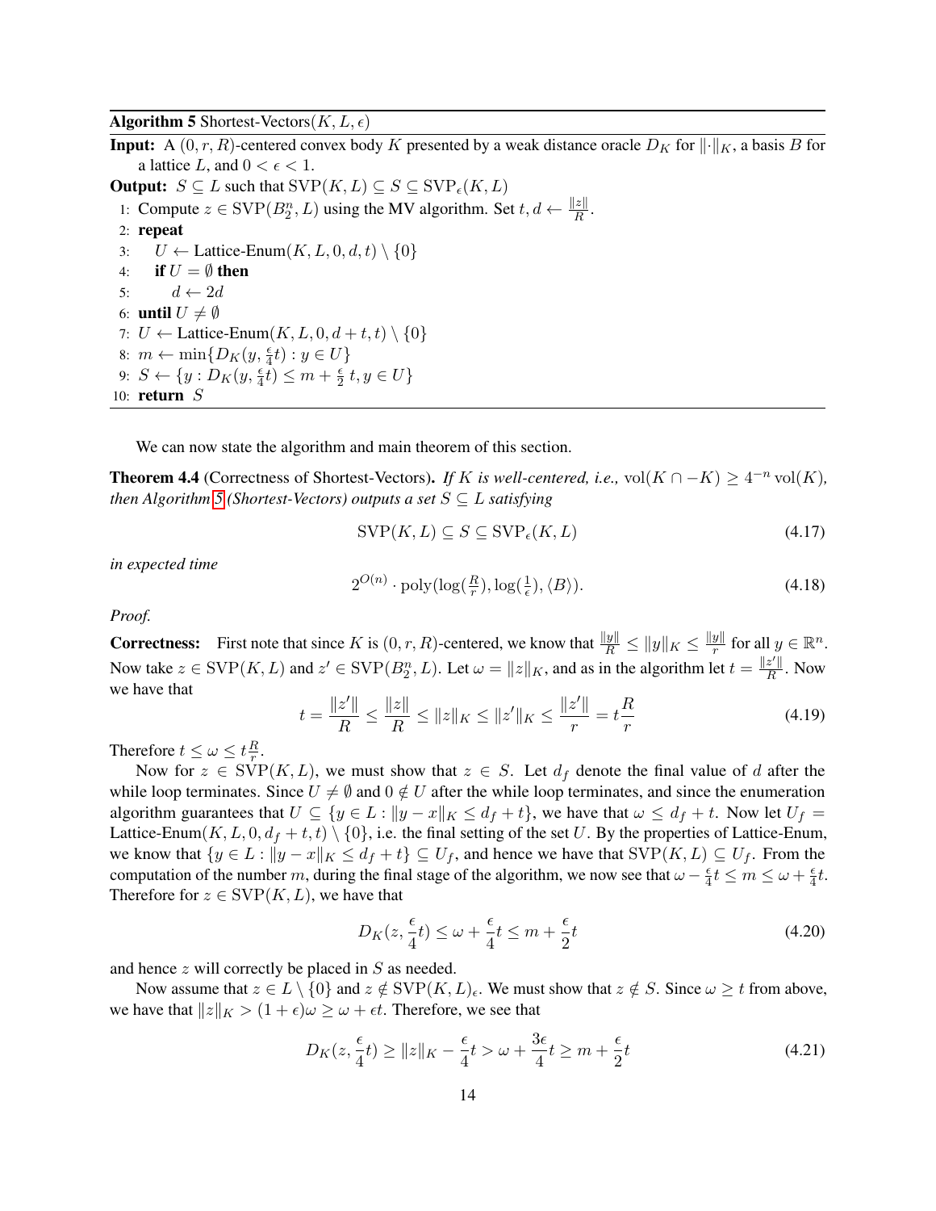**Algorithm 5** Shortest-Vectors($K, L, \epsilon$)

**Input:** A $(0, r, R)$-centered convex body $K$ presented by a weak distance oracle $D_K$ for $\|\cdot\|_K$, a basis $B$ for a lattice $L$, and $0 < \epsilon < 1$.

**Output:** $S \subseteq L$ such that $\mathrm{SVP}(K, L) \subseteq S \subseteq \mathrm{SVP}_\epsilon(K, L)$

```
1: Compute z ∈ SVP(B_2^n, L) using the MV algorithm. Set t, d ← ‖z‖/R.
2: repeat
3:    U ← Lattice-Enum(K, L, 0, d, t) \ {0}
4:    if U = ∅ then
5:       d ← 2d
6: until U ≠ ∅
7: U ← Lattice-Enum(K, L, 0, d + t, t) \ {0}
8: m ← min{D_K(y, (ε/4)t) : y ∈ U}
9: S ← {y : D_K(y, (ε/4)t) ≤ m + (ε/2)t, y ∈ U}
10: return S
```

We can now state the algorithm and main theorem of this section.

**Theorem 4.4** (Correctness of Shortest-Vectors)**.** *If $K$ is well-centered, i.e.,* $\mathrm{vol}(K \cap -K) \geq 4^{-n} \mathrm{vol}(K)$*, then Algorithm 5 (Shortest-Vectors) outputs a set $S \subseteq L$ satisfying*

$$\mathrm{SVP}(K, L) \subseteq S \subseteq \mathrm{SVP}_\epsilon(K, L) \tag{4.17}$$

*in expected time*

$$2^{O(n)} \cdot \mathrm{poly}(\log(\tfrac{R}{r}), \log(\tfrac{1}{\epsilon}), \langle B \rangle). \tag{4.18}$$

*Proof.*

**Correctness:** First note that since $K$ is $(0, r, R)$-centered, we know that $\frac{\|y\|}{R} \leq \|y\|_K \leq \frac{\|y\|}{r}$ for all $y \in \mathbb{R}^n$. Now take $z \in \mathrm{SVP}(K, L)$ and $z' \in \mathrm{SVP}(B_2^n, L)$. Let $\omega = \|z\|_K$, and as in the algorithm let $t = \frac{\|z'\|}{R}$. Now we have that

$$t = \frac{\|z'\|}{R} \leq \frac{\|z\|}{R} \leq \|z\|_K \leq \|z'\|_K \leq \frac{\|z'\|}{r} = t\frac{R}{r} \tag{4.19}$$

Therefore $t \leq \omega \leq t\frac{R}{r}$.

Now for $z \in \mathrm{SVP}(K, L)$, we must show that $z \in S$. Let $d_f$ denote the final value of $d$ after the while loop terminates. Since $U \neq \emptyset$ and $0 \notin U$ after the while loop terminates, and since the enumeration algorithm guarantees that $U \subseteq \{y \in L : \|y - x\|_K \leq d_f + t\}$, we have that $\omega \leq d_f + t$. Now let $U_f = \text{Lattice-Enum}(K, L, 0, d_f + t, t) \setminus \{0\}$, i.e. the final setting of the set $U$. By the properties of Lattice-Enum, we know that $\{y \in L : \|y - x\|_K \leq d_f + t\} \subseteq U_f$, and hence we have that $\mathrm{SVP}(K, L) \subseteq U_f$. From the computation of the number $m$, during the final stage of the algorithm, we now see that $\omega - \frac{\epsilon}{4}t \leq m \leq \omega + \frac{\epsilon}{4}t$. Therefore for $z \in \mathrm{SVP}(K, L)$, we have that

$$D_K(z, \frac{\epsilon}{4}t) \leq \omega + \frac{\epsilon}{4}t \leq m + \frac{\epsilon}{2}t \tag{4.20}$$

and hence $z$ will correctly be placed in $S$ as needed.

Now assume that $z \in L \setminus \{0\}$ and $z \notin \mathrm{SVP}(K, L)_\epsilon$. We must show that $z \notin S$. Since $\omega \geq t$ from above, we have that $\|z\|_K > (1 + \epsilon)\omega \geq \omega + \epsilon t$. Therefore, we see that

$$D_K(z, \frac{\epsilon}{4}t) \geq \|z\|_K - \frac{\epsilon}{4}t > \omega + \frac{3\epsilon}{4}t \geq m + \frac{\epsilon}{2}t \tag{4.21}$$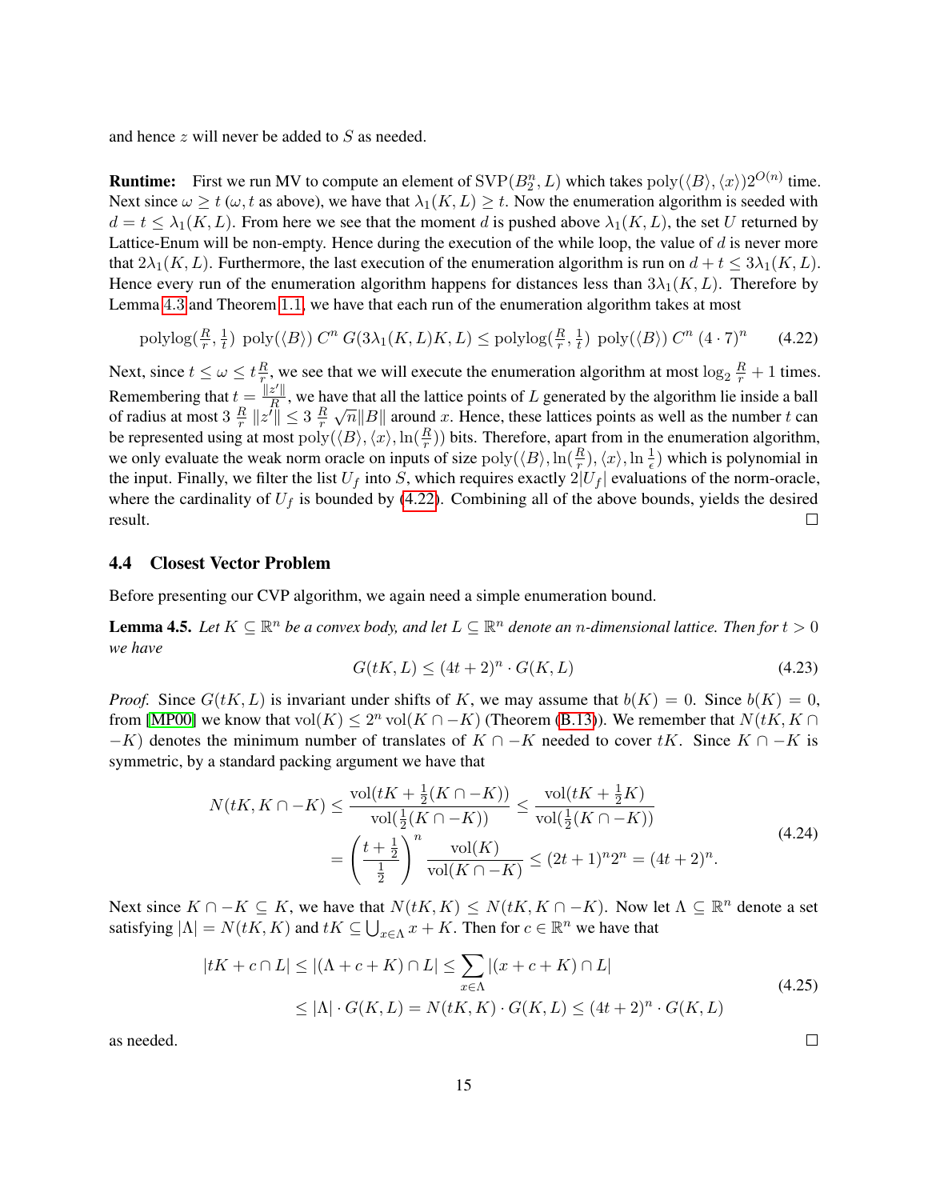and hence $z$ will never be added to $S$ as needed.

**Runtime:** First we run MV to compute an element of $\mathrm{SVP}(B_2^n, L)$ which takes $\mathrm{poly}(\langle B\rangle, \langle x\rangle)2^{O(n)}$ time. Next since $\omega \geq t$ ($\omega, t$ as above), we have that $\lambda_1(K, L) \geq t$. Now the enumeration algorithm is seeded with $d = t \leq \lambda_1(K, L)$. From here we see that the moment $d$ is pushed above $\lambda_1(K, L)$, the set $U$ returned by Lattice-Enum will be non-empty. Hence during the execution of the while loop, the value of $d$ is never more that $2\lambda_1(K, L)$. Furthermore, the last execution of the enumeration algorithm is run on $d + t \leq 3\lambda_1(K, L)$. Hence every run of the enumeration algorithm happens for distances less than $3\lambda_1(K, L)$. Therefore by Lemma 4.3 and Theorem 1.1, we have that each run of the enumeration algorithm takes at most

$$\mathrm{polylog}(\tfrac{R}{r}, \tfrac{1}{t})\ \mathrm{poly}(\langle B\rangle)\ C^n\ G(3\lambda_1(K, L)K, L) \leq \mathrm{polylog}(\tfrac{R}{r}, \tfrac{1}{t})\ \mathrm{poly}(\langle B\rangle)\ C^n\ (4 \cdot 7)^n \tag{4.22}$$

Next, since $t \leq \omega \leq t\frac{R}{r}$, we see that we will execute the enumeration algorithm at most $\log_2 \frac{R}{r} + 1$ times. Remembering that $t = \frac{\|z'\|}{R}$, we have that all the lattice points of $L$ generated by the algorithm lie inside a ball of radius at most $3\ \frac{R}{r}\ \|z'\| \leq 3\ \frac{R}{r}\ \sqrt{n}\|B\|$ around $x$. Hence, these lattices points as well as the number $t$ can be represented using at most $\mathrm{poly}(\langle B\rangle, \langle x\rangle, \ln(\frac{R}{r}))$ bits. Therefore, apart from in the enumeration algorithm, we only evaluate the weak norm oracle on inputs of size $\mathrm{poly}(\langle B\rangle, \ln(\frac{R}{r}), \langle x\rangle, \ln\frac{1}{\epsilon})$ which is polynomial in the input. Finally, we filter the list $U_f$ into $S$, which requires exactly $2|U_f|$ evaluations of the norm-oracle, where the cardinality of $U_f$ is bounded by (4.22). Combining all of the above bounds, yields the desired result. □

### 4.4 Closest Vector Problem

Before presenting our CVP algorithm, we again need a simple enumeration bound.

**Lemma 4.5.** *Let $K \subseteq \mathbb{R}^n$ be a convex body, and let $L \subseteq \mathbb{R}^n$ denote an $n$-dimensional lattice. Then for $t > 0$ we have*

$$G(tK, L) \leq (4t + 2)^n \cdot G(K, L) \tag{4.23}$$

*Proof.* Since $G(tK, L)$ is invariant under shifts of $K$, we may assume that $b(K) = 0$. Since $b(K) = 0$, from [MP00] we know that $\mathrm{vol}(K) \leq 2^n \mathrm{vol}(K \cap -K)$ (Theorem (B.13)). We remember that $N(tK, K \cap -K)$ denotes the minimum number of translates of $K \cap -K$ needed to cover $tK$. Since $K \cap -K$ is symmetric, by a standard packing argument we have that

$$\begin{aligned}
N(tK, K \cap -K) &\leq \frac{\mathrm{vol}(tK + \frac{1}{2}(K \cap -K))}{\mathrm{vol}(\frac{1}{2}(K \cap -K))} \leq \frac{\mathrm{vol}(tK + \frac{1}{2}K)}{\mathrm{vol}(\frac{1}{2}(K \cap -K))} \\
&= \left(\frac{t + \frac{1}{2}}{\frac{1}{2}}\right)^n \frac{\mathrm{vol}(K)}{\mathrm{vol}(K \cap -K)} \leq (2t+1)^n 2^n = (4t+2)^n.
\end{aligned} \tag{4.24}$$

Next since $K \cap -K \subseteq K$, we have that $N(tK, K) \leq N(tK, K \cap -K)$. Now let $\Lambda \subseteq \mathbb{R}^n$ denote a set satisfying $|\Lambda| = N(tK, K)$ and $tK \subseteq \bigcup_{x \in \Lambda} x + K$. Then for $c \in \mathbb{R}^n$ we have that

$$\begin{aligned}
|tK + c \cap L| &\leq |(\Lambda + c + K) \cap L| \leq \sum_{x \in \Lambda} |(x + c + K) \cap L| \\
&\leq |\Lambda| \cdot G(K, L) = N(tK, K) \cdot G(K, L) \leq (4t+2)^n \cdot G(K, L)
\end{aligned} \tag{4.25}$$

as needed. □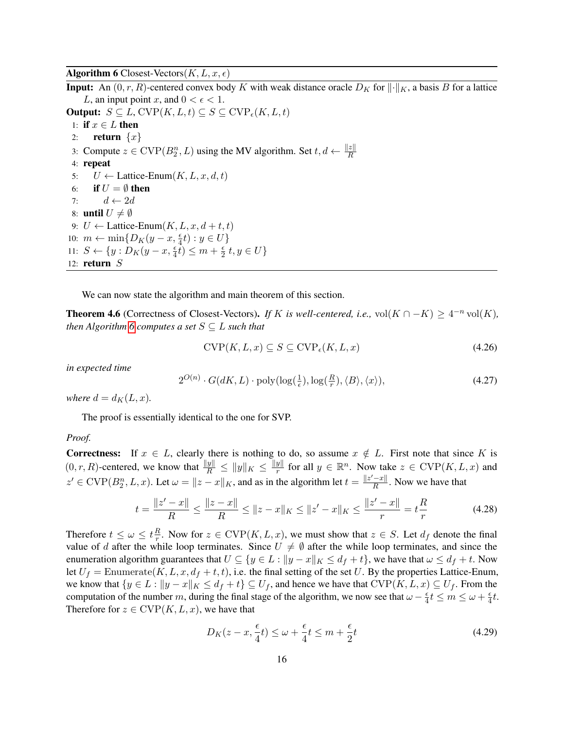**Algorithm 6** Closest-Vectors$(K, L, x, \epsilon)$

**Input:** An $(0, r, R)$-centered convex body $K$ with weak distance oracle $D_K$ for $\|\cdot\|_K$, a basis $B$ for a lattice $L$, an input point $x$, and $0 < \epsilon < 1$.

**Output:** $S \subseteq L$, $\mathrm{CVP}(K, L, t) \subseteq S \subseteq \mathrm{CVP}_\epsilon(K, L, t)$

```
1: if x ∈ L then
2:     return {x}
3: Compute z ∈ CVP(B_2^n, L) using the MV algorithm. Set t, d ← ||z||/R
4: repeat
5:     U ← Lattice-Enum(K, L, x, d, t)
6:     if U = ∅ then
7:         d ← 2d
8: until U ≠ ∅
9: U ← Lattice-Enum(K, L, x, d + t, t)
10: m ← min{D_K(y − x, (ε/4)t) : y ∈ U}
11: S ← {y : D_K(y − x, (ε/4)t) ≤ m + (ε/2)t, y ∈ U}
12: return S
```

We can now state the algorithm and main theorem of this section.

**Theorem 4.6** (Correctness of Closest-Vectors)**.** *If $K$ is well-centered, i.e.,* $\mathrm{vol}(K \cap -K) \geq 4^{-n}\,\mathrm{vol}(K)$*, then Algorithm 6 computes a set $S \subseteq L$ such that*

$$\mathrm{CVP}(K, L, x) \subseteq S \subseteq \mathrm{CVP}_\epsilon(K, L, x) \tag{4.26}$$

*in expected time*

$$2^{O(n)} \cdot G(dK, L) \cdot \mathrm{poly}(\log(\tfrac{1}{\epsilon}), \log(\tfrac{R}{r}), \langle B \rangle, \langle x \rangle), \tag{4.27}$$

*where $d = d_K(L, x)$.*

The proof is essentially identical to the one for SVP.

*Proof.*

**Correctness:** If $x \in L$, clearly there is nothing to do, so assume $x \notin L$. First note that since $K$ is $(0, r, R)$-centered, we know that $\frac{\|y\|}{R} \leq \|y\|_K \leq \frac{\|y\|}{r}$ for all $y \in \mathbb{R}^n$. Now take $z \in \mathrm{CVP}(K, L, x)$ and $z' \in \mathrm{CVP}(B_2^n, L, x)$. Let $\omega = \|z - x\|_K$, and as in the algorithm let $t = \frac{\|z'-x\|}{R}$. Now we have that

$$t = \frac{\|z' - x\|}{R} \leq \frac{\|z - x\|}{R} \leq \|z - x\|_K \leq \|z' - x\|_K \leq \frac{\|z' - x\|}{r} = t\frac{R}{r} \tag{4.28}$$

Therefore $t \leq \omega \leq t\frac{R}{r}$. Now for $z \in \mathrm{CVP}(K, L, x)$, we must show that $z \in S$. Let $d_f$ denote the final value of $d$ after the while loop terminates. Since $U \neq \emptyset$ after the while loop terminates, and since the enumeration algorithm guarantees that $U \subseteq \{y \in L : \|y - x\|_K \leq d_f + t\}$, we have that $\omega \leq d_f + t$. Now let $U_f = \mathrm{Enumerate}(K, L, x, d_f + t, t)$, i.e. the final setting of the set $U$. By the properties Lattice-Enum, we know that $\{y \in L : \|y - x\|_K \leq d_f + t\} \subseteq U_f$, and hence we have that $\mathrm{CVP}(K, L, x) \subseteq U_f$. From the computation of the number $m$, during the final stage of the algorithm, we now see that $\omega - \frac{\epsilon}{4}t \leq m \leq \omega + \frac{\epsilon}{4}t$. Therefore for $z \in \mathrm{CVP}(K, L, x)$, we have that

$$D_K(z - x, \frac{\epsilon}{4}t) \leq \omega + \frac{\epsilon}{4}t \leq m + \frac{\epsilon}{2}t \tag{4.29}$$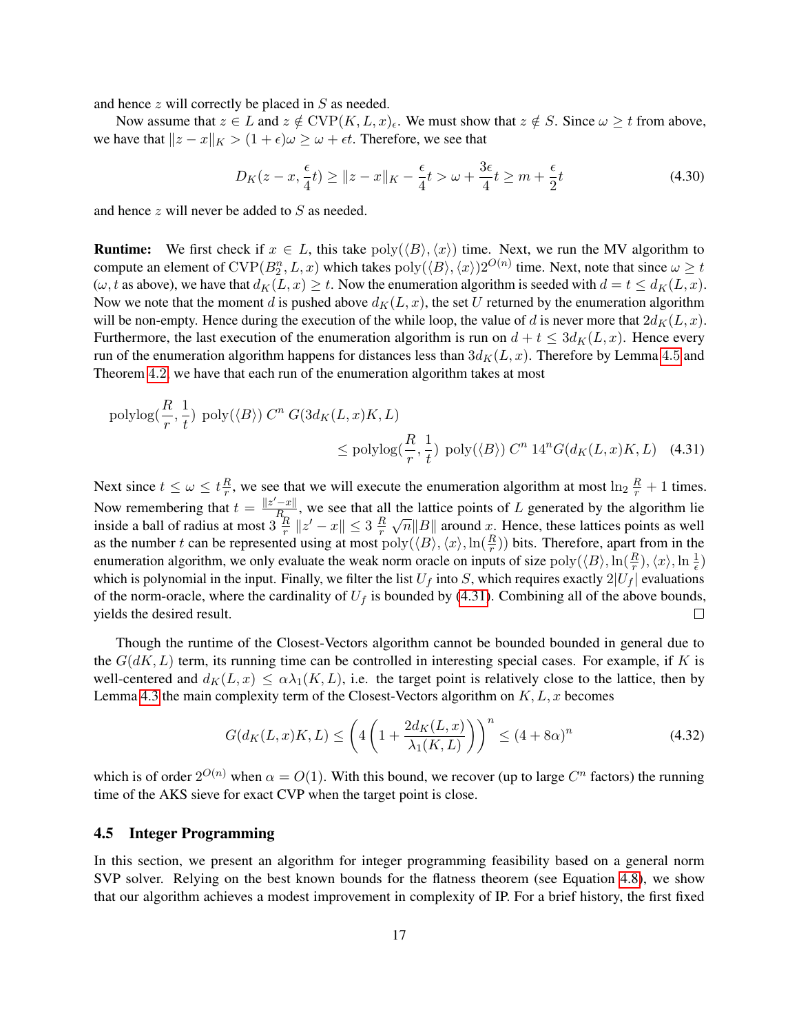and hence $z$ will correctly be placed in $S$ as needed.

Now assume that $z \in L$ and $z \notin \mathrm{CVP}(K, L, x)_\epsilon$. We must show that $z \notin S$. Since $\omega \geq t$ from above, we have that $\|z - x\|_K > (1+\epsilon)\omega \geq \omega + \epsilon t$. Therefore, we see that

$$D_K(z - x, \frac{\epsilon}{4}t) \geq \|z - x\|_K - \frac{\epsilon}{4}t > \omega + \frac{3\epsilon}{4}t \geq m + \frac{\epsilon}{2}t \tag{4.30}$$

and hence $z$ will never be added to $S$ as needed.

**Runtime:** We first check if $x \in L$, this take $\mathrm{poly}(\langle B \rangle, \langle x \rangle)$ time. Next, we run the MV algorithm to compute an element of $\mathrm{CVP}(B_2^n, L, x)$ which takes $\mathrm{poly}(\langle B \rangle, \langle x \rangle) 2^{O(n)}$ time. Next, note that since $\omega \geq t$ ($\omega, t$ as above), we have that $d_K(L, x) \geq t$. Now the enumeration algorithm is seeded with $d = t \leq d_K(L, x)$. Now we note that the moment $d$ is pushed above $d_K(L, x)$, the set $U$ returned by the enumeration algorithm will be non-empty. Hence during the execution of the while loop, the value of $d$ is never more that $2d_K(L, x)$. Furthermore, the last execution of the enumeration algorithm is run on $d + t \leq 3d_K(L, x)$. Hence every run of the enumeration algorithm happens for distances less than $3d_K(L, x)$. Therefore by Lemma 4.5 and Theorem 4.2, we have that each run of the enumeration algorithm takes at most

$$\begin{aligned} &\mathrm{polylog}(\frac{R}{r}, \frac{1}{t})\ \mathrm{poly}(\langle B \rangle)\ C^n\ G(3d_K(L, x)K, L) \\ &\qquad\qquad \leq \mathrm{polylog}(\frac{R}{r}, \frac{1}{t})\ \mathrm{poly}(\langle B \rangle)\ C^n\ 14^n G(d_K(L, x)K, L) \end{aligned} \tag{4.31}$$

Next since $t \leq \omega \leq t\frac{R}{r}$, we see that we will execute the enumeration algorithm at most $\ln_2 \frac{R}{r} + 1$ times. Now remembering that $t = \frac{\|z' - x\|}{R}$, we see that all the lattice points of $L$ generated by the algorithm lie inside a ball of radius at most $3\ \frac{R}{r}\ \|z' - x\| \leq 3\ \frac{R}{r}\ \sqrt{n}\|B\|$ around $x$. Hence, these lattices points as well as the number $t$ can be represented using at most $\mathrm{poly}(\langle B \rangle, \langle x \rangle, \ln(\frac{R}{r}))$ bits. Therefore, apart from in the enumeration algorithm, we only evaluate the weak norm oracle on inputs of size $\mathrm{poly}(\langle B \rangle, \ln(\frac{R}{r}), \langle x \rangle, \ln\frac{1}{\epsilon})$ which is polynomial in the input. Finally, we filter the list $U_f$ into $S$, which requires exactly $2|U_f|$ evaluations of the norm-oracle, where the cardinality of $U_f$ is bounded by (4.31). Combining all of the above bounds, yields the desired result. □

Though the runtime of the Closest-Vectors algorithm cannot be bounded bounded in general due to the $G(dK, L)$ term, its running time can be controlled in interesting special cases. For example, if $K$ is well-centered and $d_K(L, x) \leq \alpha\lambda_1(K, L)$, i.e. the target point is relatively close to the lattice, then by Lemma 4.3 the main complexity term of the Closest-Vectors algorithm on $K, L, x$ becomes

$$G(d_K(L, x)K, L) \leq \left(4\left(1 + \frac{2d_K(L, x)}{\lambda_1(K, L)}\right)\right)^n \leq (4 + 8\alpha)^n \tag{4.32}$$

which is of order $2^{O(n)}$ when $\alpha = O(1)$. With this bound, we recover (up to large $C^n$ factors) the running time of the AKS sieve for exact CVP when the target point is close.

### 4.5 Integer Programming

In this section, we present an algorithm for integer programming feasibility based on a general norm SVP solver. Relying on the best known bounds for the flatness theorem (see Equation 4.8), we show that our algorithm achieves a modest improvement in complexity of IP. For a brief history, the first fixed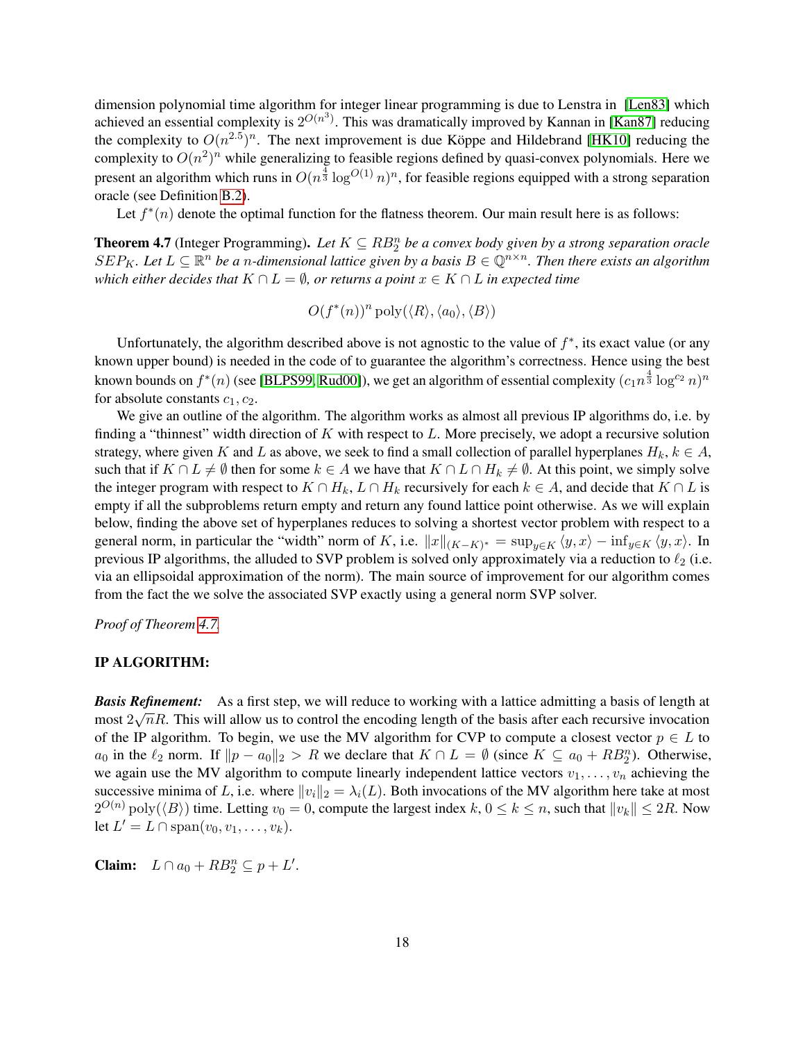dimension polynomial time algorithm for integer linear programming is due to Lenstra in [Len83] which achieved an essential complexity is $2^{O(n^3)}$. This was dramatically improved by Kannan in [Kan87] reducing the complexity to $O(n^{2.5})^n$. The next improvement is due Köppe and Hildebrand [HK10] reducing the complexity to $O(n^2)^n$ while generalizing to feasible regions defined by quasi-convex polynomials. Here we present an algorithm which runs in $O(n^{\frac{4}{3}} \log^{O(1)} n)^n$, for feasible regions equipped with a strong separation oracle (see Definition B.2).

Let $f^*(n)$ denote the optimal function for the flatness theorem. Our main result here is as follows:

**Theorem 4.7** (Integer Programming). *Let $K \subseteq RB_2^n$ be a convex body given by a strong separation oracle $SEP_K$. Let $L \subseteq \mathbb{R}^n$ be a $n$-dimensional lattice given by a basis $B \in \mathbb{Q}^{n \times n}$. Then there exists an algorithm which either decides that $K \cap L = \emptyset$, or returns a point $x \in K \cap L$ in expected time*

$$O(f^*(n))^n \operatorname{poly}(\langle R \rangle, \langle a_0 \rangle, \langle B \rangle)$$

Unfortunately, the algorithm described above is not agnostic to the value of $f^*$, its exact value (or any known upper bound) is needed in the code of to guarantee the algorithm's correctness. Hence using the best known bounds on $f^*(n)$ (see [BLPS99, Rud00]), we get an algorithm of essential complexity $(c_1 n^{\frac{4}{3}} \log^{c_2} n)^n$ for absolute constants $c_1, c_2$.

We give an outline of the algorithm. The algorithm works as almost all previous IP algorithms do, i.e. by finding a "thinnest" width direction of $K$ with respect to $L$. More precisely, we adopt a recursive solution strategy, where given $K$ and $L$ as above, we seek to find a small collection of parallel hyperplanes $H_k$, $k \in A$, such that if $K \cap L \neq \emptyset$ then for some $k \in A$ we have that $K \cap L \cap H_k \neq \emptyset$. At this point, we simply solve the integer program with respect to $K \cap H_k$, $L \cap H_k$ recursively for each $k \in A$, and decide that $K \cap L$ is empty if all the subproblems return empty and return any found lattice point otherwise. As we will explain below, finding the above set of hyperplanes reduces to solving a shortest vector problem with respect to a general norm, in particular the "width" norm of $K$, i.e. $\|x\|_{(K-K)^*} = \sup_{y \in K} \langle y, x \rangle - \inf_{y \in K} \langle y, x \rangle$. In previous IP algorithms, the alluded to SVP problem is solved only approximately via a reduction to $\ell_2$ (i.e. via an ellipsoidal approximation of the norm). The main source of improvement for our algorithm comes from the fact the we solve the associated SVP exactly using a general norm SVP solver.

*Proof of Theorem 4.7.*

**IP ALGORITHM:**

***Basis Refinement:*** As a first step, we will reduce to working with a lattice admitting a basis of length at most $2\sqrt{n}R$. This will allow us to control the encoding length of the basis after each recursive invocation of the IP algorithm. To begin, we use the MV algorithm for CVP to compute a closest vector $p \in L$ to $a_0$ in the $\ell_2$ norm. If $\|p - a_0\|_2 > R$ we declare that $K \cap L = \emptyset$ (since $K \subseteq a_0 + RB_2^n$). Otherwise, we again use the MV algorithm to compute linearly independent lattice vectors $v_1, \ldots, v_n$ achieving the successive minima of $L$, i.e. where $\|v_i\|_2 = \lambda_i(L)$. Both invocations of the MV algorithm here take at most $2^{O(n)} \operatorname{poly}(\langle B \rangle)$ time. Letting $v_0 = 0$, compute the largest index $k$, $0 \leq k \leq n$, such that $\|v_k\| \leq 2R$. Now let $L' = L \cap \operatorname{span}(v_0, v_1, \ldots, v_k)$.

**Claim:** $L \cap a_0 + RB_2^n \subseteq p + L'$.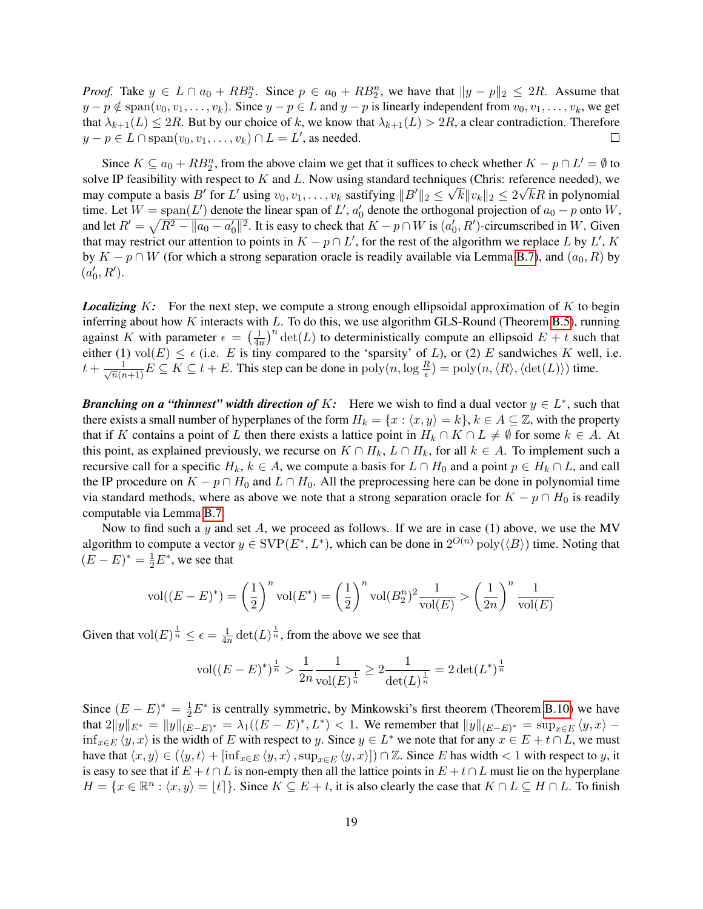*Proof.* Take $y \in L \cap a_0 + RB_2^n$. Since $p \in a_0 + RB_2^n$, we have that $\|y - p\|_2 \leq 2R$. Assume that $y - p \notin \text{span}(v_0, v_1, \dots, v_k)$. Since $y - p \in L$ and $y - p$ is linearly independent from $v_0, v_1, \dots, v_k$, we get that $\lambda_{k+1}(L) \leq 2R$. But by our choice of $k$, we know that $\lambda_{k+1}(L) > 2R$, a clear contradiction. Therefore $y - p \in L \cap \text{span}(v_0, v_1, \dots, v_k) \cap L = L'$, as needed. □

Since $K \subseteq a_0 + RB_2^n$, from the above claim we get that it suffices to check whether $K - p \cap L' = \emptyset$ to solve IP feasibility with respect to $K$ and $L$. Now using standard techniques (Chris: reference needed), we may compute a basis $B'$ for $L'$ using $v_0, v_1, \dots, v_k$ sastifying $\|B'\|_2 \leq \sqrt{k}\|v_k\|_2 \leq 2\sqrt{k}R$ in polynomial time. Let $W = \text{span}(L')$ denote the linear span of $L'$, $a_0'$ denote the orthogonal projection of $a_0 - p$ onto $W$, and let $R' = \sqrt{R^2 - \|a_0 - a_0'\|^2}$. It is easy to check that $K - p \cap W$ is $(a_0', R')$-circumscribed in $W$. Given that may restrict our attention to points in $K - p \cap L'$, for the rest of the algorithm we replace $L$ by $L'$, $K$ by $K - p \cap W$ (for which a strong separation oracle is readily available via Lemma B.7), and $(a_0, R)$ by $(a_0', R')$.

***Localizing*** $K$**:** For the next step, we compute a strong enough ellipsoidal approximation of $K$ to begin inferring about how $K$ interacts with $L$. To do this, we use algorithm GLS-Round (Theorem B.5), running against $K$ with parameter $\epsilon = \left(\frac{1}{4n}\right)^n \det(L)$ to deterministically compute an ellipsoid $E + t$ such that either (1) $\text{vol}(E) \leq \epsilon$ (i.e. $E$ is tiny compared to the 'sparsity' of $L$), or (2) $E$ sandwiches $K$ well, i.e. $t + \frac{1}{\sqrt{n}(n+1)} E \subseteq K \subseteq t + E$. This step can be done in $\text{poly}(n, \log \frac{R}{\epsilon}) = \text{poly}(n, \langle R \rangle, \langle \det(L) \rangle)$ time.

***Branching on a "thinnest" width direction of*** $K$**:** Here we wish to find a dual vector $y \in L^*$, such that there exists a small number of hyperplanes of the form $H_k = \{x : \langle x, y \rangle = k\}$, $k \in A \subseteq \mathbb{Z}$, with the property that if $K$ contains a point of $L$ then there exists a lattice point in $H_k \cap K \cap L \neq \emptyset$ for some $k \in A$. At this point, as explained previously, we recurse on $K \cap H_k$, $L \cap H_k$, for all $k \in A$. To implement such a recursive call for a specific $H_k$, $k \in A$, we compute a basis for $L \cap H_0$ and a point $p \in H_k \cap L$, and call the IP procedure on $K - p \cap H_0$ and $L \cap H_0$. All the preprocessing here can be done in polynomial time via standard methods, where as above we note that a strong separation oracle for $K - p \cap H_0$ is readily computable via Lemma B.7.

Now to find such a $y$ and set $A$, we proceed as follows. If we are in case (1) above, we use the MV algorithm to compute a vector $y \in \text{SVP}(E^*, L^*)$, which can be done in $2^{O(n)} \text{poly}(\langle B \rangle)$ time. Noting that $(E - E)^* = \frac{1}{2}E^*$, we see that

$$\text{vol}((E - E)^*) = \left(\frac{1}{2}\right)^n \text{vol}(E^*) = \left(\frac{1}{2}\right)^n \text{vol}(B_2^n)^2 \frac{1}{\text{vol}(E)} > \left(\frac{1}{2n}\right)^n \frac{1}{\text{vol}(E)}$$

Given that $\text{vol}(E)^{\frac{1}{n}} \leq \epsilon = \frac{1}{4n} \det(L)^{\frac{1}{n}}$, from the above we see that

$$\text{vol}((E - E)^*)^{\frac{1}{n}} > \frac{1}{2n} \frac{1}{\text{vol}(E)^{\frac{1}{n}}} \geq 2 \frac{1}{\det(L)^{\frac{1}{n}}} = 2 \det(L^*)^{\frac{1}{n}}$$

Since $(E - E)^* = \frac{1}{2}E^*$ is centrally symmetric, by Minkowski's first theorem (Theorem B.10) we have that $2\|y\|_{E^*} = \|y\|_{(E-E)^*} = \lambda_1((E - E)^*, L^*) < 1$. We remember that $\|y\|_{(E-E)^*} = \sup_{x \in E} \langle y, x \rangle - \inf_{x \in E} \langle y, x \rangle$ is the width of $E$ with respect to $y$. Since $y \in L^*$ we note that for any $x \in E + t \cap L$, we must have that $\langle x, y \rangle \in (\langle y, t \rangle + [\inf_{x \in E} \langle y, x \rangle, \sup_{x \in E} \langle y, x \rangle]) \cap \mathbb{Z}$. Since $E$ has width $< 1$ with respect to $y$, it is easy to see that if $E + t \cap L$ is non-empty then all the lattice points in $E + t \cap L$ must lie on the hyperplane $H = \{x \in \mathbb{R}^n : \langle x, y \rangle = \lfloor t \rceil\}$. Since $K \subseteq E + t$, it is also clearly the case that $K \cap L \subseteq H \cap L$. To finish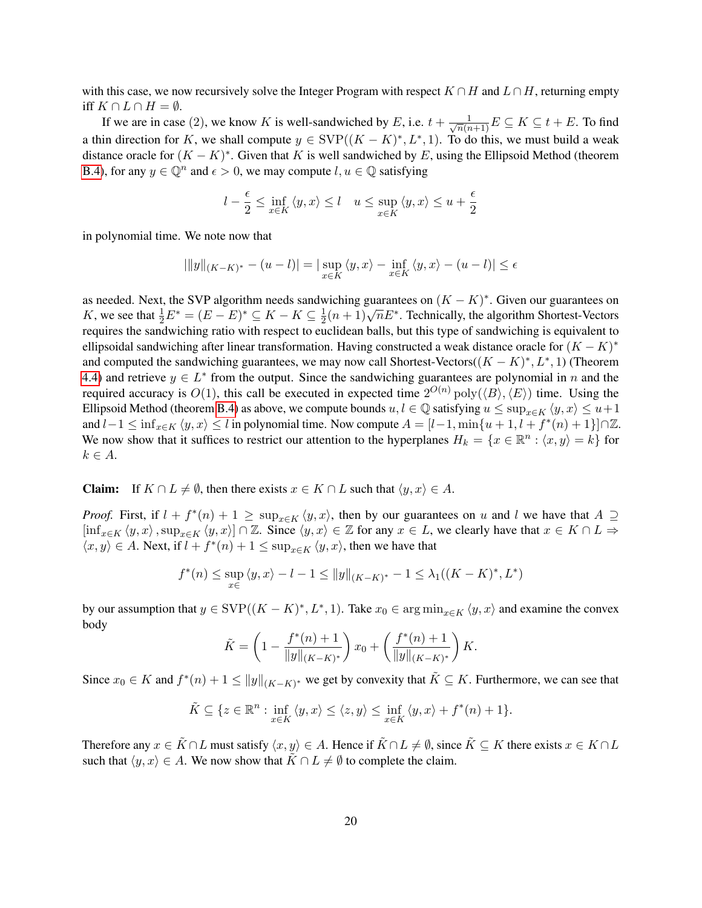with this case, we now recursively solve the Integer Program with respect $K \cap H$ and $L \cap H$, returning empty iff $K \cap L \cap H = \emptyset$.

If we are in case (2), we know $K$ is well-sandwiched by $E$, i.e. $t + \frac{1}{\sqrt{n}(n+1)} E \subseteq K \subseteq t + E$. To find a thin direction for $K$, we shall compute $y \in \text{SVP}((K-K)^*, L^*, 1)$. To do this, we must build a weak distance oracle for $(K-K)^*$. Given that $K$ is well sandwiched by $E$, using the Ellipsoid Method (theorem B.4), for any $y \in \mathbb{Q}^n$ and $\epsilon > 0$, we may compute $l, u \in \mathbb{Q}$ satisfying

$$l - \frac{\epsilon}{2} \leq \inf_{x \in K} \langle y, x \rangle \leq l \quad u \leq \sup_{x \in K} \langle y, x \rangle \leq u + \frac{\epsilon}{2}$$

in polynomial time. We note now that

$$|\|y\|_{(K-K)^*} - (u - l)| = |\sup_{x \in K} \langle y, x \rangle - \inf_{x \in K} \langle y, x \rangle - (u - l)| \leq \epsilon$$

as needed. Next, the SVP algorithm needs sandwiching guarantees on $(K-K)^*$. Given our guarantees on $K$, we see that $\frac{1}{2} E^* = (E - E)^* \subseteq K - K \subseteq \frac{1}{2}(n+1)\sqrt{n} E^*$. Technically, the algorithm Shortest-Vectors requires the sandwiching ratio with respect to euclidean balls, but this type of sandwiching is equivalent to ellipsoidal sandwiching after linear transformation. Having constructed a weak distance oracle for $(K-K)^*$ and computed the sandwiching guarantees, we may now call Shortest-Vectors($(K-K)^*, L^*, 1$) (Theorem 4.4) and retrieve $y \in L^*$ from the output. Since the sandwiching guarantees are polynomial in $n$ and the required accuracy is $O(1)$, this call be executed in expected time $2^{O(n)} \text{poly}(\langle B \rangle, \langle E \rangle)$ time. Using the Ellipsoid Method (theorem B.4) as above, we compute bounds $u, l \in \mathbb{Q}$ satisfying $u \leq \sup_{x \in K} \langle y, x \rangle \leq u+1$ and $l-1 \leq \inf_{x \in K} \langle y, x \rangle \leq l$ in polynomial time. Now compute $A = [l-1, \min\{u+1, l+f^*(n)+1\}] \cap \mathbb{Z}$. We now show that it suffices to restrict our attention to the hyperplanes $H_k = \{x \in \mathbb{R}^n : \langle x, y \rangle = k\}$ for $k \in A$.

**Claim:** If $K \cap L \neq \emptyset$, then there exists $x \in K \cap L$ such that $\langle y, x \rangle \in A$.

*Proof.* First, if $l + f^*(n) + 1 \geq \sup_{x \in K} \langle y, x \rangle$, then by our guarantees on $u$ and $l$ we have that $A \supseteq [\inf_{x \in K} \langle y, x \rangle, \sup_{x \in K} \langle y, x \rangle] \cap \mathbb{Z}$. Since $\langle y, x \rangle \in \mathbb{Z}$ for any $x \in L$, we clearly have that $x \in K \cap L \Rightarrow \langle x, y \rangle \in A$. Next, if $l + f^*(n) + 1 \leq \sup_{x \in K} \langle y, x \rangle$, then we have that

$$f^*(n) \leq \sup_{x \in} \langle y, x \rangle - l - 1 \leq \|y\|_{(K-K)^*} - 1 \leq \lambda_1((K-K)^*, L^*)$$

by our assumption that $y \in \text{SVP}((K-K)^*, L^*, 1)$. Take $x_0 \in \arg\min_{x \in K} \langle y, x \rangle$ and examine the convex body

$$\tilde{K} = \left(1 - \frac{f^*(n)+1}{\|y\|_{(K-K)^*}}\right) x_0 + \left(\frac{f^*(n)+1}{\|y\|_{(K-K)^*}}\right) K.$$

Since $x_0 \in K$ and $f^*(n) + 1 \leq \|y\|_{(K-K)^*}$ we get by convexity that $\tilde{K} \subseteq K$. Furthermore, we can see that

$$\tilde{K} \subseteq \{z \in \mathbb{R}^n : \inf_{x \in K} \langle y, x \rangle \leq \langle z, y \rangle \leq \inf_{x \in K} \langle y, x \rangle + f^*(n) + 1\}.$$

Therefore any $x \in \tilde{K} \cap L$ must satisfy $\langle x, y \rangle \in A$. Hence if $\tilde{K} \cap L \neq \emptyset$, since $\tilde{K} \subseteq K$ there exists $x \in K \cap L$ such that $\langle y, x \rangle \in A$. We now show that $\tilde{K} \cap L \neq \emptyset$ to complete the claim.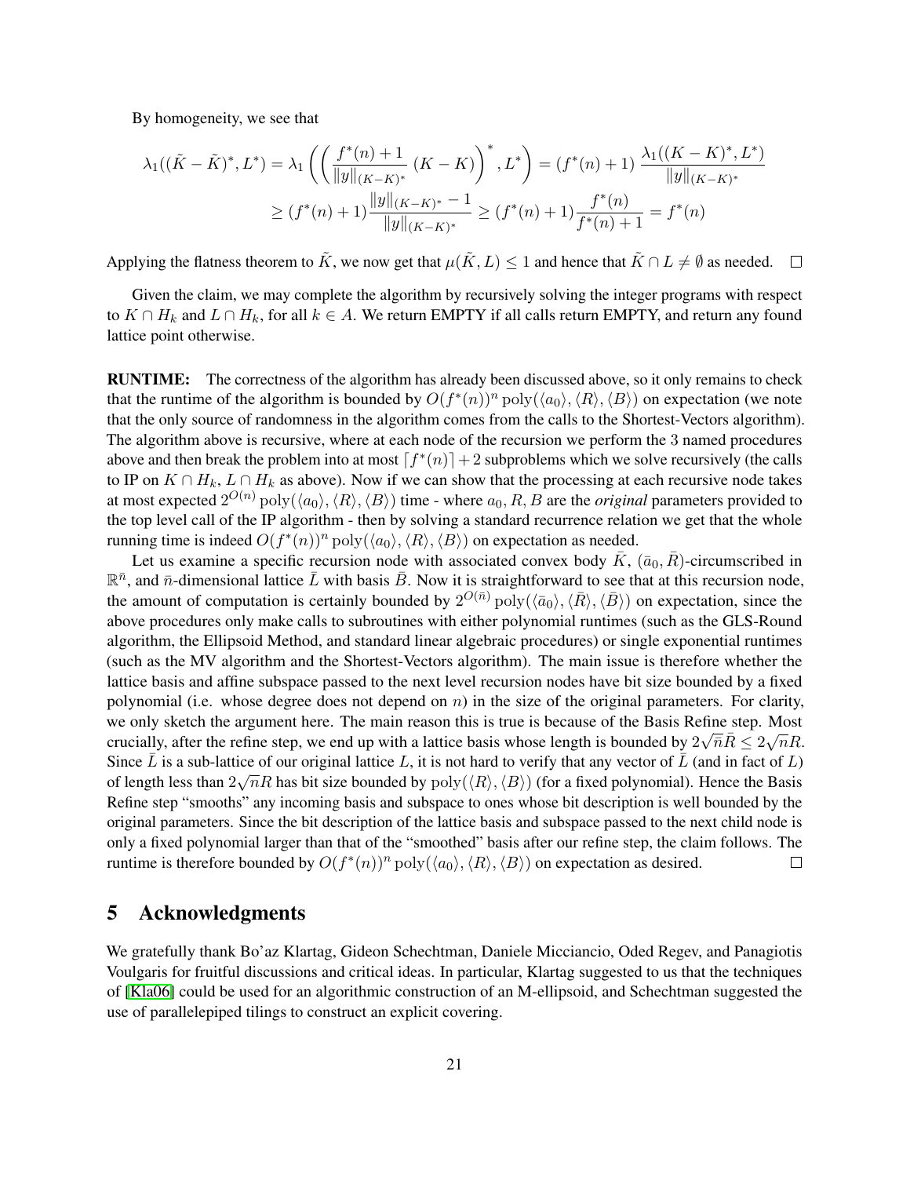By homogeneity, we see that

$$\lambda_1((\tilde{K} - \tilde{K})^*, L^*) = \lambda_1 \left( \left( \frac{f^*(n) + 1}{\|y\|_{(K-K)^*}} (K - K) \right)^*, L^* \right) = (f^*(n) + 1) \frac{\lambda_1((K-K)^*, L^*)}{\|y\|_{(K-K)^*}}$$
$$\geq (f^*(n) + 1) \frac{\|y\|_{(K-K)^*} - 1}{\|y\|_{(K-K)^*}} \geq (f^*(n) + 1) \frac{f^*(n)}{f^*(n) + 1} = f^*(n)$$

Applying the flatness theorem to $\tilde{K}$, we now get that $\mu(\tilde{K}, L) \leq 1$ and hence that $\tilde{K} \cap L \neq \emptyset$ as needed. □

Given the claim, we may complete the algorithm by recursively solving the integer programs with respect to $K \cap H_k$ and $L \cap H_k$, for all $k \in A$. We return EMPTY if all calls return EMPTY, and return any found lattice point otherwise.

**RUNTIME:** The correctness of the algorithm has already been discussed above, so it only remains to check that the runtime of the algorithm is bounded by $O(f^*(n))^n \operatorname{poly}(\langle a_0 \rangle, \langle R \rangle, \langle B \rangle)$ on expectation (we note that the only source of randomness in the algorithm comes from the calls to the Shortest-Vectors algorithm). The algorithm above is recursive, where at each node of the recursion we perform the 3 named procedures above and then break the problem into at most $\lceil f^*(n) \rceil + 2$ subproblems which we solve recursively (the calls to IP on $K \cap H_k$, $L \cap H_k$ as above). Now if we can show that the processing at each recursive node takes at most expected $2^{O(n)} \operatorname{poly}(\langle a_0 \rangle, \langle R \rangle, \langle B \rangle)$ time - where $a_0, R, B$ are the *original* parameters provided to the top level call of the IP algorithm - then by solving a standard recurrence relation we get that the whole running time is indeed $O(f^*(n))^n \operatorname{poly}(\langle a_0 \rangle, \langle R \rangle, \langle B \rangle)$ on expectation as needed.

Let us examine a specific recursion node with associated convex body $\bar{K}$, $(\bar{a}_0, \bar{R})$-circumscribed in $\mathbb{R}^{\bar{n}}$, and $\bar{n}$-dimensional lattice $\bar{L}$ with basis $\bar{B}$. Now it is straightforward to see that at this recursion node, the amount of computation is certainly bounded by $2^{O(\bar{n})} \operatorname{poly}(\langle \bar{a}_0 \rangle, \langle \bar{R} \rangle, \langle \bar{B} \rangle)$ on expectation, since the above procedures only make calls to subroutines with either polynomial runtimes (such as the GLS-Round algorithm, the Ellipsoid Method, and standard linear algebraic procedures) or single exponential runtimes (such as the MV algorithm and the Shortest-Vectors algorithm). The main issue is therefore whether the lattice basis and affine subspace passed to the next level recursion nodes have bit size bounded by a fixed polynomial (i.e. whose degree does not depend on $n$) in the size of the original parameters. For clarity, we only sketch the argument here. The main reason this is true is because of the Basis Refine step. Most crucially, after the refine step, we end up with a lattice basis whose length is bounded by $2\sqrt{\bar{n}}\bar{R} \leq 2\sqrt{n}R$. Since $\bar{L}$ is a sub-lattice of our original lattice $L$, it is not hard to verify that any vector of $\bar{L}$ (and in fact of $L$) of length less than $2\sqrt{n}R$ has bit size bounded by $\operatorname{poly}(\langle R \rangle, \langle B \rangle)$ (for a fixed polynomial). Hence the Basis Refine step "smooths" any incoming basis and subspace to ones whose bit description is well bounded by the original parameters. Since the bit description of the lattice basis and subspace passed to the next child node is only a fixed polynomial larger than that of the "smoothed" basis after our refine step, the claim follows. The runtime is therefore bounded by $O(f^*(n))^n \operatorname{poly}(\langle a_0 \rangle, \langle R \rangle, \langle B \rangle)$ on expectation as desired. □

## 5 Acknowledgments

We gratefully thank Bo'az Klartag, Gideon Schechtman, Daniele Micciancio, Oded Regev, and Panagiotis Voulgaris for fruitful discussions and critical ideas. In particular, Klartag suggested to us that the techniques of [Kla06] could be used for an algorithmic construction of an M-ellipsoid, and Schechtman suggested the use of parallelepiped tilings to construct an explicit covering.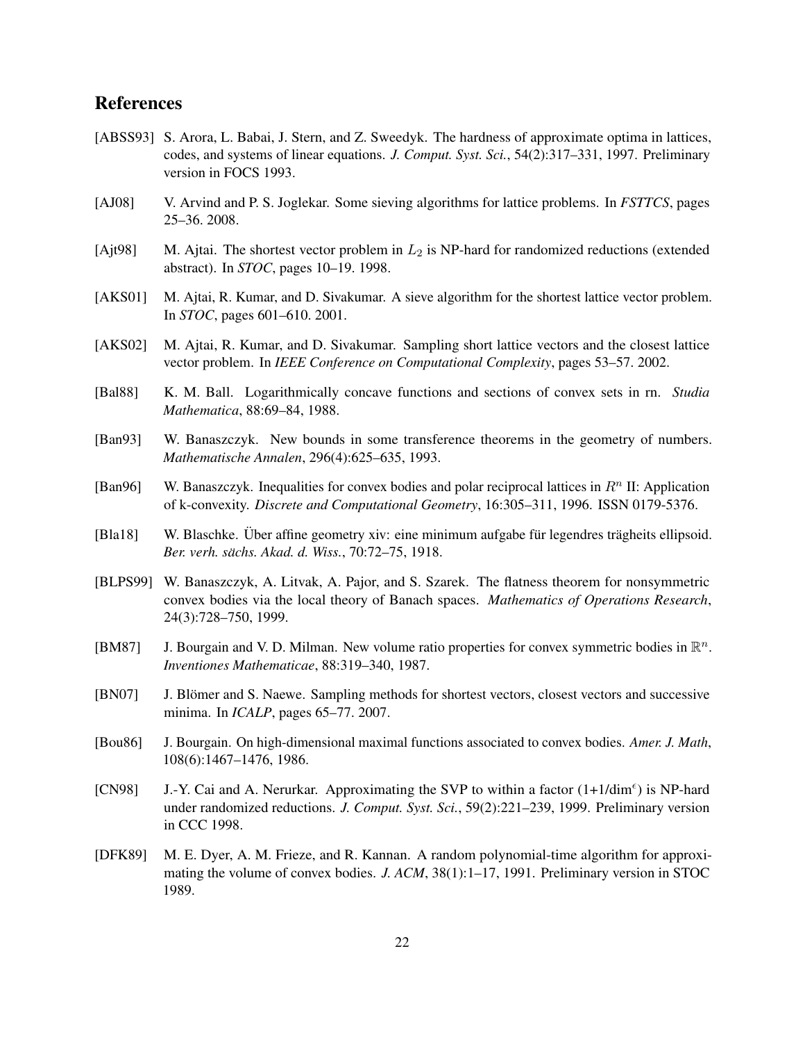## References

[ABSS93] S. Arora, L. Babai, J. Stern, and Z. Sweedyk. The hardness of approximate optima in lattices, codes, and systems of linear equations. *J. Comput. Syst. Sci.*, 54(2):317–331, 1997. Preliminary version in FOCS 1993.

[AJ08] V. Arvind and P. S. Joglekar. Some sieving algorithms for lattice problems. In *FSTTCS*, pages 25–36. 2008.

[Ajt98] M. Ajtai. The shortest vector problem in $L_2$ is NP-hard for randomized reductions (extended abstract). In *STOC*, pages 10–19. 1998.

[AKS01] M. Ajtai, R. Kumar, and D. Sivakumar. A sieve algorithm for the shortest lattice vector problem. In *STOC*, pages 601–610. 2001.

[AKS02] M. Ajtai, R. Kumar, and D. Sivakumar. Sampling short lattice vectors and the closest lattice vector problem. In *IEEE Conference on Computational Complexity*, pages 53–57. 2002.

[Bal88] K. M. Ball. Logarithmically concave functions and sections of convex sets in rn. *Studia Mathematica*, 88:69–84, 1988.

[Ban93] W. Banaszczyk. New bounds in some transference theorems in the geometry of numbers. *Mathematische Annalen*, 296(4):625–635, 1993.

[Ban96] W. Banaszczyk. Inequalities for convex bodies and polar reciprocal lattices in $R^n$ II: Application of k-convexity. *Discrete and Computational Geometry*, 16:305–311, 1996. ISSN 0179-5376.

[Bla18] W. Blaschke. Über affine geometry xiv: eine minimum aufgabe für legendres trägheits ellipsoid. *Ber. verh. sächs. Akad. d. Wiss.*, 70:72–75, 1918.

[BLPS99] W. Banaszczyk, A. Litvak, A. Pajor, and S. Szarek. The flatness theorem for nonsymmetric convex bodies via the local theory of Banach spaces. *Mathematics of Operations Research*, 24(3):728–750, 1999.

[BM87] J. Bourgain and V. D. Milman. New volume ratio properties for convex symmetric bodies in $\mathbb{R}^n$. *Inventiones Mathematicae*, 88:319–340, 1987.

[BN07] J. Blömer and S. Naewe. Sampling methods for shortest vectors, closest vectors and successive minima. In *ICALP*, pages 65–77. 2007.

[Bou86] J. Bourgain. On high-dimensional maximal functions associated to convex bodies. *Amer. J. Math*, 108(6):1467–1476, 1986.

[CN98] J.-Y. Cai and A. Nerurkar. Approximating the SVP to within a factor (1+1/dim$^\epsilon$) is NP-hard under randomized reductions. *J. Comput. Syst. Sci.*, 59(2):221–239, 1999. Preliminary version in CCC 1998.

[DFK89] M. E. Dyer, A. M. Frieze, and R. Kannan. A random polynomial-time algorithm for approximating the volume of convex bodies. *J. ACM*, 38(1):1–17, 1991. Preliminary version in STOC 1989.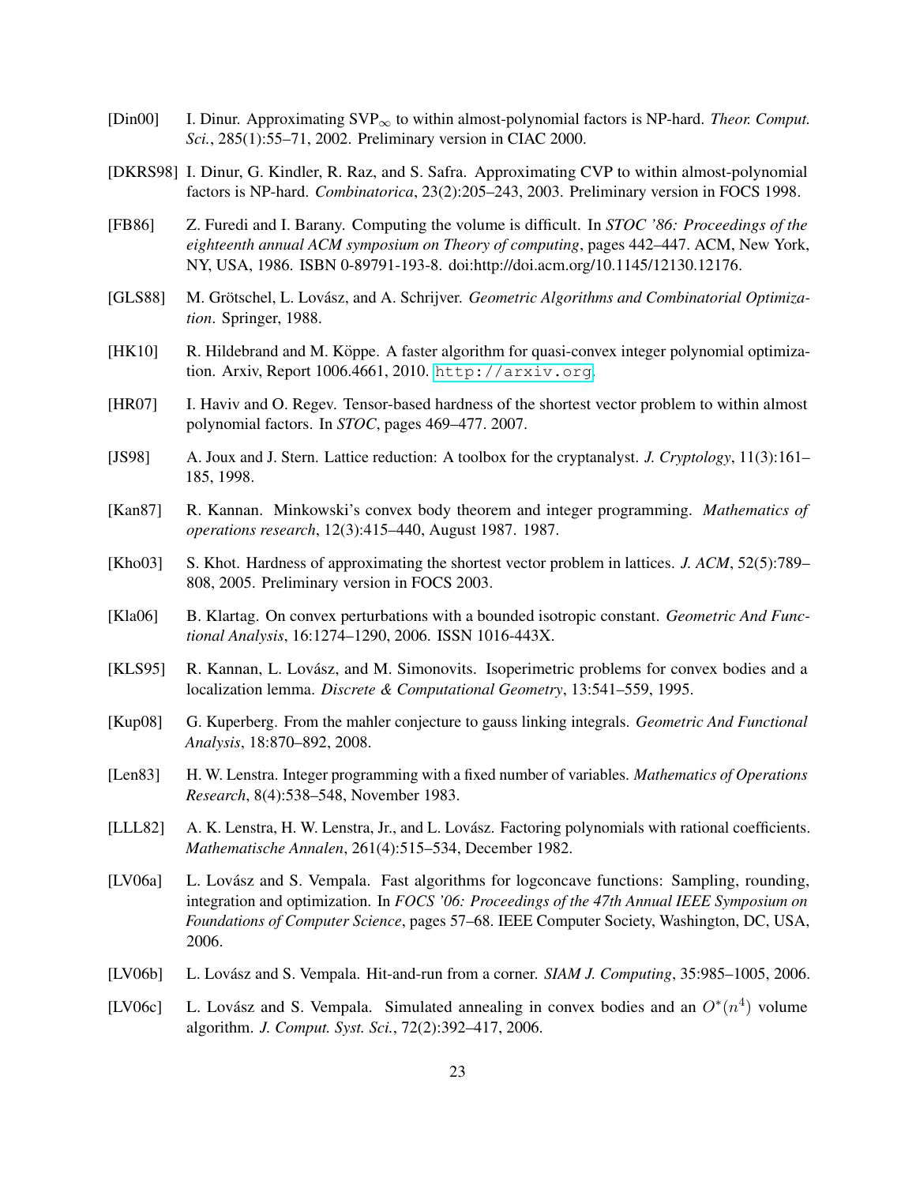[Din00] I. Dinur. Approximating $\text{SVP}_\infty$ to within almost-polynomial factors is NP-hard. *Theor. Comput. Sci.*, 285(1):55–71, 2002. Preliminary version in CIAC 2000.

[DKRS98] I. Dinur, G. Kindler, R. Raz, and S. Safra. Approximating CVP to within almost-polynomial factors is NP-hard. *Combinatorica*, 23(2):205–243, 2003. Preliminary version in FOCS 1998.

[FB86] Z. Furedi and I. Barany. Computing the volume is difficult. In *STOC '86: Proceedings of the eighteenth annual ACM symposium on Theory of computing*, pages 442–447. ACM, New York, NY, USA, 1986. ISBN 0-89791-193-8. doi:http://doi.acm.org/10.1145/12130.12176.

[GLS88] M. Grötschel, L. Lovász, and A. Schrijver. *Geometric Algorithms and Combinatorial Optimization*. Springer, 1988.

[HK10] R. Hildebrand and M. Köppe. A faster algorithm for quasi-convex integer polynomial optimization. Arxiv, Report 1006.4661, 2010. `http://arxiv.org`.

[HR07] I. Haviv and O. Regev. Tensor-based hardness of the shortest vector problem to within almost polynomial factors. In *STOC*, pages 469–477. 2007.

[JS98] A. Joux and J. Stern. Lattice reduction: A toolbox for the cryptanalyst. *J. Cryptology*, 11(3):161–185, 1998.

[Kan87] R. Kannan. Minkowski's convex body theorem and integer programming. *Mathematics of operations research*, 12(3):415–440, August 1987. 1987.

[Kho03] S. Khot. Hardness of approximating the shortest vector problem in lattices. *J. ACM*, 52(5):789–808, 2005. Preliminary version in FOCS 2003.

[Kla06] B. Klartag. On convex perturbations with a bounded isotropic constant. *Geometric And Functional Analysis*, 16:1274–1290, 2006. ISSN 1016-443X.

[KLS95] R. Kannan, L. Lovász, and M. Simonovits. Isoperimetric problems for convex bodies and a localization lemma. *Discrete & Computational Geometry*, 13:541–559, 1995.

[Kup08] G. Kuperberg. From the mahler conjecture to gauss linking integrals. *Geometric And Functional Analysis*, 18:870–892, 2008.

[Len83] H. W. Lenstra. Integer programming with a fixed number of variables. *Mathematics of Operations Research*, 8(4):538–548, November 1983.

[LLL82] A. K. Lenstra, H. W. Lenstra, Jr., and L. Lovász. Factoring polynomials with rational coefficients. *Mathematische Annalen*, 261(4):515–534, December 1982.

[LV06a] L. Lovász and S. Vempala. Fast algorithms for logconcave functions: Sampling, rounding, integration and optimization. In *FOCS '06: Proceedings of the 47th Annual IEEE Symposium on Foundations of Computer Science*, pages 57–68. IEEE Computer Society, Washington, DC, USA, 2006.

[LV06b] L. Lovász and S. Vempala. Hit-and-run from a corner. *SIAM J. Computing*, 35:985–1005, 2006.

[LV06c] L. Lovász and S. Vempala. Simulated annealing in convex bodies and an $O^*(n^4)$ volume algorithm. *J. Comput. Syst. Sci.*, 72(2):392–417, 2006.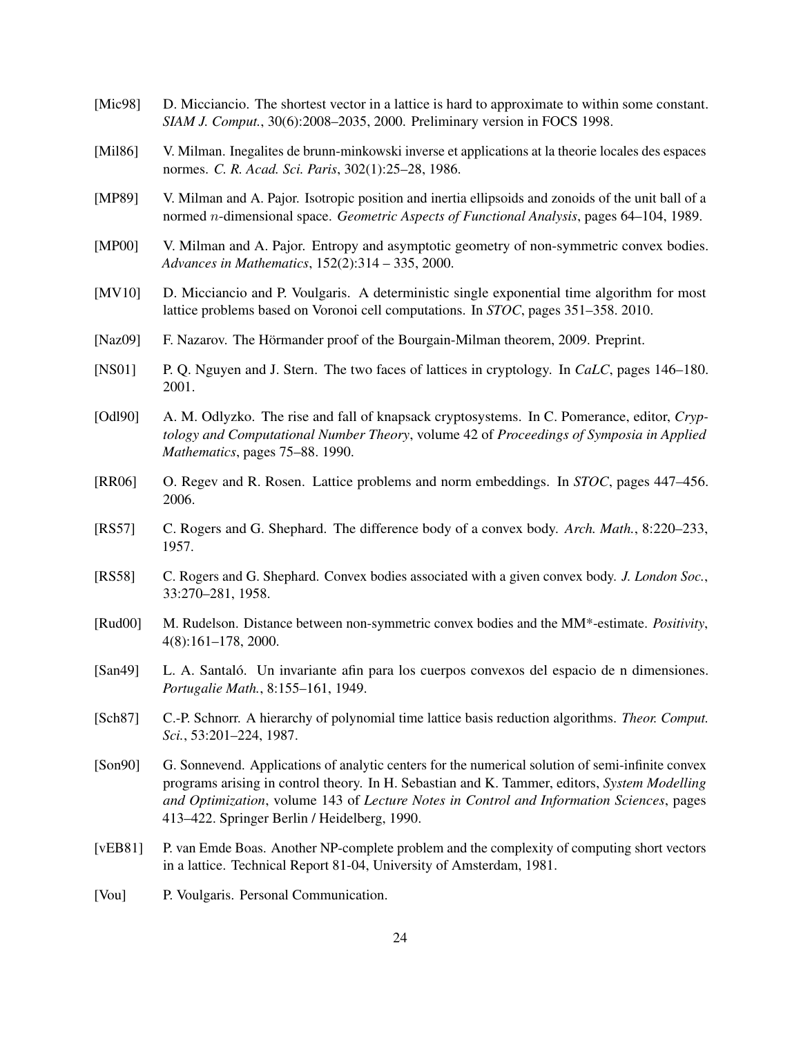[Mic98] D. Micciancio. The shortest vector in a lattice is hard to approximate to within some constant. *SIAM J. Comput.*, 30(6):2008–2035, 2000. Preliminary version in FOCS 1998.

[Mil86] V. Milman. Inegalites de brunn-minkowski inverse et applications at la theorie locales des espaces normes. *C. R. Acad. Sci. Paris*, 302(1):25–28, 1986.

[MP89] V. Milman and A. Pajor. Isotropic position and inertia ellipsoids and zonoids of the unit ball of a normed $n$-dimensional space. *Geometric Aspects of Functional Analysis*, pages 64–104, 1989.

[MP00] V. Milman and A. Pajor. Entropy and asymptotic geometry of non-symmetric convex bodies. *Advances in Mathematics*, 152(2):314 – 335, 2000.

[MV10] D. Micciancio and P. Voulgaris. A deterministic single exponential time algorithm for most lattice problems based on Voronoi cell computations. In *STOC*, pages 351–358. 2010.

[Naz09] F. Nazarov. The Hörmander proof of the Bourgain-Milman theorem, 2009. Preprint.

[NS01] P. Q. Nguyen and J. Stern. The two faces of lattices in cryptology. In *CaLC*, pages 146–180. 2001.

[Odl90] A. M. Odlyzko. The rise and fall of knapsack cryptosystems. In C. Pomerance, editor, *Cryptology and Computational Number Theory*, volume 42 of *Proceedings of Symposia in Applied Mathematics*, pages 75–88. 1990.

[RR06] O. Regev and R. Rosen. Lattice problems and norm embeddings. In *STOC*, pages 447–456. 2006.

[RS57] C. Rogers and G. Shephard. The difference body of a convex body. *Arch. Math.*, 8:220–233, 1957.

[RS58] C. Rogers and G. Shephard. Convex bodies associated with a given convex body. *J. London Soc.*, 33:270–281, 1958.

[Rud00] M. Rudelson. Distance between non-symmetric convex bodies and the MM*-estimate. *Positivity*, 4(8):161–178, 2000.

[San49] L. A. Santaló. Un invariante afin para los cuerpos convexos del espacio de n dimensiones. *Portugalie Math.*, 8:155–161, 1949.

[Sch87] C.-P. Schnorr. A hierarchy of polynomial time lattice basis reduction algorithms. *Theor. Comput. Sci.*, 53:201–224, 1987.

[Son90] G. Sonnevend. Applications of analytic centers for the numerical solution of semi-infinite convex programs arising in control theory. In H. Sebastian and K. Tammer, editors, *System Modelling and Optimization*, volume 143 of *Lecture Notes in Control and Information Sciences*, pages 413–422. Springer Berlin / Heidelberg, 1990.

[vEB81] P. van Emde Boas. Another NP-complete problem and the complexity of computing short vectors in a lattice. Technical Report 81-04, University of Amsterdam, 1981.

[Vou] P. Voulgaris. Personal Communication.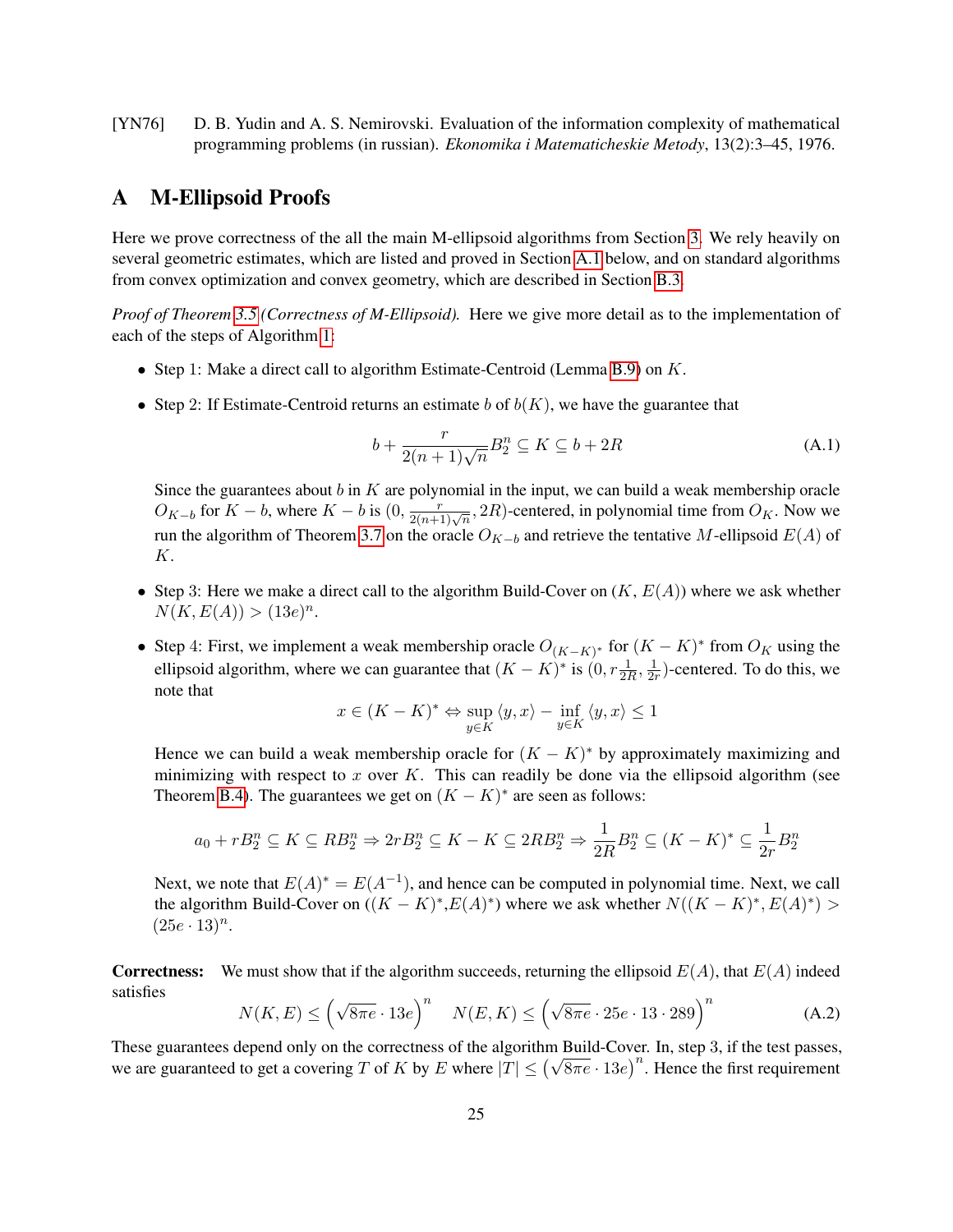[YN76] D. B. Yudin and A. S. Nemirovski. Evaluation of the information complexity of mathematical programming problems (in russian). *Ekonomika i Matematicheskie Metody*, 13(2):3–45, 1976.

# A M-Ellipsoid Proofs

Here we prove correctness of the all the main M-ellipsoid algorithms from Section 3. We rely heavily on several geometric estimates, which are listed and proved in Section A.1 below, and on standard algorithms from convex optimization and convex geometry, which are described in Section B.3.

*Proof of Theorem 3.5 (Correctness of M-Ellipsoid).* Here we give more detail as to the implementation of each of the steps of Algorithm 1:

- Step 1: Make a direct call to algorithm Estimate-Centroid (Lemma B.9) on $K$.
- Step 2: If Estimate-Centroid returns an estimate $b$ of $b(K)$, we have the guarantee that

$$b + \frac{r}{2(n+1)\sqrt{n}} B_2^n \subseteq K \subseteq b + 2R \tag{A.1}$$

  Since the guarantees about $b$ in $K$ are polynomial in the input, we can build a weak membership oracle $O_{K-b}$ for $K - b$, where $K - b$ is $(0, \frac{r}{2(n+1)\sqrt{n}}, 2R)$-centered, in polynomial time from $O_K$. Now we run the algorithm of Theorem 3.7 on the oracle $O_{K-b}$ and retrieve the tentative $M$-ellipsoid $E(A)$ of $K$.

- Step 3: Here we make a direct call to the algorithm Build-Cover on $(K, E(A))$ where we ask whether $N(K, E(A)) > (13e)^n$.
- Step 4: First, we implement a weak membership oracle $O_{(K-K)^*}$ for $(K-K)^*$ from $O_K$ using the ellipsoid algorithm, where we can guarantee that $(K-K)^*$ is $(0, r\frac{1}{2R}, \frac{1}{2r})$-centered. To do this, we note that

$$x \in (K-K)^* \Leftrightarrow \sup_{y \in K} \langle y, x \rangle - \inf_{y \in K} \langle y, x \rangle \leq 1$$

  Hence we can build a weak membership oracle for $(K-K)^*$ by approximately maximizing and minimizing with respect to $x$ over $K$. This can readily be done via the ellipsoid algorithm (see Theorem B.4). The guarantees we get on $(K-K)^*$ are seen as follows:

$$a_0 + rB_2^n \subseteq K \subseteq RB_2^n \Rightarrow 2rB_2^n \subseteq K - K \subseteq 2RB_2^n \Rightarrow \frac{1}{2R} B_2^n \subseteq (K-K)^* \subseteq \frac{1}{2r} B_2^n$$

  Next, we note that $E(A)^* = E(A^{-1})$, and hence can be computed in polynomial time. Next, we call the algorithm Build-Cover on $((K-K)^*, E(A)^*)$ where we ask whether $N((K-K)^*, E(A)^*) > (25e \cdot 13)^n$.

**Correctness:** We must show that if the algorithm succeeds, returning the ellipsoid $E(A)$, that $E(A)$ indeed satisfies

$$N(K, E) \leq \left(\sqrt{8\pi e} \cdot 13e\right)^n \quad N(E, K) \leq \left(\sqrt{8\pi e} \cdot 25e \cdot 13 \cdot 289\right)^n \tag{A.2}$$

These guarantees depend only on the correctness of the algorithm Build-Cover. In, step 3, if the test passes, we are guaranteed to get a covering $T$ of $K$ by $E$ where $|T| \leq \left(\sqrt{8\pi e} \cdot 13e\right)^n$. Hence the first requirement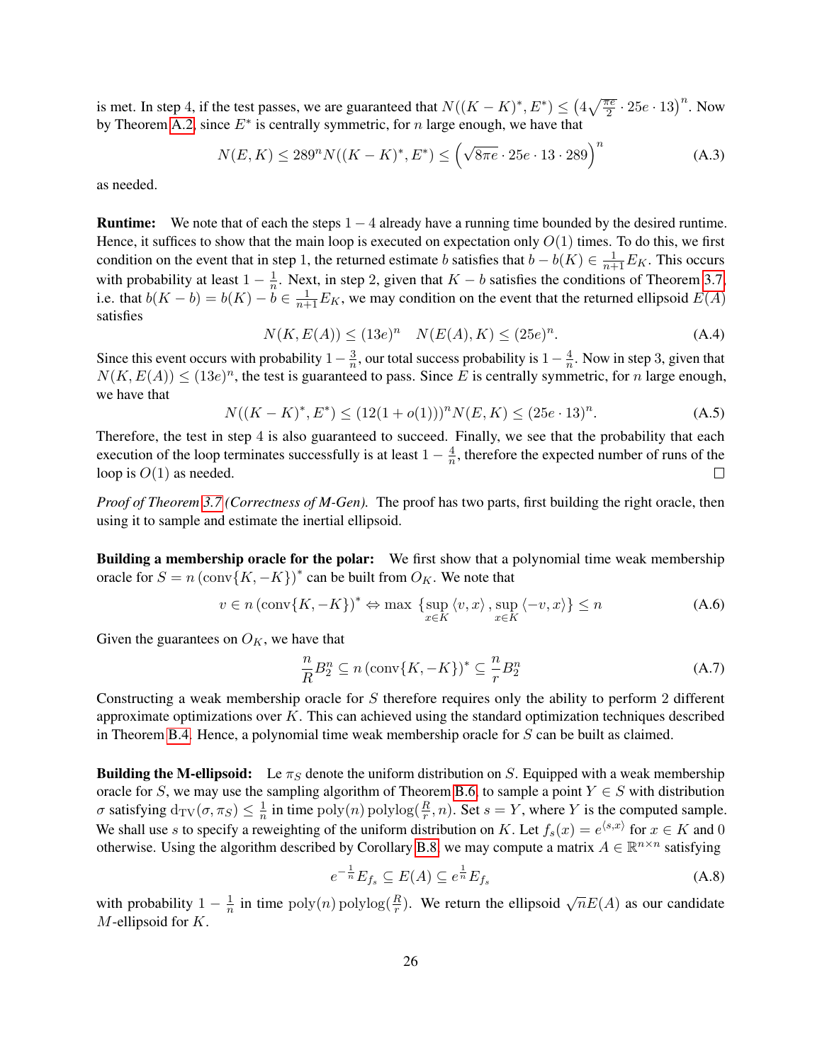is met. In step 4, if the test passes, we are guaranteed that $N((K-K)^*, E^*) \leq \left(4\sqrt{\frac{\pi e}{2}} \cdot 25e \cdot 13\right)^n$. Now by Theorem A.2, since $E^*$ is centrally symmetric, for $n$ large enough, we have that

$$N(E, K) \leq 289^n N((K-K)^*, E^*) \leq \left(\sqrt{8\pi e} \cdot 25e \cdot 13 \cdot 289\right)^n \tag{A.3}$$

as needed.

**Runtime:** We note that of each the steps $1-4$ already have a running time bounded by the desired runtime. Hence, it suffices to show that the main loop is executed on expectation only $O(1)$ times. To do this, we first condition on the event that in step 1, the returned estimate $b$ satisfies that $b - b(K) \in \frac{1}{n+1}E_K$. This occurs with probability at least $1 - \frac{1}{n}$. Next, in step 2, given that $K - b$ satisfies the conditions of Theorem 3.7, i.e. that $b(K-b) = b(K) - b \in \frac{1}{n+1}E_K$, we may condition on the event that the returned ellipsoid $E(A)$ satisfies

$$N(K, E(A)) \leq (13e)^n \quad N(E(A), K) \leq (25e)^n. \tag{A.4}$$

Since this event occurs with probability $1 - \frac{3}{n}$, our total success probability is $1 - \frac{4}{n}$. Now in step 3, given that $N(K, E(A)) \leq (13e)^n$, the test is guaranteed to pass. Since $E$ is centrally symmetric, for $n$ large enough, we have that

$$N((K-K)^*, E^*) \leq (12(1+o(1)))^n N(E, K) \leq (25e \cdot 13)^n. \tag{A.5}$$

Therefore, the test in step 4 is also guaranteed to succeed. Finally, we see that the probability that each execution of the loop terminates successfully is at least $1 - \frac{4}{n}$, therefore the expected number of runs of the loop is $O(1)$ as needed. ◻

*Proof of Theorem 3.7 (Correctness of M-Gen).* The proof has two parts, first building the right oracle, then using it to sample and estimate the inertial ellipsoid.

**Building a membership oracle for the polar:** We first show that a polynomial time weak membership oracle for $S = n\,(\mathrm{conv}\{K, -K\})^*$ can be built from $O_K$. We note that

$$v \in n\,(\mathrm{conv}\{K, -K\})^* \Leftrightarrow \max\left\{\sup_{x \in K} \langle v, x\rangle, \sup_{x \in K} \langle -v, x\rangle\right\} \leq n \tag{A.6}$$

Given the guarantees on $O_K$, we have that

$$\frac{n}{R} B_2^n \subseteq n\,(\mathrm{conv}\{K, -K\})^* \subseteq \frac{n}{r} B_2^n \tag{A.7}$$

Constructing a weak membership oracle for $S$ therefore requires only the ability to perform 2 different approximate optimizations over $K$. This can achieved using the standard optimization techniques described in Theorem B.4. Hence, a polynomial time weak membership oracle for $S$ can be built as claimed.

**Building the M-ellipsoid:** Le $\pi_S$ denote the uniform distribution on $S$. Equipped with a weak membership oracle for $S$, we may use the sampling algorithm of Theorem B.6, to sample a point $Y \in S$ with distribution $\sigma$ satisfying $\mathrm{d_{TV}}(\sigma, \pi_S) \leq \frac{1}{n}$ in time $\mathrm{poly}(n)\,\mathrm{polylog}(\frac{R}{r}, n)$. Set $s = Y$, where $Y$ is the computed sample. We shall use $s$ to specify a reweighting of the uniform distribution on $K$. Let $f_s(x) = e^{\langle s, x\rangle}$ for $x \in K$ and 0 otherwise. Using the algorithm described by Corollary B.8, we may compute a matrix $A \in \mathbb{R}^{n \times n}$ satisfying

$$e^{-\frac{1}{n}} E_{f_s} \subseteq E(A) \subseteq e^{\frac{1}{n}} E_{f_s} \tag{A.8}$$

with probability $1 - \frac{1}{n}$ in time $\mathrm{poly}(n)\,\mathrm{polylog}(\frac{R}{r})$. We return the ellipsoid $\sqrt{n}E(A)$ as our candidate $M$-ellipsoid for $K$.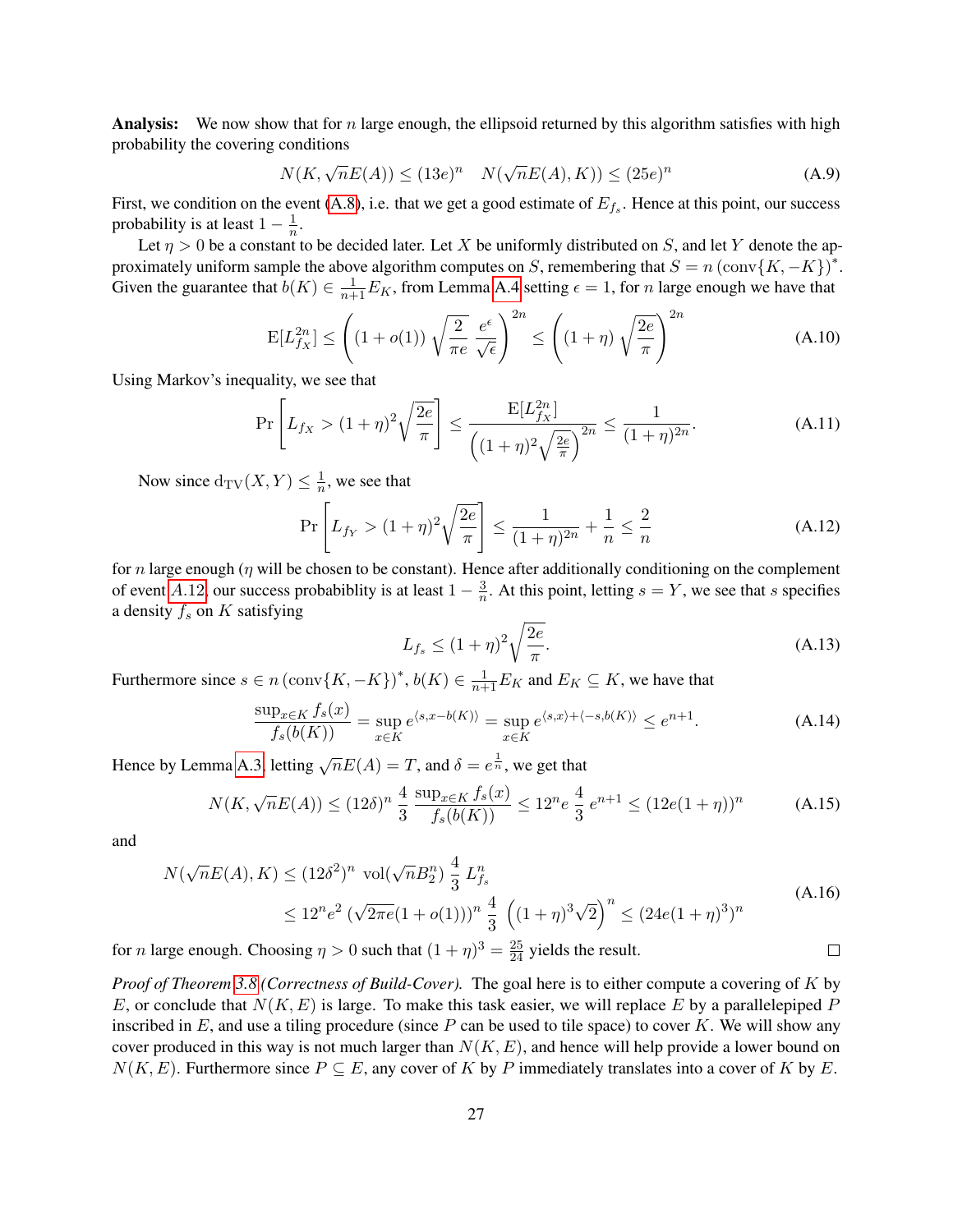**Analysis:** We now show that for $n$ large enough, the ellipsoid returned by this algorithm satisfies with high probability the covering conditions

$$N(K, \sqrt{n}E(A)) \leq (13e)^n \quad N(\sqrt{n}E(A), K)) \leq (25e)^n \tag{A.9}$$

First, we condition on the event (A.8), i.e. that we get a good estimate of $E_{f_s}$. Hence at this point, our success probability is at least $1 - \frac{1}{n}$.

Let $\eta > 0$ be a constant to be decided later. Let $X$ be uniformly distributed on $S$, and let $Y$ denote the approximately uniform sample the above algorithm computes on $S$, remembering that $S = n\,(\text{conv}\{K, -K\})^*$. Given the guarantee that $b(K) \in \frac{1}{n+1}E_K$, from Lemma A.4 setting $\epsilon = 1$, for $n$ large enough we have that

$$\text{E}[L_{f_X}^{2n}] \leq \left( (1 + o(1)) \sqrt{\frac{2}{\pi e}} \frac{e^{\epsilon}}{\sqrt{\epsilon}} \right)^{2n} \leq \left( (1+\eta) \sqrt{\frac{2e}{\pi}} \right)^{2n} \tag{A.10}$$

Using Markov's inequality, we see that

$$\Pr\left[ L_{f_X} > (1+\eta)^2 \sqrt{\frac{2e}{\pi}} \right] \leq \frac{\text{E}[L_{f_X}^{2n}]}{\left( (1+\eta)^2 \sqrt{\frac{2e}{\pi}} \right)^{2n}} \leq \frac{1}{(1+\eta)^{2n}}. \tag{A.11}$$

Now since $\text{d}_{\text{TV}}(X, Y) \leq \frac{1}{n}$, we see that

$$\Pr\left[ L_{f_Y} > (1+\eta)^2 \sqrt{\frac{2e}{\pi}} \right] \leq \frac{1}{(1+\eta)^{2n}} + \frac{1}{n} \leq \frac{2}{n} \tag{A.12}$$

for $n$ large enough ($\eta$ will be chosen to be constant). Hence after additionally conditioning on the complement of event $A.12$, our success probabiblity is at least $1 - \frac{3}{n}$. At this point, letting $s = Y$, we see that $s$ specifies a density $f_s$ on $K$ satisfying

$$L_{f_s} \leq (1+\eta)^2 \sqrt{\frac{2e}{\pi}}. \tag{A.13}$$

Furthermore since $s \in n\,(\text{conv}\{K, -K\})^*$, $b(K) \in \frac{1}{n+1}E_K$ and $E_K \subseteq K$, we have that

$$\frac{\sup_{x \in K} f_s(x)}{f_s(b(K))} = \sup_{x \in K} e^{\langle s, x - b(K) \rangle} = \sup_{x \in K} e^{\langle s, x \rangle + \langle -s, b(K) \rangle} \leq e^{n+1}. \tag{A.14}$$

Hence by Lemma A.3, letting $\sqrt{n}E(A) = T$, and $\delta = e^{\frac{1}{n}}$, we get that

$$N(K, \sqrt{n}E(A)) \leq (12\delta)^n \, \frac{4}{3} \, \frac{\sup_{x \in K} f_s(x)}{f_s(b(K))} \leq 12^n e \, \frac{4}{3} \, e^{n+1} \leq (12e(1+\eta))^n \tag{A.15}$$

and

$$\begin{aligned} N(\sqrt{n}E(A), K) &\leq (12\delta^2)^n \ \text{vol}(\sqrt{n}B_2^n) \, \frac{4}{3} \, L_{f_s}^n \\ &\leq 12^n e^2 \, (\sqrt{2\pi e}(1 + o(1)))^n \, \frac{4}{3} \, \left( (1+\eta)^3 \sqrt{2} \right)^n \leq (24e(1+\eta)^3)^n \end{aligned} \tag{A.16}$$

for $n$ large enough. Choosing $\eta > 0$ such that $(1+\eta)^3 = \frac{25}{24}$ yields the result. □

*Proof of Theorem 3.8 (Correctness of Build-Cover).* The goal here is to either compute a covering of $K$ by $E$, or conclude that $N(K, E)$ is large. To make this task easier, we will replace $E$ by a parallelepiped $P$ inscribed in $E$, and use a tiling procedure (since $P$ can be used to tile space) to cover $K$. We will show any cover produced in this way is not much larger than $N(K, E)$, and hence will help provide a lower bound on $N(K, E)$. Furthermore since $P \subseteq E$, any cover of $K$ by $P$ immediately translates into a cover of $K$ by $E$.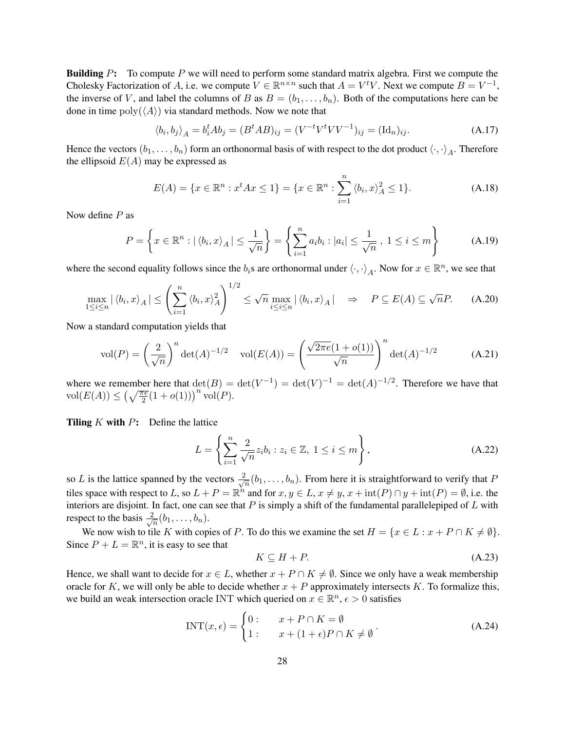**Building $P$:** To compute $P$ we will need to perform some standard matrix algebra. First we compute the Cholesky Factorization of $A$, i.e. we compute $V \in \mathbb{R}^{n\times n}$ such that $A = V^t V$. Next we compute $B = V^{-1}$, the inverse of $V$, and label the columns of $B$ as $B = (b_1, \ldots, b_n)$. Both of the computations here can be done in time $\mathrm{poly}(\langle A \rangle)$ via standard methods. Now we note that

$$\langle b_i, b_j \rangle_A = b_i^t A b_j = (B^t A B)_{ij} = (V^{-t} V^t V V^{-1})_{ij} = (\mathrm{Id}_n)_{ij}. \tag{A.17}$$

Hence the vectors $(b_1, \ldots, b_n)$ form an orthonormal basis of with respect to the dot product $\langle \cdot, \cdot \rangle_A$. Therefore the ellipsoid $E(A)$ may be expressed as

$$E(A) = \{x \in \mathbb{R}^n : x^t A x \leq 1\} = \{x \in \mathbb{R}^n : \sum_{i=1}^n \langle b_i, x \rangle_A^2 \leq 1\}. \tag{A.18}$$

Now define $P$ as

$$P = \left\{ x \in \mathbb{R}^n : |\langle b_i, x \rangle_A| \leq \frac{1}{\sqrt{n}} \right\} = \left\{ \sum_{i=1}^n a_i b_i : |a_i| \leq \frac{1}{\sqrt{n}},\ 1 \leq i \leq m \right\} \tag{A.19}$$

where the second equality follows since the $b_i$s are orthonormal under $\langle \cdot, \cdot \rangle_A$. Now for $x \in \mathbb{R}^n$, we see that

$$\max_{1 \leq i \leq n} |\langle b_i, x \rangle_A| \leq \left( \sum_{i=1}^n \langle b_i, x \rangle_A^2 \right)^{1/2} \leq \sqrt{n} \max_{i \leq i \leq n} |\langle b_i, x \rangle_A| \quad \Rightarrow \quad P \subseteq E(A) \subseteq \sqrt{n} P. \tag{A.20}$$

Now a standard computation yields that

$$\mathrm{vol}(P) = \left( \frac{2}{\sqrt{n}} \right)^n \det(A)^{-1/2} \quad \mathrm{vol}(E(A)) = \left( \frac{\sqrt{2\pi e}(1 + o(1))}{\sqrt{n}} \right)^n \det(A)^{-1/2} \tag{A.21}$$

where we remember here that $\det(B) = \det(V^{-1}) = \det(V)^{-1} = \det(A)^{-1/2}$. Therefore we have that $\mathrm{vol}(E(A)) \leq \left( \sqrt{\frac{\pi e}{2}}(1 + o(1)) \right)^n \mathrm{vol}(P)$.

**Tiling $K$ with $P$:** Define the lattice

$$L = \left\{ \sum_{i=1}^n \frac{2}{\sqrt{n}} z_i b_i : z_i \in \mathbb{Z},\ 1 \leq i \leq m \right\}, \tag{A.22}$$

so $L$ is the lattice spanned by the vectors $\frac{2}{\sqrt{n}}(b_1, \ldots, b_n)$. From here it is straightforward to verify that $P$ tiles space with respect to $L$, so $L + P = \mathbb{R}^n$ and for $x, y \in L$, $x \neq y$, $x + \mathrm{int}(P) \cap y + \mathrm{int}(P) = \emptyset$, i.e. the interiors are disjoint. In fact, one can see that $P$ is simply a shift of the fundamental parallelepiped of $L$ with respect to the basis $\frac{2}{\sqrt{n}}(b_1, \ldots, b_n)$.

We now wish to tile $K$ with copies of $P$. To do this we examine the set $H = \{x \in L : x + P \cap K \neq \emptyset\}$. Since $P + L = \mathbb{R}^n$, it is easy to see that

$$K \subseteq H + P. \tag{A.23}$$

Hence, we shall want to decide for $x \in L$, whether $x + P \cap K \neq \emptyset$. Since we only have a weak membership oracle for $K$, we will only be able to decide whether $x + P$ approximately intersects $K$. To formalize this, we build an weak intersection oracle INT which queried on $x \in \mathbb{R}^n$, $\epsilon > 0$ satisfies

$$\mathrm{INT}(x, \epsilon) = \begin{cases} 0 : & x + P \cap K = \emptyset \\ 1 : & x + (1 + \epsilon) P \cap K \neq \emptyset \end{cases}. \tag{A.24}$$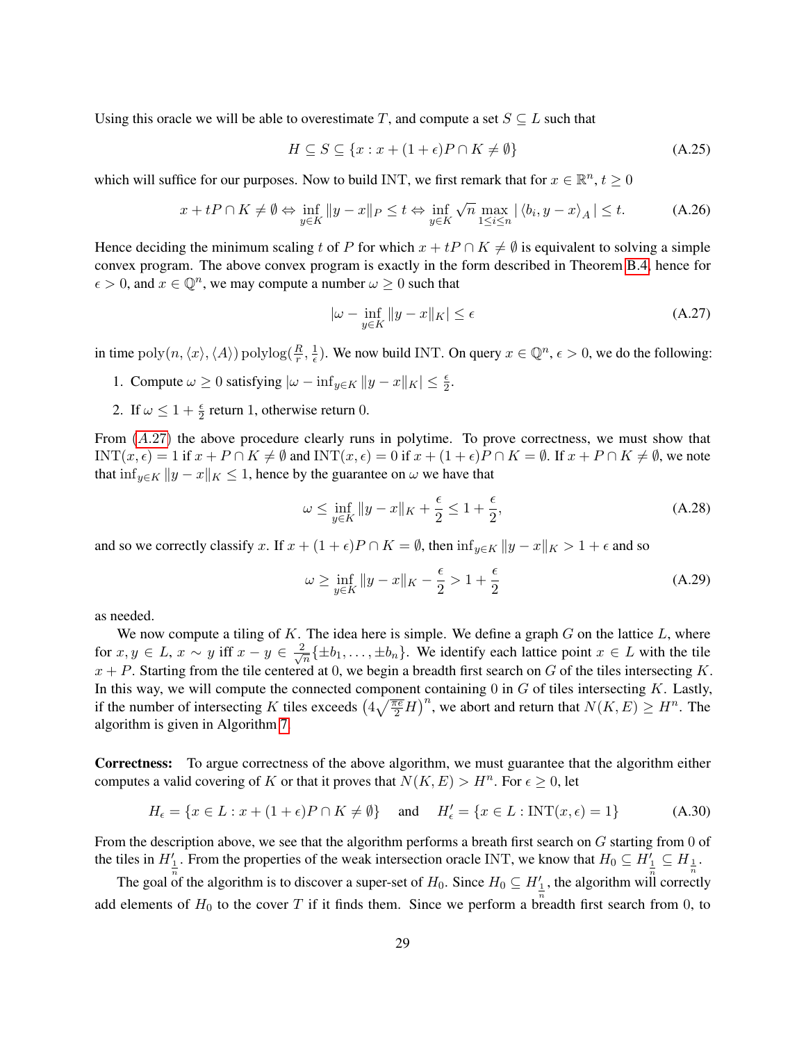Using this oracle we will be able to overestimate $T$, and compute a set $S \subseteq L$ such that

$$H \subseteq S \subseteq \{x : x + (1+\epsilon)P \cap K \neq \emptyset\} \tag{A.25}$$

which will suffice for our purposes. Now to build INT, we first remark that for $x \in \mathbb{R}^n$, $t \geq 0$

$$x + tP \cap K \neq \emptyset \Leftrightarrow \inf_{y \in K} \|y - x\|_P \leq t \Leftrightarrow \inf_{y \in K} \sqrt{n} \max_{1 \leq i \leq n} |\langle b_i, y - x \rangle_A| \leq t. \tag{A.26}$$

Hence deciding the minimum scaling $t$ of $P$ for which $x + tP \cap K \neq \emptyset$ is equivalent to solving a simple convex program. The above convex program is exactly in the form described in Theorem B.4, hence for $\epsilon > 0$, and $x \in \mathbb{Q}^n$, we may compute a number $\omega \geq 0$ such that

$$|\omega - \inf_{y \in K} \|y - x\|_K| \leq \epsilon \tag{A.27}$$

in time $\mathrm{poly}(n, \langle x \rangle, \langle A \rangle)\, \mathrm{polylog}(\frac{R}{r}, \frac{1}{\epsilon})$. We now build INT. On query $x \in \mathbb{Q}^n$, $\epsilon > 0$, we do the following:

1. Compute $\omega \geq 0$ satisfying $|\omega - \inf_{y \in K} \|y - x\|_K| \leq \frac{\epsilon}{2}$.
2. If $\omega \leq 1 + \frac{\epsilon}{2}$ return 1, otherwise return 0.

From (A.27) the above procedure clearly runs in polytime. To prove correctness, we must show that $\mathrm{INT}(x, \epsilon) = 1$ if $x + P \cap K \neq \emptyset$ and $\mathrm{INT}(x, \epsilon) = 0$ if $x + (1+\epsilon)P \cap K = \emptyset$. If $x + P \cap K \neq \emptyset$, we note that $\inf_{y \in K} \|y - x\|_K \leq 1$, hence by the guarantee on $\omega$ we have that

$$\omega \leq \inf_{y \in K} \|y - x\|_K + \frac{\epsilon}{2} \leq 1 + \frac{\epsilon}{2}, \tag{A.28}$$

and so we correctly classify $x$. If $x + (1+\epsilon)P \cap K = \emptyset$, then $\inf_{y \in K} \|y - x\|_K > 1 + \epsilon$ and so

$$\omega \geq \inf_{y \in K} \|y - x\|_K - \frac{\epsilon}{2} > 1 + \frac{\epsilon}{2} \tag{A.29}$$

as needed.

We now compute a tiling of $K$. The idea here is simple. We define a graph $G$ on the lattice $L$, where for $x, y \in L$, $x \sim y$ iff $x - y \in \frac{2}{\sqrt{n}}\{\pm b_1, \ldots, \pm b_n\}$. We identify each lattice point $x \in L$ with the tile $x + P$. Starting from the tile centered at 0, we begin a breadth first search on $G$ of the tiles intersecting $K$. In this way, we will compute the connected component containing 0 in $G$ of tiles intersecting $K$. Lastly, if the number of intersecting $K$ tiles exceeds $\left(4\sqrt{\frac{\pi e}{2}} H\right)^n$, we abort and return that $N(K, E) \geq H^n$. The algorithm is given in Algorithm 7.

**Correctness:** To argue correctness of the above algorithm, we must guarantee that the algorithm either computes a valid covering of $K$ or that it proves that $N(K, E) > H^n$. For $\epsilon \geq 0$, let

$$H_\epsilon = \{x \in L : x + (1+\epsilon)P \cap K \neq \emptyset\} \quad \text{and} \quad H'_\epsilon = \{x \in L : \mathrm{INT}(x, \epsilon) = 1\} \tag{A.30}$$

From the description above, we see that the algorithm performs a breath first search on $G$ starting from 0 of the tiles in $H'_{\frac{1}{n}}$. From the properties of the weak intersection oracle INT, we know that $H_0 \subseteq H'_{\frac{1}{n}} \subseteq H_{\frac{1}{n}}$.

The goal of the algorithm is to discover a super-set of $H_0$. Since $H_0 \subseteq H'_{\frac{1}{n}}$, the algorithm will correctly add elements of $H_0$ to the cover $T$ if it finds them. Since we perform a breadth first search from 0, to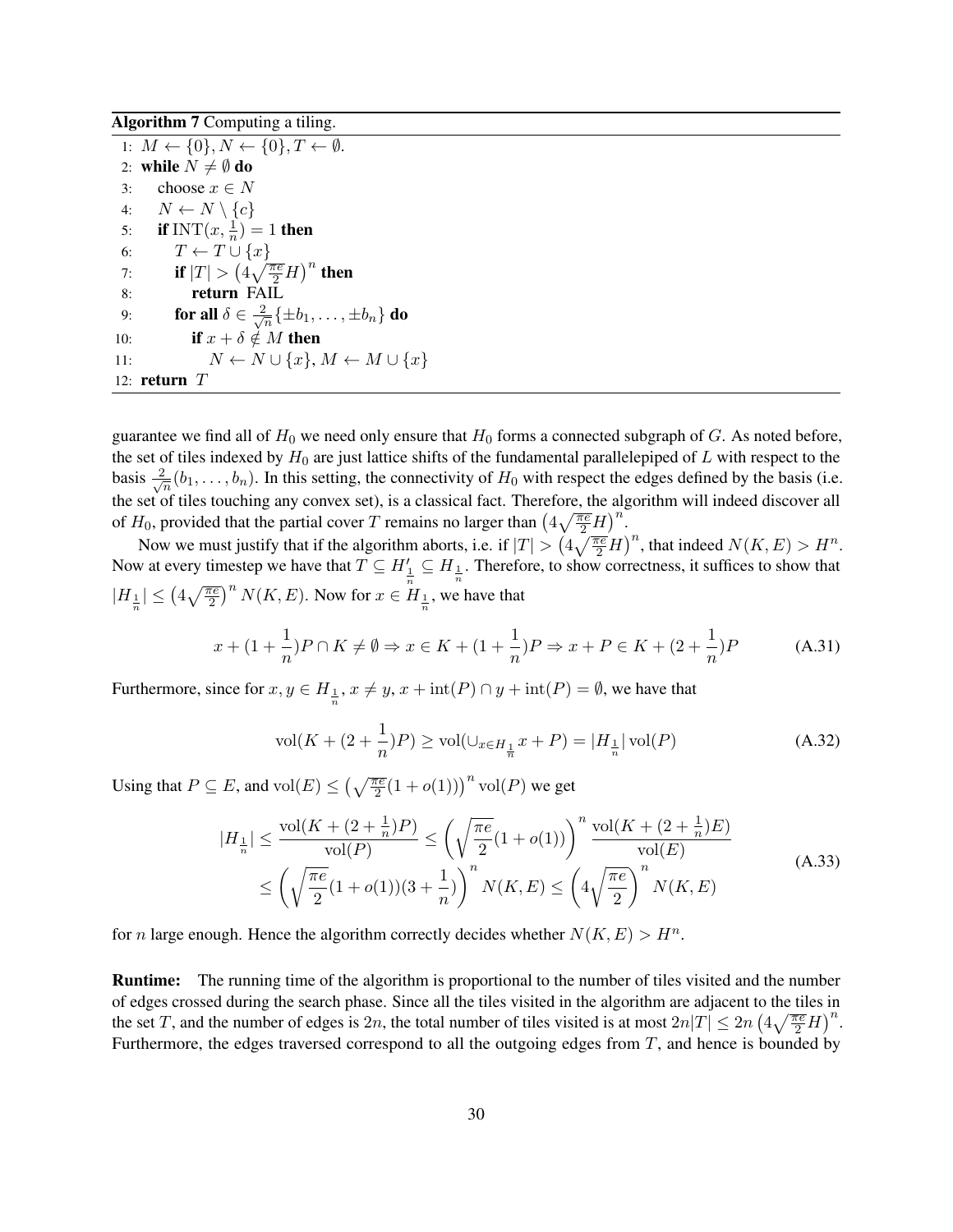**Algorithm 7** Computing a tiling.

```
1: M ← {0}, N ← {0}, T ← ∅.
2: while N ≠ ∅ do
3:    choose x ∈ N
4:    N ← N \ {c}
5:    if INT(x, 1/n) = 1 then
6:       T ← T ∪ {x}
7:       if |T| > (4√(πe/2) H)^n then
8:          return FAIL
9:       for all δ ∈ (2/√n){±b_1, ..., ±b_n} do
10:         if x + δ ∉ M then
11:            N ← N ∪ {x}, M ← M ∪ {x}
12: return T
```

guarantee we find all of $H_0$ we need only ensure that $H_0$ forms a connected subgraph of $G$. As noted before, the set of tiles indexed by $H_0$ are just lattice shifts of the fundamental parallelepiped of $L$ with respect to the basis $\frac{2}{\sqrt{n}}(b_1, \ldots, b_n)$. In this setting, the connectivity of $H_0$ with respect the edges defined by the basis (i.e. the set of tiles touching any convex set), is a classical fact. Therefore, the algorithm will indeed discover all of $H_0$, provided that the partial cover $T$ remains no larger than $\left(4\sqrt{\frac{\pi e}{2}}H\right)^n$.

Now we must justify that if the algorithm aborts, i.e. if $|T| > \left(4\sqrt{\frac{\pi e}{2}}H\right)^n$, that indeed $N(K, E) > H^n$. Now at every timestep we have that $T \subseteq H'_{\frac{1}{n}} \subseteq H_{\frac{1}{n}}$. Therefore, to show correctness, it suffices to show that $|H_{\frac{1}{n}}| \leq \left(4\sqrt{\frac{\pi e}{2}}\right)^n N(K, E)$. Now for $x \in H_{\frac{1}{n}}$, we have that

$$x + (1 + \frac{1}{n})P \cap K \neq \emptyset \Rightarrow x \in K + (1 + \frac{1}{n})P \Rightarrow x + P \in K + (2 + \frac{1}{n})P \tag{A.31}$$

Furthermore, since for $x, y \in H_{\frac{1}{n}}$, $x \neq y$, $x + \mathrm{int}(P) \cap y + \mathrm{int}(P) = \emptyset$, we have that

$$\mathrm{vol}(K + (2 + \frac{1}{n})P) \geq \mathrm{vol}(\cup_{x \in H_{\frac{1}{n}}} x + P) = |H_{\frac{1}{n}}| \, \mathrm{vol}(P) \tag{A.32}$$

Using that $P \subseteq E$, and $\mathrm{vol}(E) \leq \left(\sqrt{\frac{\pi e}{2}}(1 + o(1))\right)^n \mathrm{vol}(P)$ we get

$$\begin{aligned} |H_{\frac{1}{n}}| &\leq \frac{\mathrm{vol}(K + (2 + \frac{1}{n})P)}{\mathrm{vol}(P)} \leq \left(\sqrt{\frac{\pi e}{2}}(1 + o(1))\right)^n \frac{\mathrm{vol}(K + (2 + \frac{1}{n})E)}{\mathrm{vol}(E)} \\ &\leq \left(\sqrt{\frac{\pi e}{2}}(1 + o(1))(3 + \frac{1}{n})\right)^n N(K, E) \leq \left(4\sqrt{\frac{\pi e}{2}}\right)^n N(K, E) \end{aligned} \tag{A.33}$$

for $n$ large enough. Hence the algorithm correctly decides whether $N(K, E) > H^n$.

**Runtime:** The running time of the algorithm is proportional to the number of tiles visited and the number of edges crossed during the search phase. Since all the tiles visited in the algorithm are adjacent to the tiles in the set $T$, and the number of edges is $2n$, the total number of tiles visited is at most $2n|T| \leq 2n\left(4\sqrt{\frac{\pi e}{2}}H\right)^n$. Furthermore, the edges traversed correspond to all the outgoing edges from $T$, and hence is bounded by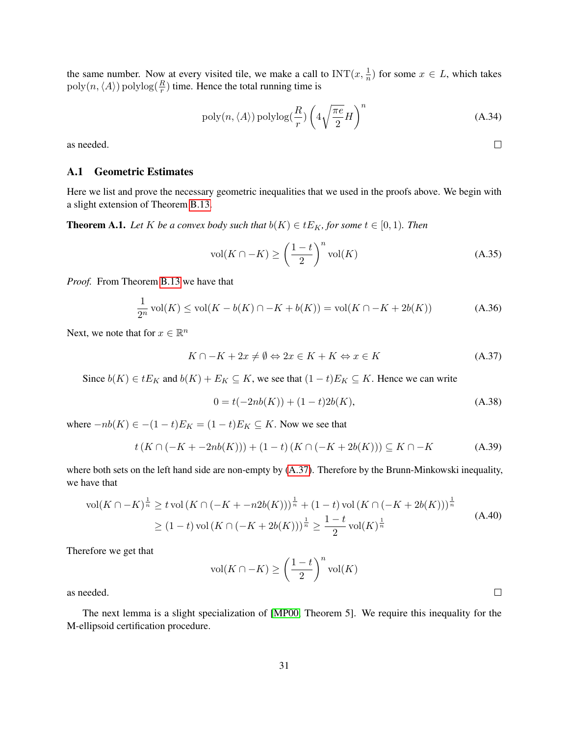the same number. Now at every visited tile, we make a call to $\mathrm{INT}(x, \frac{1}{n})$ for some $x \in L$, which takes $\mathrm{poly}(n, \langle A \rangle) \,\mathrm{polylog}(\frac{R}{r})$ time. Hence the total running time is

$$\mathrm{poly}(n, \langle A \rangle) \,\mathrm{polylog}(\frac{R}{r}) \left(4\sqrt{\frac{\pi e}{2}} H\right)^n \tag{A.34}$$

as needed. □

### A.1 Geometric Estimates

Here we list and prove the necessary geometric inequalities that we used in the proofs above. We begin with a slight extension of Theorem B.13.

**Theorem A.1.** *Let $K$ be a convex body such that $b(K) \in tE_K$, for some $t \in [0, 1)$. Then*

$$\mathrm{vol}(K \cap -K) \geq \left(\frac{1-t}{2}\right)^n \mathrm{vol}(K) \tag{A.35}$$

*Proof.* From Theorem B.13 we have that

$$\frac{1}{2^n} \mathrm{vol}(K) \leq \mathrm{vol}(K - b(K) \cap -K + b(K)) = \mathrm{vol}(K \cap -K + 2b(K)) \tag{A.36}$$

Next, we note that for $x \in \mathbb{R}^n$

$$K \cap -K + 2x \neq \emptyset \Leftrightarrow 2x \in K + K \Leftrightarrow x \in K \tag{A.37}$$

Since $b(K) \in tE_K$ and $b(K) + E_K \subseteq K$, we see that $(1-t)E_K \subseteq K$. Hence we can write

$$0 = t(-2nb(K)) + (1-t)2b(K), \tag{A.38}$$

where $-nb(K) \in -(1-t)E_K = (1-t)E_K \subseteq K$. Now we see that

$$t\left(K \cap (-K + -2nb(K))\right) + (1-t)\left(K \cap (-K + 2b(K))\right) \subseteq K \cap -K \tag{A.39}$$

where both sets on the left hand side are non-empty by (A.37). Therefore by the Brunn-Minkowski inequality, we have that

$$\begin{aligned}
\mathrm{vol}(K \cap -K)^{\frac{1}{n}} &\geq t\,\mathrm{vol}\left(K \cap (-K + -n2b(K))\right)^{\frac{1}{n}} + (1-t)\,\mathrm{vol}\left(K \cap (-K + 2b(K))\right)^{\frac{1}{n}} \\
&\geq (1-t)\,\mathrm{vol}\left(K \cap (-K + 2b(K))\right)^{\frac{1}{n}} \geq \frac{1-t}{2}\,\mathrm{vol}(K)^{\frac{1}{n}}
\end{aligned} \tag{A.40}$$

Therefore we get that

$$\mathrm{vol}(K \cap -K) \geq \left(\frac{1-t}{2}\right)^n \mathrm{vol}(K)$$

as needed. □

The next lemma is a slight specialization of [MP00, Theorem 5]. We require this inequality for the M-ellipsoid certification procedure.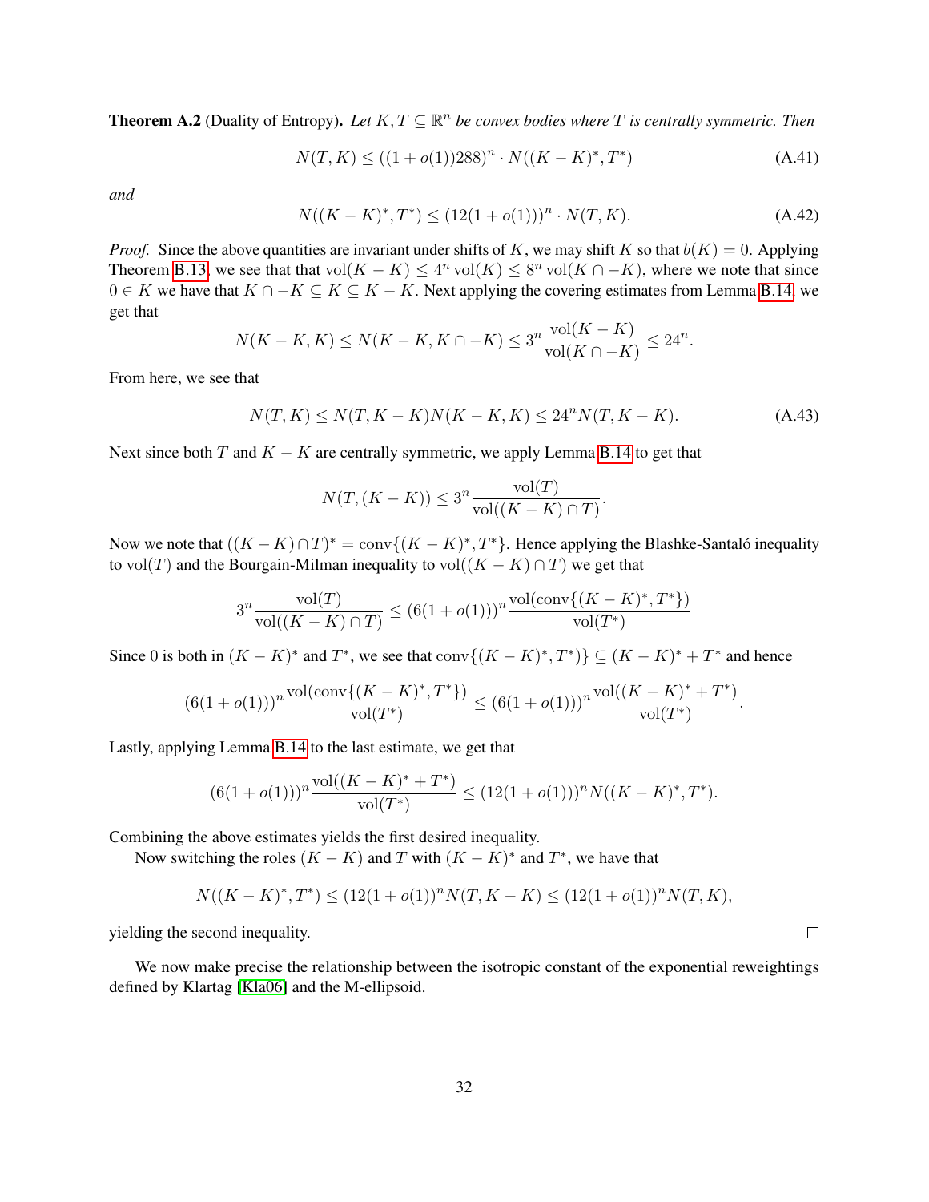**Theorem A.2** (Duality of Entropy). *Let $K, T \subseteq \mathbb{R}^n$ be convex bodies where $T$ is centrally symmetric. Then*

$$N(T, K) \leq ((1 + o(1))288)^n \cdot N((K - K)^*, T^*) \tag{A.41}$$

*and*

$$N((K - K)^*, T^*) \leq (12(1 + o(1)))^n \cdot N(T, K). \tag{A.42}$$

*Proof.* Since the above quantities are invariant under shifts of $K$, we may shift $K$ so that $b(K) = 0$. Applying Theorem B.13, we see that that $\mathrm{vol}(K - K) \leq 4^n \mathrm{vol}(K) \leq 8^n \mathrm{vol}(K \cap -K)$, where we note that since $0 \in K$ we have that $K \cap -K \subseteq K \subseteq K - K$. Next applying the covering estimates from Lemma B.14, we get that

$$N(K - K, K) \leq N(K - K, K \cap -K) \leq 3^n \frac{\mathrm{vol}(K - K)}{\mathrm{vol}(K \cap -K)} \leq 24^n.$$

From here, we see that

$$N(T, K) \leq N(T, K - K) N(K - K, K) \leq 24^n N(T, K - K). \tag{A.43}$$

Next since both $T$ and $K - K$ are centrally symmetric, we apply Lemma B.14 to get that

$$N(T, (K - K)) \leq 3^n \frac{\mathrm{vol}(T)}{\mathrm{vol}((K - K) \cap T)}.$$

Now we note that $((K - K) \cap T)^* = \mathrm{conv}\{(K - K)^*, T^*\}$. Hence applying the Blashke-Santaló inequality to $\mathrm{vol}(T)$ and the Bourgain-Milman inequality to $\mathrm{vol}((K - K) \cap T)$ we get that

$$3^n \frac{\mathrm{vol}(T)}{\mathrm{vol}((K - K) \cap T)} \leq (6(1 + o(1)))^n \frac{\mathrm{vol}(\mathrm{conv}\{(K - K)^*, T^*\})}{\mathrm{vol}(T^*)}$$

Since 0 is both in $(K - K)^*$ and $T^*$, we see that $\mathrm{conv}\{(K - K)^*, T^*\} \subseteq (K - K)^* + T^*$ and hence

$$(6(1 + o(1)))^n \frac{\mathrm{vol}(\mathrm{conv}\{(K - K)^*, T^*\})}{\mathrm{vol}(T^*)} \leq (6(1 + o(1)))^n \frac{\mathrm{vol}((K - K)^* + T^*)}{\mathrm{vol}(T^*)}.$$

Lastly, applying Lemma B.14 to the last estimate, we get that

$$(6(1 + o(1)))^n \frac{\mathrm{vol}((K - K)^* + T^*)}{\mathrm{vol}(T^*)} \leq (12(1 + o(1)))^n N((K - K)^*, T^*).$$

Combining the above estimates yields the first desired inequality.

Now switching the roles $(K - K)$ and $T$ with $(K - K)^*$ and $T^*$, we have that

$$N((K - K)^*, T^*) \leq (12(1 + o(1))^n N(T, K - K) \leq (12(1 + o(1))^n N(T, K),$$

yielding the second inequality. □

We now make precise the relationship between the isotropic constant of the exponential reweightings defined by Klartag [Kla06] and the M-ellipsoid.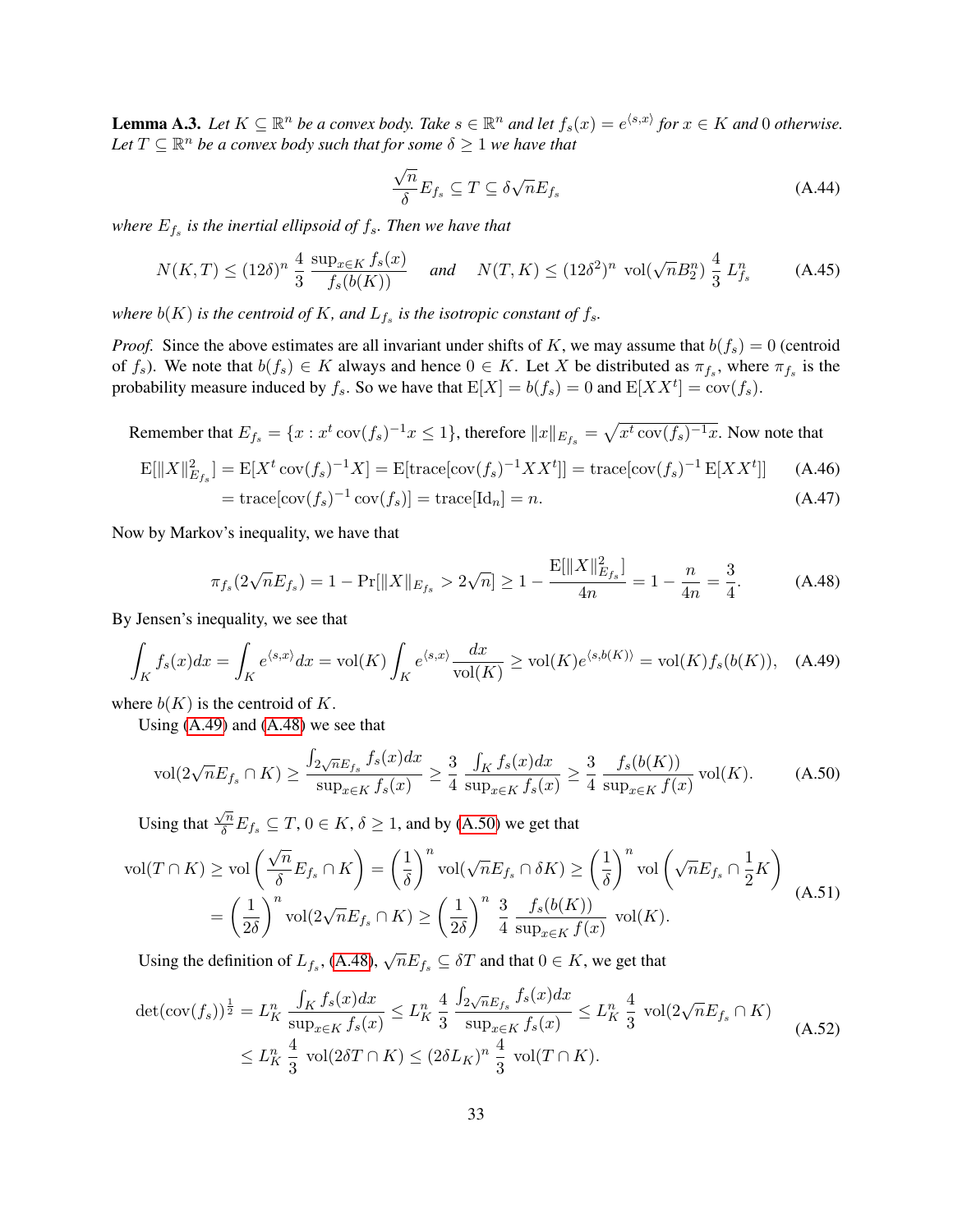**Lemma A.3.** *Let $K \subseteq \mathbb{R}^n$ be a convex body. Take $s \in \mathbb{R}^n$ and let $f_s(x) = e^{\langle s,x \rangle}$ for $x \in K$ and $0$ otherwise. Let $T \subseteq \mathbb{R}^n$ be a convex body such that for some $\delta \geq 1$ we have that*

$$\frac{\sqrt{n}}{\delta} E_{f_s} \subseteq T \subseteq \delta \sqrt{n} E_{f_s} \tag{A.44}$$

*where $E_{f_s}$ is the inertial ellipsoid of $f_s$. Then we have that*

$$N(K,T) \leq (12\delta)^n \, \frac{4}{3} \, \frac{\sup_{x \in K} f_s(x)}{f_s(b(K))} \quad \text{ and } \quad N(T,K) \leq (12\delta^2)^n \, \operatorname{vol}(\sqrt{n} B_2^n) \, \frac{4}{3} \, L_{f_s}^n \tag{A.45}$$

*where $b(K)$ is the centroid of $K$, and $L_{f_s}$ is the isotropic constant of $f_s$.*

*Proof.* Since the above estimates are all invariant under shifts of $K$, we may assume that $b(f_s) = 0$ (centroid of $f_s$). We note that $b(f_s) \in K$ always and hence $0 \in K$. Let $X$ be distributed as $\pi_{f_s}$, where $\pi_{f_s}$ is the probability measure induced by $f_s$. So we have that $\mathrm{E}[X] = b(f_s) = 0$ and $\mathrm{E}[XX^t] = \operatorname{cov}(f_s)$.

Remember that $E_{f_s} = \{x : x^t \operatorname{cov}(f_s)^{-1} x \leq 1\}$, therefore $\|x\|_{E_{f_s}} = \sqrt{x^t \operatorname{cov}(f_s)^{-1} x}$. Now note that

$$\mathrm{E}[\|X\|_{E_{f_s}}^2] = \mathrm{E}[X^t \operatorname{cov}(f_s)^{-1} X] = \mathrm{E}[\operatorname{trace}[\operatorname{cov}(f_s)^{-1} XX^t]] = \operatorname{trace}[\operatorname{cov}(f_s)^{-1} \, \mathrm{E}[XX^t]] \tag{A.46}$$

$$= \operatorname{trace}[\operatorname{cov}(f_s)^{-1} \operatorname{cov}(f_s)] = \operatorname{trace}[\mathrm{Id}_n] = n. \tag{A.47}$$

Now by Markov's inequality, we have that

$$\pi_{f_s}(2\sqrt{n} E_{f_s}) = 1 - \Pr[\|X\|_{E_{f_s}} > 2\sqrt{n}] \geq 1 - \frac{\mathrm{E}[\|X\|_{E_{f_s}}^2]}{4n} = 1 - \frac{n}{4n} = \frac{3}{4}. \tag{A.48}$$

By Jensen's inequality, we see that

$$\int_K f_s(x) dx = \int_K e^{\langle s,x \rangle} dx = \operatorname{vol}(K) \int_K e^{\langle s,x \rangle} \frac{dx}{\operatorname{vol}(K)} \geq \operatorname{vol}(K) e^{\langle s, b(K) \rangle} = \operatorname{vol}(K) f_s(b(K)), \tag{A.49}$$

where $b(K)$ is the centroid of $K$.

Using (A.49) and (A.48) we see that

$$\operatorname{vol}(2\sqrt{n} E_{f_s} \cap K) \geq \frac{\int_{2\sqrt{n} E_{f_s}} f_s(x) dx}{\sup_{x \in K} f_s(x)} \geq \frac{3}{4} \, \frac{\int_K f_s(x) dx}{\sup_{x \in K} f_s(x)} \geq \frac{3}{4} \, \frac{f_s(b(K))}{\sup_{x \in K} f(x)} \operatorname{vol}(K). \tag{A.50}$$

Using that $\frac{\sqrt{n}}{\delta} E_{f_s} \subseteq T$, $0 \in K$, $\delta \geq 1$, and by (A.50) we get that

$$\begin{aligned}
\operatorname{vol}(T \cap K) &\geq \operatorname{vol}\left( \frac{\sqrt{n}}{\delta} E_{f_s} \cap K \right) = \left( \frac{1}{\delta} \right)^n \operatorname{vol}(\sqrt{n} E_{f_s} \cap \delta K) \geq \left( \frac{1}{\delta} \right)^n \operatorname{vol}\left( \sqrt{n} E_{f_s} \cap \frac{1}{2} K \right) \\
&= \left( \frac{1}{2\delta} \right)^n \operatorname{vol}(2\sqrt{n} E_{f_s} \cap K) \geq \left( \frac{1}{2\delta} \right)^n \, \frac{3}{4} \, \frac{f_s(b(K))}{\sup_{x \in K} f(x)} \, \operatorname{vol}(K).
\end{aligned} \tag{A.51}$$

Using the definition of $L_{f_s}$, (A.48), $\sqrt{n} E_{f_s} \subseteq \delta T$ and that $0 \in K$, we get that

$$\begin{aligned}
\det(\operatorname{cov}(f_s))^{\frac{1}{2}} &= L_K^n \, \frac{\int_K f_s(x) dx}{\sup_{x \in K} f_s(x)} \leq L_K^n \, \frac{4}{3} \, \frac{\int_{2\sqrt{n} E_{f_s}} f_s(x) dx}{\sup_{x \in K} f_s(x)} \leq L_K^n \, \frac{4}{3} \, \operatorname{vol}(2\sqrt{n} E_{f_s} \cap K) \\
&\leq L_K^n \, \frac{4}{3} \, \operatorname{vol}(2\delta T \cap K) \leq (2\delta L_K)^n \, \frac{4}{3} \, \operatorname{vol}(T \cap K).
\end{aligned} \tag{A.52}$$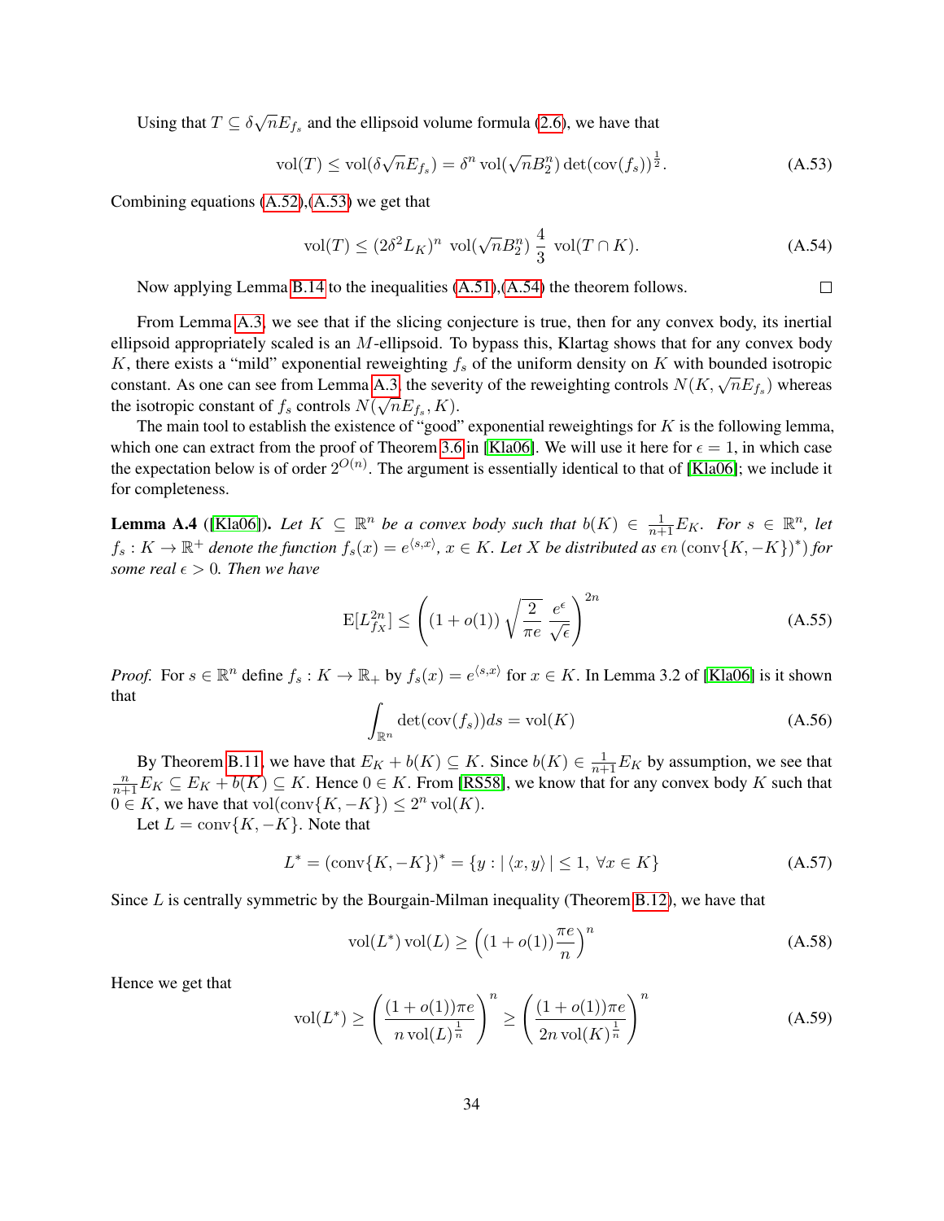Using that $T \subseteq \delta\sqrt{n}E_{f_s}$ and the ellipsoid volume formula (2.6), we have that

$$\mathrm{vol}(T) \leq \mathrm{vol}(\delta\sqrt{n}E_{f_s}) = \delta^n \,\mathrm{vol}(\sqrt{n}B_2^n)\det(\mathrm{cov}(f_s))^{\frac{1}{2}}. \tag{A.53}$$

Combining equations (A.52),(A.53) we get that

$$\mathrm{vol}(T) \leq (2\delta^2 L_K)^n \;\mathrm{vol}(\sqrt{n}B_2^n)\;\frac{4}{3}\;\mathrm{vol}(T \cap K). \tag{A.54}$$

Now applying Lemma B.14 to the inequalities (A.51),(A.54) the theorem follows. □

From Lemma A.3, we see that if the slicing conjecture is true, then for any convex body, its inertial ellipsoid appropriately scaled is an $M$-ellipsoid. To bypass this, Klartag shows that for any convex body $K$, there exists a "mild" exponential reweighting $f_s$ of the uniform density on $K$ with bounded isotropic constant. As one can see from Lemma A.3, the severity of the reweighting controls $N(K, \sqrt{n}E_{f_s})$ whereas the isotropic constant of $f_s$ controls $N(\sqrt{n}E_{f_s}, K)$.

The main tool to establish the existence of "good" exponential reweightings for $K$ is the following lemma, which one can extract from the proof of Theorem 3.6 in [Kla06]. We will use it here for $\epsilon = 1$, in which case the expectation below is of order $2^{O(n)}$. The argument is essentially identical to that of [Kla06]; we include it for completeness.

**Lemma A.4** ([Kla06]). *Let $K \subseteq \mathbb{R}^n$ be a convex body such that $b(K) \in \frac{1}{n+1}E_K$. For $s \in \mathbb{R}^n$, let $f_s : K \to \mathbb{R}^+$ denote the function $f_s(x) = e^{\langle s,x\rangle}$, $x \in K$. Let $X$ be distributed as $\epsilon n\,(\mathrm{conv}\{K, -K\})^*)$ for some real $\epsilon > 0$. Then we have*

$$\mathrm{E}[L_{f_X}^{2n}] \leq \left((1+o(1))\sqrt{\frac{2}{\pi e}}\,\frac{e^\epsilon}{\sqrt{\epsilon}}\right)^{2n} \tag{A.55}$$

*Proof.* For $s \in \mathbb{R}^n$ define $f_s : K \to \mathbb{R}_+$ by $f_s(x) = e^{\langle s,x\rangle}$ for $x \in K$. In Lemma 3.2 of [Kla06] is it shown that

$$\int_{\mathbb{R}^n} \det(\mathrm{cov}(f_s))ds = \mathrm{vol}(K) \tag{A.56}$$

By Theorem B.11, we have that $E_K + b(K) \subseteq K$. Since $b(K) \in \frac{1}{n+1}E_K$ by assumption, we see that $\frac{n}{n+1}E_K \subseteq E_K + b(K) \subseteq K$. Hence $0 \in K$. From [RS58], we know that for any convex body $K$ such that $0 \in K$, we have that $\mathrm{vol}(\mathrm{conv}\{K, -K\}) \leq 2^n\,\mathrm{vol}(K)$.

Let $L = \mathrm{conv}\{K, -K\}$. Note that

$$L^* = (\mathrm{conv}\{K, -K\})^* = \{y : |\langle x, y\rangle| \leq 1,\ \forall x \in K\} \tag{A.57}$$

Since $L$ is centrally symmetric by the Bourgain-Milman inequality (Theorem B.12), we have that

$$\mathrm{vol}(L^*)\,\mathrm{vol}(L) \geq \left((1+o(1))\frac{\pi e}{n}\right)^n \tag{A.58}$$

Hence we get that

$$\mathrm{vol}(L^*) \geq \left(\frac{(1+o(1))\pi e}{n\,\mathrm{vol}(L)^{\frac{1}{n}}}\right)^n \geq \left(\frac{(1+o(1))\pi e}{2n\,\mathrm{vol}(K)^{\frac{1}{n}}}\right)^n \tag{A.59}$$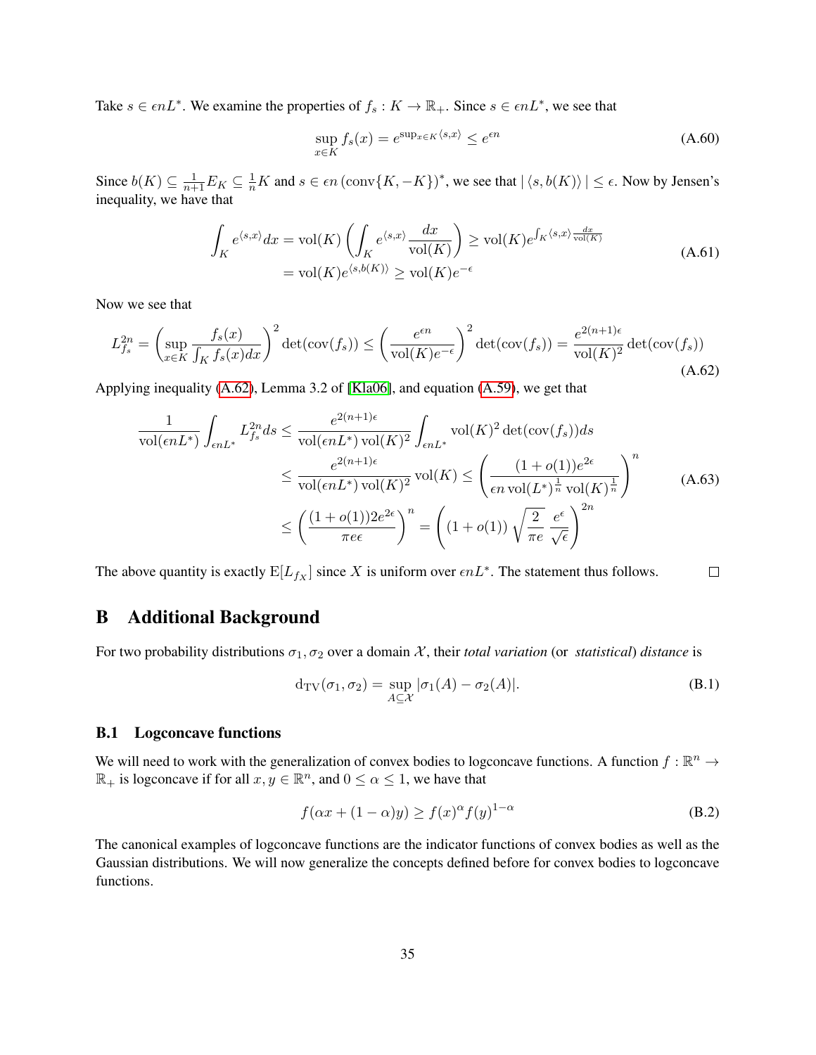Take $s \in \epsilon n L^*$. We examine the properties of $f_s : K \to \mathbb{R}_+$. Since $s \in \epsilon n L^*$, we see that

$$\sup_{x \in K} f_s(x) = e^{\sup_{x \in K} \langle s, x \rangle} \leq e^{\epsilon n} \tag{A.60}$$

Since $b(K) \subseteq \frac{1}{n+1} E_K \subseteq \frac{1}{n} K$ and $s \in \epsilon n \left(\text{conv}\{K, -K\}\right)^*$, we see that $|\langle s, b(K) \rangle| \leq \epsilon$. Now by Jensen's inequality, we have that

$$\begin{aligned}
\int_K e^{\langle s, x \rangle} dx &= \text{vol}(K) \left( \int_K e^{\langle s, x \rangle} \frac{dx}{\text{vol}(K)} \right) \geq \text{vol}(K) e^{\int_K \langle s, x \rangle \frac{dx}{\text{vol}(K)}} \\
&= \text{vol}(K) e^{\langle s, b(K) \rangle} \geq \text{vol}(K) e^{-\epsilon}
\end{aligned} \tag{A.61}$$

Now we see that

$$L_{f_s}^{2n} = \left( \sup_{x \in K} \frac{f_s(x)}{\int_K f_s(x) dx} \right)^2 \det(\text{cov}(f_s)) \leq \left( \frac{e^{\epsilon n}}{\text{vol}(K) e^{-\epsilon}} \right)^2 \det(\text{cov}(f_s)) = \frac{e^{2(n+1)\epsilon}}{\text{vol}(K)^2} \det(\text{cov}(f_s)) \tag{A.62}$$

Applying inequality (A.62), Lemma 3.2 of [Kla06], and equation (A.59), we get that

$$\begin{aligned}
\frac{1}{\text{vol}(\epsilon n L^*)} \int_{\epsilon n L^*} L_{f_s}^{2n} ds &\leq \frac{e^{2(n+1)\epsilon}}{\text{vol}(\epsilon n L^*) \text{vol}(K)^2} \int_{\epsilon n L^*} \text{vol}(K)^2 \det(\text{cov}(f_s)) ds \\
&\leq \frac{e^{2(n+1)\epsilon}}{\text{vol}(\epsilon n L^*) \text{vol}(K)^2} \text{vol}(K) \leq \left( \frac{(1 + o(1)) e^{2\epsilon}}{\epsilon n \text{vol}(L^*)^{\frac{1}{n}} \text{vol}(K)^{\frac{1}{n}}} \right)^n \\
&\leq \left( \frac{(1 + o(1)) 2 e^{2\epsilon}}{\pi e \epsilon} \right)^n = \left( (1 + o(1)) \sqrt{\frac{2}{\pi e}} \frac{e^{\epsilon}}{\sqrt{\epsilon}} \right)^{2n}
\end{aligned} \tag{A.63}$$

The above quantity is exactly $\mathrm{E}[L_{f_X}]$ since $X$ is uniform over $\epsilon n L^*$. The statement thus follows. $\square$

# B Additional Background

For two probability distributions $\sigma_1, \sigma_2$ over a domain $\mathcal{X}$, their *total variation* (or *statistical*) *distance* is

$$\mathrm{d}_{\mathrm{TV}}(\sigma_1, \sigma_2) = \sup_{A \subseteq \mathcal{X}} |\sigma_1(A) - \sigma_2(A)|. \tag{B.1}$$

## B.1 Logconcave functions

We will need to work with the generalization of convex bodies to logconcave functions. A function $f : \mathbb{R}^n \to \mathbb{R}_+$ is logconcave if for all $x, y \in \mathbb{R}^n$, and $0 \leq \alpha \leq 1$, we have that

$$f(\alpha x + (1 - \alpha) y) \geq f(x)^{\alpha} f(y)^{1 - \alpha} \tag{B.2}$$

The canonical examples of logconcave functions are the indicator functions of convex bodies as well as the Gaussian distributions. We will now generalize the concepts defined before for convex bodies to logconcave functions.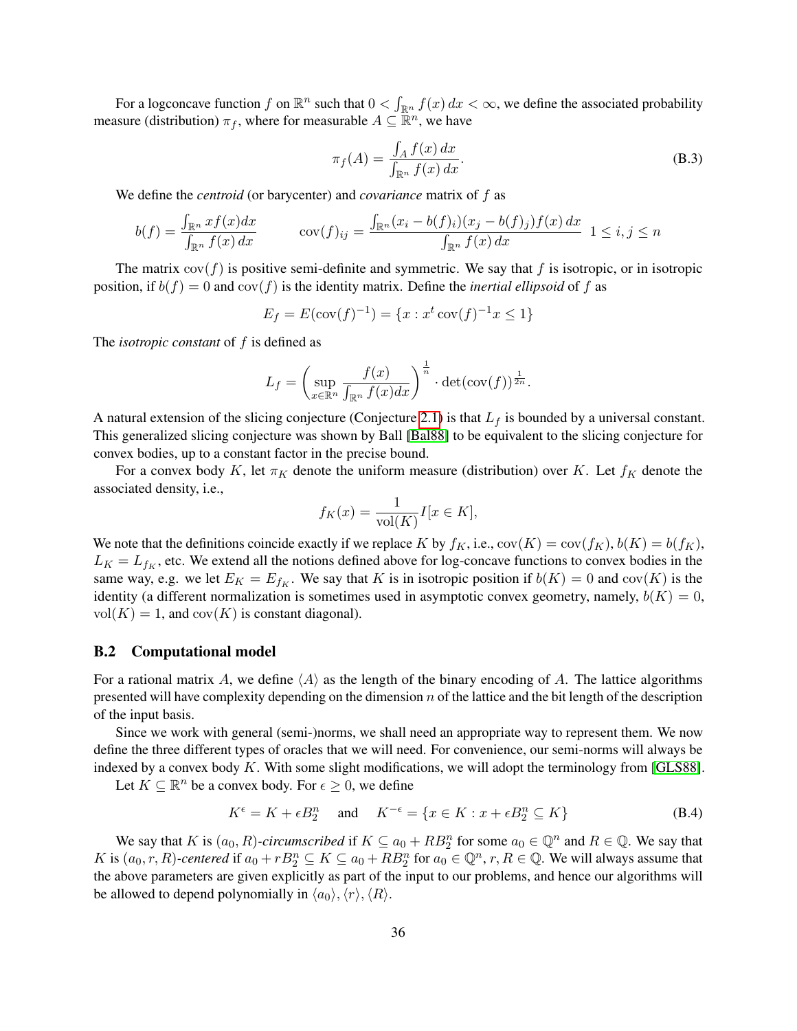For a logconcave function $f$ on $\mathbb{R}^n$ such that $0 < \int_{\mathbb{R}^n} f(x)\,dx < \infty$, we define the associated probability measure (distribution) $\pi_f$, where for measurable $A \subseteq \mathbb{R}^n$, we have

$$\pi_f(A) = \frac{\int_A f(x)\,dx}{\int_{\mathbb{R}^n} f(x)\,dx}. \tag{B.3}$$

We define the *centroid* (or barycenter) and *covariance* matrix of $f$ as

$$b(f) = \frac{\int_{\mathbb{R}^n} x f(x) dx}{\int_{\mathbb{R}^n} f(x)\,dx} \qquad \operatorname{cov}(f)_{ij} = \frac{\int_{\mathbb{R}^n} (x_i - b(f)_i)(x_j - b(f)_j) f(x)\,dx}{\int_{\mathbb{R}^n} f(x)\,dx} \;\; 1 \leq i, j \leq n$$

The matrix $\operatorname{cov}(f)$ is positive semi-definite and symmetric. We say that $f$ is isotropic, or in isotropic position, if $b(f) = 0$ and $\operatorname{cov}(f)$ is the identity matrix. Define the *inertial ellipsoid* of $f$ as

$$E_f = E(\operatorname{cov}(f)^{-1}) = \{x : x^t \operatorname{cov}(f)^{-1} x \leq 1\}$$

The *isotropic constant* of $f$ is defined as

$$L_f = \left( \sup_{x \in \mathbb{R}^n} \frac{f(x)}{\int_{\mathbb{R}^n} f(x) dx} \right)^{\frac{1}{n}} \cdot \det(\operatorname{cov}(f))^{\frac{1}{2n}}.$$

A natural extension of the slicing conjecture (Conjecture 2.1) is that $L_f$ is bounded by a universal constant. This generalized slicing conjecture was shown by Ball [Bal88] to be equivalent to the slicing conjecture for convex bodies, up to a constant factor in the precise bound.

For a convex body $K$, let $\pi_K$ denote the uniform measure (distribution) over $K$. Let $f_K$ denote the associated density, i.e.,

$$f_K(x) = \frac{1}{\operatorname{vol}(K)} I[x \in K],$$

We note that the definitions coincide exactly if we replace $K$ by $f_K$, i.e., $\operatorname{cov}(K) = \operatorname{cov}(f_K)$, $b(K) = b(f_K)$, $L_K = L_{f_K}$, etc. We extend all the notions defined above for log-concave functions to convex bodies in the same way, e.g. we let $E_K = E_{f_K}$. We say that $K$ is in isotropic position if $b(K) = 0$ and $\operatorname{cov}(K)$ is the identity (a different normalization is sometimes used in asymptotic convex geometry, namely, $b(K) = 0$, $\operatorname{vol}(K) = 1$, and $\operatorname{cov}(K)$ is constant diagonal).

### B.2 Computational model

For a rational matrix $A$, we define $\langle A \rangle$ as the length of the binary encoding of $A$. The lattice algorithms presented will have complexity depending on the dimension $n$ of the lattice and the bit length of the description of the input basis.

Since we work with general (semi-)norms, we shall need an appropriate way to represent them. We now define the three different types of oracles that we will need. For convenience, our semi-norms will always be indexed by a convex body $K$. With some slight modifications, we will adopt the terminology from [GLS88].

Let $K \subseteq \mathbb{R}^n$ be a convex body. For $\epsilon \geq 0$, we define

$$K^{\epsilon} = K + \epsilon B_2^n \quad \text{ and } \quad K^{-\epsilon} = \{x \in K : x + \epsilon B_2^n \subseteq K\} \tag{B.4}$$

We say that $K$ is $(a_0, R)$-*circumscribed* if $K \subseteq a_0 + R B_2^n$ for some $a_0 \in \mathbb{Q}^n$ and $R \in \mathbb{Q}$. We say that $K$ is $(a_0, r, R)$-*centered* if $a_0 + r B_2^n \subseteq K \subseteq a_0 + R B_2^n$ for $a_0 \in \mathbb{Q}^n$, $r, R \in \mathbb{Q}$. We will always assume that the above parameters are given explicitly as part of the input to our problems, and hence our algorithms will be allowed to depend polynomially in $\langle a_0 \rangle, \langle r \rangle, \langle R \rangle$.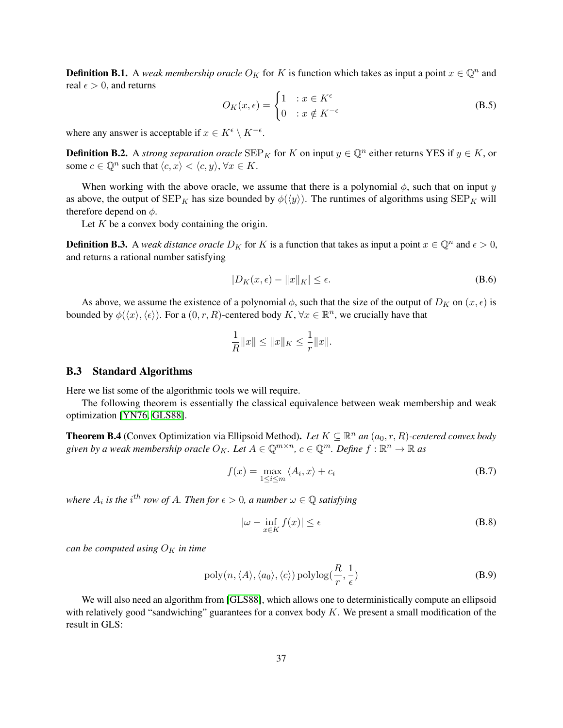**Definition B.1.** A *weak membership oracle* $O_K$ for $K$ is function which takes as input a point $x \in \mathbb{Q}^n$ and real $\epsilon > 0$, and returns

$$O_K(x, \epsilon) = \begin{cases} 1 & : x \in K^{\epsilon} \\ 0 & : x \notin K^{-\epsilon} \end{cases} \tag{B.5}$$

where any answer is acceptable if $x \in K^{\epsilon} \setminus K^{-\epsilon}$.

**Definition B.2.** A *strong separation oracle* $\mathrm{SEP}_K$ for $K$ on input $y \in \mathbb{Q}^n$ either returns YES if $y \in K$, or some $c \in \mathbb{Q}^n$ such that $\langle c, x \rangle < \langle c, y \rangle, \forall x \in K$.

When working with the above oracle, we assume that there is a polynomial $\phi$, such that on input $y$ as above, the output of $\mathrm{SEP}_K$ has size bounded by $\phi(\langle y \rangle)$. The runtimes of algorithms using $\mathrm{SEP}_K$ will therefore depend on $\phi$.

Let $K$ be a convex body containing the origin.

**Definition B.3.** A *weak distance oracle* $D_K$ for $K$ is a function that takes as input a point $x \in \mathbb{Q}^n$ and $\epsilon > 0$, and returns a rational number satisfying

$$|D_K(x, \epsilon) - \|x\|_K| \le \epsilon. \tag{B.6}$$

As above, we assume the existence of a polynomial $\phi$, such that the size of the output of $D_K$ on $(x, \epsilon)$ is bounded by $\phi(\langle x \rangle, \langle \epsilon \rangle)$. For a $(0, r, R)$-centered body $K$, $\forall x \in \mathbb{R}^n$, we crucially have that

$$\frac{1}{R}\|x\| \le \|x\|_K \le \frac{1}{r}\|x\|.$$

### B.3 Standard Algorithms

Here we list some of the algorithmic tools we will require.

The following theorem is essentially the classical equivalence between weak membership and weak optimization [YN76, GLS88].

**Theorem B.4** (Convex Optimization via Ellipsoid Method)**.** *Let $K \subseteq \mathbb{R}^n$ an $(a_0, r, R)$-centered convex body given by a weak membership oracle $O_K$. Let $A \in \mathbb{Q}^{m \times n}$, $c \in \mathbb{Q}^m$. Define $f : \mathbb{R}^n \to \mathbb{R}$ as*

$$f(x) = \max_{1 \le i \le m} \langle A_i, x \rangle + c_i \tag{B.7}$$

*where $A_i$ is the $i^{th}$ row of $A$. Then for $\epsilon > 0$, a number $\omega \in \mathbb{Q}$ satisfying*

$$|\omega - \inf_{x \in K} f(x)| \le \epsilon \tag{B.8}$$

*can be computed using $O_K$ in time*

$$\mathrm{poly}(n, \langle A \rangle, \langle a_0 \rangle, \langle c \rangle)\,\mathrm{polylog}(\frac{R}{r}, \frac{1}{\epsilon}) \tag{B.9}$$

We will also need an algorithm from [GLS88], which allows one to deterministically compute an ellipsoid with relatively good "sandwiching" guarantees for a convex body $K$. We present a small modification of the result in GLS: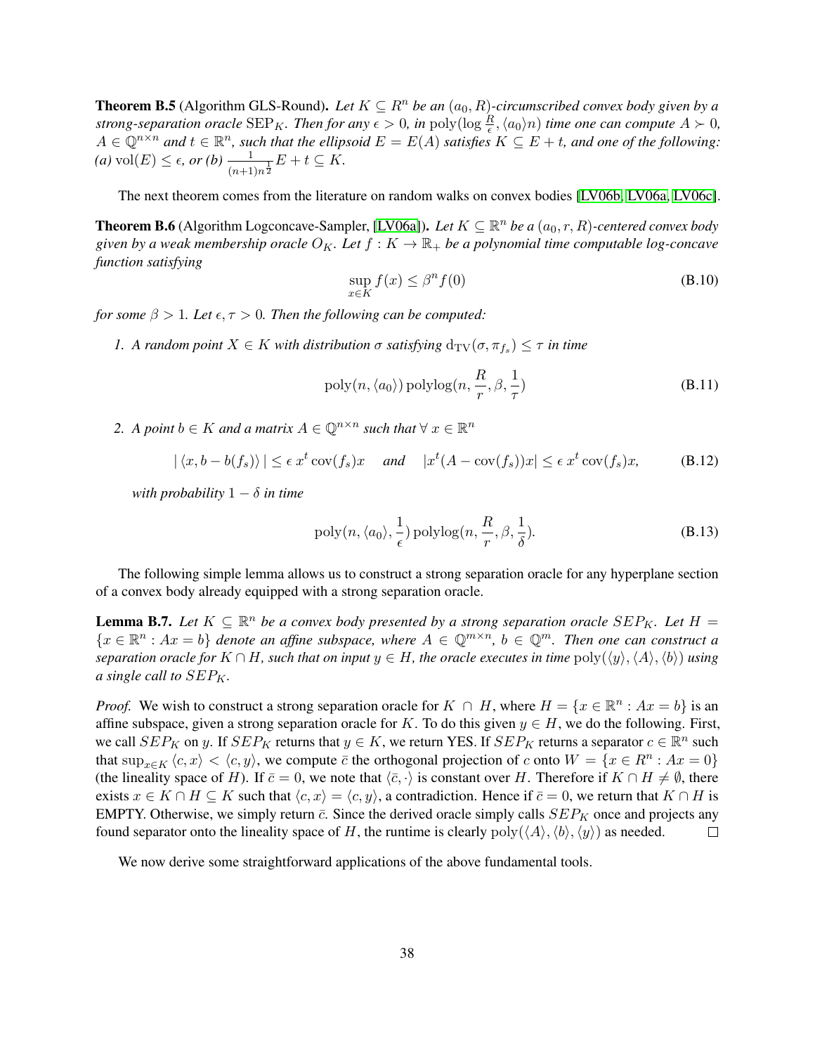**Theorem B.5** (Algorithm GLS-Round). *Let $K \subseteq R^n$ be an $(a_0, R)$-circumscribed convex body given by a strong-separation oracle $\mathrm{SEP}_K$. Then for any $\epsilon > 0$, in $\mathrm{poly}(\log \frac{R}{\epsilon}, \langle a_0 \rangle n)$ time one can compute $A \succ 0$, $A \in \mathbb{Q}^{n \times n}$ and $t \in \mathbb{R}^n$, such that the ellipsoid $E = E(A)$ satisfies $K \subseteq E + t$, and one of the following: (a) $\mathrm{vol}(E) \leq \epsilon$, or (b) $\frac{1}{(n+1)n^{\frac{1}{2}}} E + t \subseteq K$.*

The next theorem comes from the literature on random walks on convex bodies [LV06b, LV06a, LV06c].

**Theorem B.6** (Algorithm Logconcave-Sampler, [LV06a]). *Let $K \subseteq \mathbb{R}^n$ be a $(a_0, r, R)$-centered convex body given by a weak membership oracle $O_K$. Let $f : K \to \mathbb{R}_+$ be a polynomial time computable log-concave function satisfying*

$$\sup_{x \in K} f(x) \leq \beta^n f(0) \tag{B.10}$$

*for some $\beta > 1$. Let $\epsilon, \tau > 0$. Then the following can be computed:*

1. *A random point $X \in K$ with distribution $\sigma$ satisfying $\mathrm{d_{TV}}(\sigma, \pi_{f_s}) \leq \tau$ in time*

$$\mathrm{poly}(n, \langle a_0 \rangle) \, \mathrm{polylog}(n, \frac{R}{r}, \beta, \frac{1}{\tau}) \tag{B.11}$$

2. *A point $b \in K$ and a matrix $A \in \mathbb{Q}^{n \times n}$ such that $\forall \, x \in \mathbb{R}^n$*

$$| \langle x, b - b(f_s) \rangle | \leq \epsilon \, x^t \operatorname{cov}(f_s) x \quad \text{ and } \quad |x^t (A - \operatorname{cov}(f_s)) x| \leq \epsilon \, x^t \operatorname{cov}(f_s) x, \tag{B.12}$$

*with probability $1 - \delta$ in time*

$$\mathrm{poly}(n, \langle a_0 \rangle, \frac{1}{\epsilon}) \, \mathrm{polylog}(n, \frac{R}{r}, \beta, \frac{1}{\delta}). \tag{B.13}$$

The following simple lemma allows us to construct a strong separation oracle for any hyperplane section of a convex body already equipped with a strong separation oracle.

**Lemma B.7.** *Let $K \subseteq \mathbb{R}^n$ be a convex body presented by a strong separation oracle $SEP_K$. Let $H = \{x \in \mathbb{R}^n : Ax = b\}$ denote an affine subspace, where $A \in \mathbb{Q}^{m \times n}$, $b \in \mathbb{Q}^m$. Then one can construct a separation oracle for $K \cap H$, such that on input $y \in H$, the oracle executes in time $\mathrm{poly}(\langle y \rangle, \langle A \rangle, \langle b \rangle)$ using a single call to $SEP_K$.*

*Proof.* We wish to construct a strong separation oracle for $K \cap H$, where $H = \{x \in \mathbb{R}^n : Ax = b\}$ is an affine subspace, given a strong separation oracle for $K$. To do this given $y \in H$, we do the following. First, we call $SEP_K$ on $y$. If $SEP_K$ returns that $y \in K$, we return YES. If $SEP_K$ returns a separator $c \in \mathbb{R}^n$ such that $\sup_{x \in K} \langle c, x \rangle < \langle c, y \rangle$, we compute $\bar{c}$ the orthogonal projection of $c$ onto $W = \{x \in R^n : Ax = 0\}$ (the lineality space of $H$). If $\bar{c} = 0$, we note that $\langle \bar{c}, \cdot \rangle$ is constant over $H$. Therefore if $K \cap H \neq \emptyset$, there exists $x \in K \cap H \subseteq K$ such that $\langle c, x \rangle = \langle c, y \rangle$, a contradiction. Hence if $\bar{c} = 0$, we return that $K \cap H$ is EMPTY. Otherwise, we simply return $\bar{c}$. Since the derived oracle simply calls $SEP_K$ once and projects any found separator onto the lineality space of $H$, the runtime is clearly $\mathrm{poly}(\langle A \rangle, \langle b \rangle, \langle y \rangle)$ as needed. $\square$

We now derive some straightforward applications of the above fundamental tools.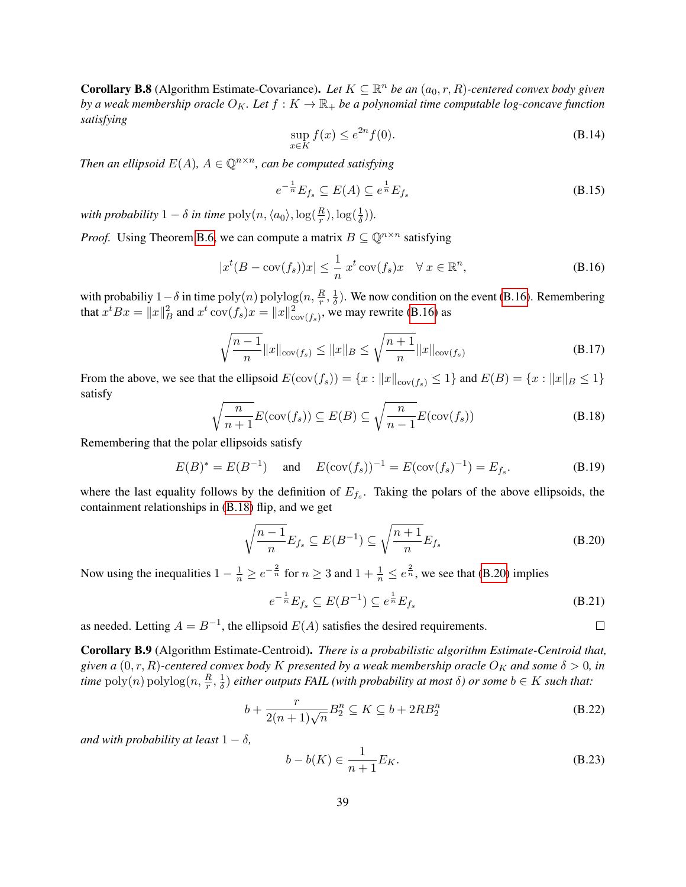**Corollary B.8** (Algorithm Estimate-Covariance). *Let $K \subseteq \mathbb{R}^n$ be an $(a_0, r, R)$-centered convex body given by a weak membership oracle $O_K$. Let $f : K \to \mathbb{R}_+$ be a polynomial time computable log-concave function satisfying*

$$\sup_{x \in K} f(x) \leq e^{2n} f(0). \tag{B.14}$$

*Then an ellipsoid $E(A)$, $A \in \mathbb{Q}^{n \times n}$, can be computed satisfying*

$$e^{-\frac{1}{n}} E_{f_s} \subseteq E(A) \subseteq e^{\frac{1}{n}} E_{f_s} \tag{B.15}$$

*with probability $1 - \delta$ in time $\mathrm{poly}(n, \langle a_0 \rangle, \log(\frac{R}{r}), \log(\frac{1}{\delta}))$.*

*Proof.* Using Theorem B.6, we can compute a matrix $B \subseteq \mathbb{Q}^{n \times n}$ satisfying

$$|x^t (B - \mathrm{cov}(f_s)) x| \leq \frac{1}{n}\, x^t \,\mathrm{cov}(f_s) x \quad \forall\, x \in \mathbb{R}^n, \tag{B.16}$$

with probabiliy $1 - \delta$ in time $\mathrm{poly}(n)\,\mathrm{polylog}(n, \frac{R}{r}, \frac{1}{\delta})$. We now condition on the event (B.16). Remembering that $x^t B x = \|x\|_B^2$ and $x^t \,\mathrm{cov}(f_s) x = \|x\|_{\mathrm{cov}(f_s)}^2$, we may rewrite (B.16) as

$$\sqrt{\frac{n-1}{n}} \|x\|_{\mathrm{cov}(f_s)} \leq \|x\|_B \leq \sqrt{\frac{n+1}{n}} \|x\|_{\mathrm{cov}(f_s)} \tag{B.17}$$

From the above, we see that the ellipsoid $E(\mathrm{cov}(f_s)) = \{x : \|x\|_{\mathrm{cov}(f_s)} \leq 1\}$ and $E(B) = \{x : \|x\|_B \leq 1\}$ satisfy

$$\sqrt{\frac{n}{n+1}} E(\mathrm{cov}(f_s)) \subseteq E(B) \subseteq \sqrt{\frac{n}{n-1}} E(\mathrm{cov}(f_s)) \tag{B.18}$$

Remembering that the polar ellipsoids satisfy

$$E(B)^* = E(B^{-1}) \quad \text{ and } \quad E(\mathrm{cov}(f_s))^{-1} = E(\mathrm{cov}(f_s)^{-1}) = E_{f_s}. \tag{B.19}$$

where the last equality follows by the definition of $E_{f_s}$. Taking the polars of the above ellipsoids, the containment relationships in (B.18) flip, and we get

$$\sqrt{\frac{n-1}{n}} E_{f_s} \subseteq E(B^{-1}) \subseteq \sqrt{\frac{n+1}{n}} E_{f_s} \tag{B.20}$$

Now using the inequalities $1 - \frac{1}{n} \geq e^{-\frac{2}{n}}$ for $n \geq 3$ and $1 + \frac{1}{n} \leq e^{\frac{2}{n}}$, we see that (B.20) implies

$$e^{-\frac{1}{n}} E_{f_s} \subseteq E(B^{-1}) \subseteq e^{\frac{1}{n}} E_{f_s} \tag{B.21}$$

as needed. Letting $A = B^{-1}$, the ellipsoid $E(A)$ satisfies the desired requirements. $\square$

**Corollary B.9** (Algorithm Estimate-Centroid). *There is a probabilistic algorithm Estimate-Centroid that, given a $(0, r, R)$-centered convex body $K$ presented by a weak membership oracle $O_K$ and some $\delta > 0$, in time $\mathrm{poly}(n)\,\mathrm{polylog}(n, \frac{R}{r}, \frac{1}{\delta})$ either outputs FAIL (with probability at most $\delta$) or some $b \in K$ such that:*

$$b + \frac{r}{2(n+1)\sqrt{n}} B_2^n \subseteq K \subseteq b + 2R B_2^n \tag{B.22}$$

*and with probability at least $1 - \delta$,*

$$b - b(K) \in \frac{1}{n+1} E_K. \tag{B.23}$$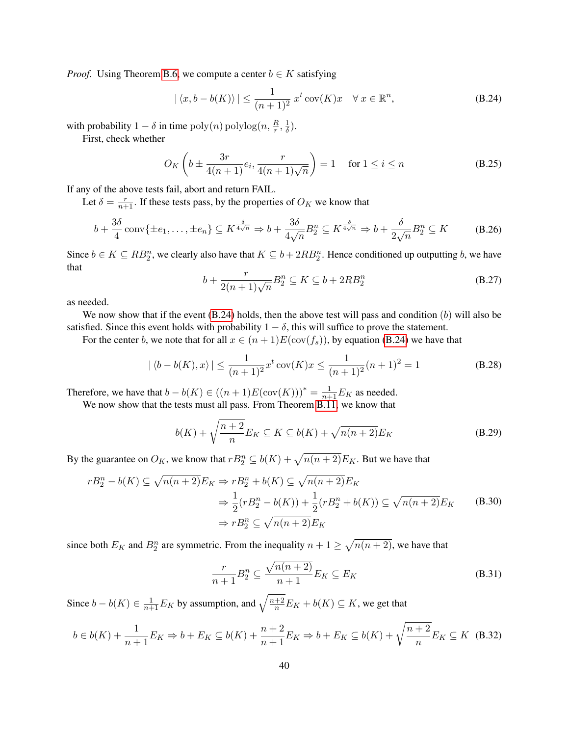*Proof.* Using Theorem B.6, we compute a center $b \in K$ satisfying

$$| \langle x, b - b(K) \rangle | \leq \frac{1}{(n+1)^2} \, x^t \operatorname{cov}(K) x \quad \forall\, x \in \mathbb{R}^n, \tag{B.24}$$

with probability $1 - \delta$ in time $\operatorname{poly}(n) \operatorname{polylog}(n, \frac{R}{r}, \frac{1}{\delta})$.

First, check whether

$$O_K \left( b \pm \frac{3r}{4(n+1)} e_i, \frac{r}{4(n+1)\sqrt{n}} \right) = 1 \quad \text{for } 1 \leq i \leq n \tag{B.25}$$

If any of the above tests fail, abort and return FAIL.

Let $\delta = \frac{r}{n+1}$. If these tests pass, by the properties of $O_K$ we know that

$$b + \frac{3\delta}{4} \operatorname{conv}\{\pm e_1, \ldots, \pm e_n\} \subseteq K^{\frac{\delta}{4\sqrt{n}}} \Rightarrow b + \frac{3\delta}{4\sqrt{n}} B_2^n \subseteq K^{\frac{\delta}{4\sqrt{n}}} \Rightarrow b + \frac{\delta}{2\sqrt{n}} B_2^n \subseteq K \tag{B.26}$$

Since $b \in K \subseteq R B_2^n$, we clearly also have that $K \subseteq b + 2R B_2^n$. Hence conditioned up outputting $b$, we have that

$$b + \frac{r}{2(n+1)\sqrt{n}} B_2^n \subseteq K \subseteq b + 2R B_2^n \tag{B.27}$$

as needed.

We now show that if the event (B.24) holds, then the above test will pass and condition $(b)$ will also be satisfied. Since this event holds with probability $1 - \delta$, this will suffice to prove the statement.

For the center $b$, we note that for all $x \in (n+1)E(\operatorname{cov}(f_s))$, by equation (B.24) we have that

$$| \langle b - b(K), x \rangle | \leq \frac{1}{(n+1)^2} x^t \operatorname{cov}(K) x \leq \frac{1}{(n+1)^2} (n+1)^2 = 1 \tag{B.28}$$

Therefore, we have that $b - b(K) \in ((n+1)E(\operatorname{cov}(K)))^* = \frac{1}{n+1} E_K$ as needed.

We now show that the tests must all pass. From Theorem B.11, we know that

$$b(K) + \sqrt{\frac{n+2}{n}} E_K \subseteq K \subseteq b(K) + \sqrt{n(n+2)} E_K \tag{B.29}$$

By the guarantee on $O_K$, we know that $r B_2^n \subseteq b(K) + \sqrt{n(n+2)} E_K$. But we have that

$$\begin{aligned} r B_2^n - b(K) \subseteq \sqrt{n(n+2)} E_K &\Rightarrow r B_2^n + b(K) \subseteq \sqrt{n(n+2)} E_K \\ &\Rightarrow \frac{1}{2}(r B_2^n - b(K)) + \frac{1}{2}(r B_2^n + b(K)) \subseteq \sqrt{n(n+2)} E_K \\ &\Rightarrow r B_2^n \subseteq \sqrt{n(n+2)} E_K \end{aligned} \tag{B.30}$$

since both $E_K$ and $B_2^n$ are symmetric. From the inequality $n + 1 \geq \sqrt{n(n+2)}$, we have that

$$\frac{r}{n+1} B_2^n \subseteq \frac{\sqrt{n(n+2)}}{n+1} E_K \subseteq E_K \tag{B.31}$$

Since $b - b(K) \in \frac{1}{n+1} E_K$ by assumption, and $\sqrt{\frac{n+2}{n}} E_K + b(K) \subseteq K$, we get that

$$b \in b(K) + \frac{1}{n+1} E_K \Rightarrow b + E_K \subseteq b(K) + \frac{n+2}{n+1} E_K \Rightarrow b + E_K \subseteq b(K) + \sqrt{\frac{n+2}{n}} E_K \subseteq K \tag{B.32}$$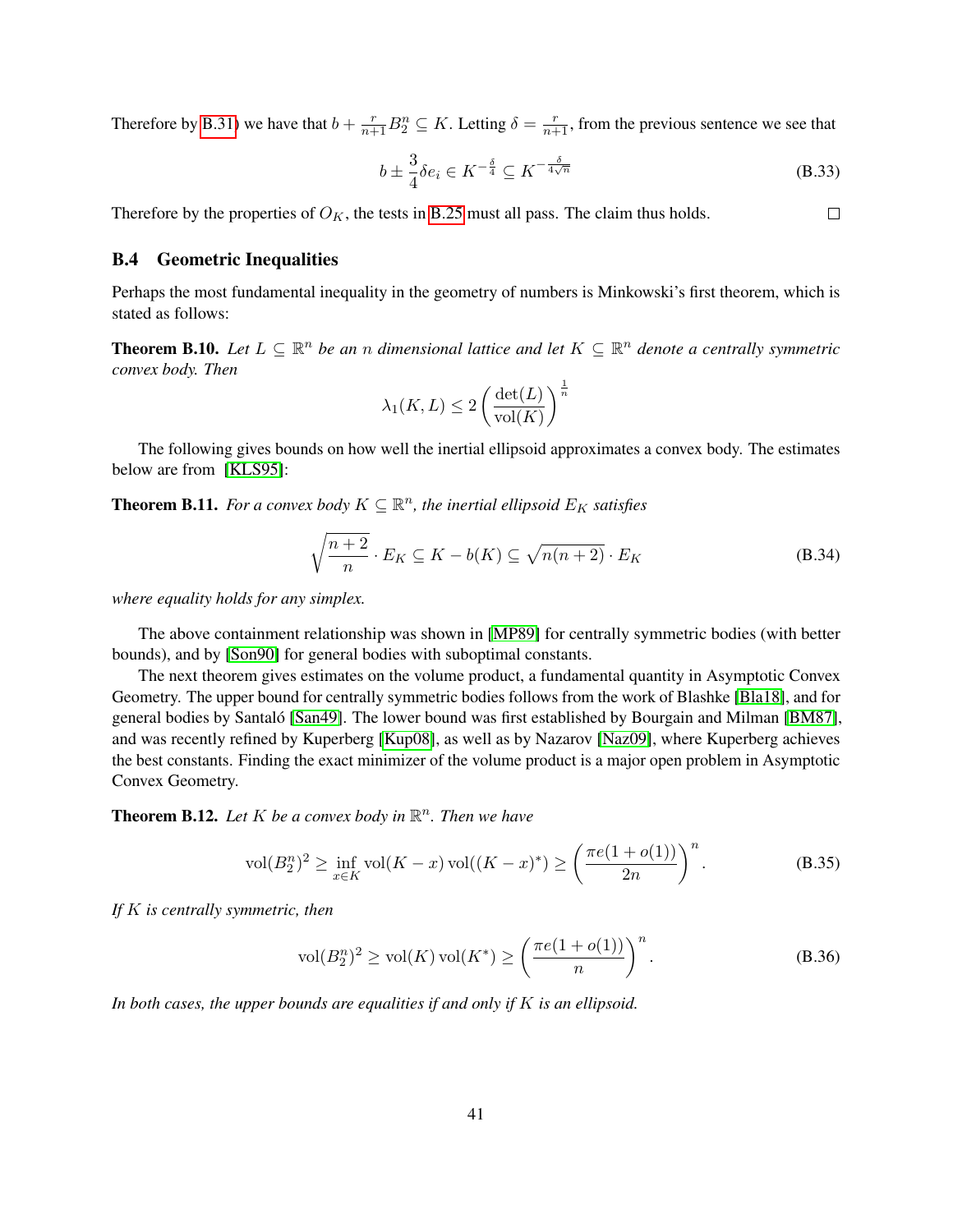Therefore by B.31) we have that $b + \frac{r}{n+1} B_2^n \subseteq K$. Letting $\delta = \frac{r}{n+1}$, from the previous sentence we see that

$$b \pm \frac{3}{4}\delta e_i \in K^{-\frac{\delta}{4}} \subseteq K^{-\frac{\delta}{4\sqrt{n}}} \tag{B.33}$$

Therefore by the properties of $O_K$, the tests in B.25 must all pass. The claim thus holds. $\square$

### B.4 Geometric Inequalities

Perhaps the most fundamental inequality in the geometry of numbers is Minkowski's first theorem, which is stated as follows:

**Theorem B.10.** *Let $L \subseteq \mathbb{R}^n$ be an $n$ dimensional lattice and let $K \subseteq \mathbb{R}^n$ denote a centrally symmetric convex body. Then*

$$\lambda_1(K, L) \leq 2 \left( \frac{\det(L)}{\mathrm{vol}(K)} \right)^{\frac{1}{n}}$$

The following gives bounds on how well the inertial ellipsoid approximates a convex body. The estimates below are from [KLS95]:

**Theorem B.11.** *For a convex body $K \subseteq \mathbb{R}^n$, the inertial ellipsoid $E_K$ satisfies*

$$\sqrt{\frac{n+2}{n}} \cdot E_K \subseteq K - b(K) \subseteq \sqrt{n(n+2)} \cdot E_K \tag{B.34}$$

*where equality holds for any simplex.*

The above containment relationship was shown in [MP89] for centrally symmetric bodies (with better bounds), and by [Son90] for general bodies with suboptimal constants.

The next theorem gives estimates on the volume product, a fundamental quantity in Asymptotic Convex Geometry. The upper bound for centrally symmetric bodies follows from the work of Blashke [Bla18], and for general bodies by Santaló [San49]. The lower bound was first established by Bourgain and Milman [BM87], and was recently refined by Kuperberg [Kup08], as well as by Nazarov [Naz09], where Kuperberg achieves the best constants. Finding the exact minimizer of the volume product is a major open problem in Asymptotic Convex Geometry.

**Theorem B.12.** *Let $K$ be a convex body in $\mathbb{R}^n$. Then we have*

$$\mathrm{vol}(B_2^n)^2 \geq \inf_{x \in K} \mathrm{vol}(K - x)\, \mathrm{vol}((K - x)^*) \geq \left( \frac{\pi e(1 + o(1))}{2n} \right)^n. \tag{B.35}$$

*If $K$ is centrally symmetric, then*

$$\mathrm{vol}(B_2^n)^2 \geq \mathrm{vol}(K)\, \mathrm{vol}(K^*) \geq \left( \frac{\pi e(1 + o(1))}{n} \right)^n. \tag{B.36}$$

*In both cases, the upper bounds are equalities if and only if $K$ is an ellipsoid.*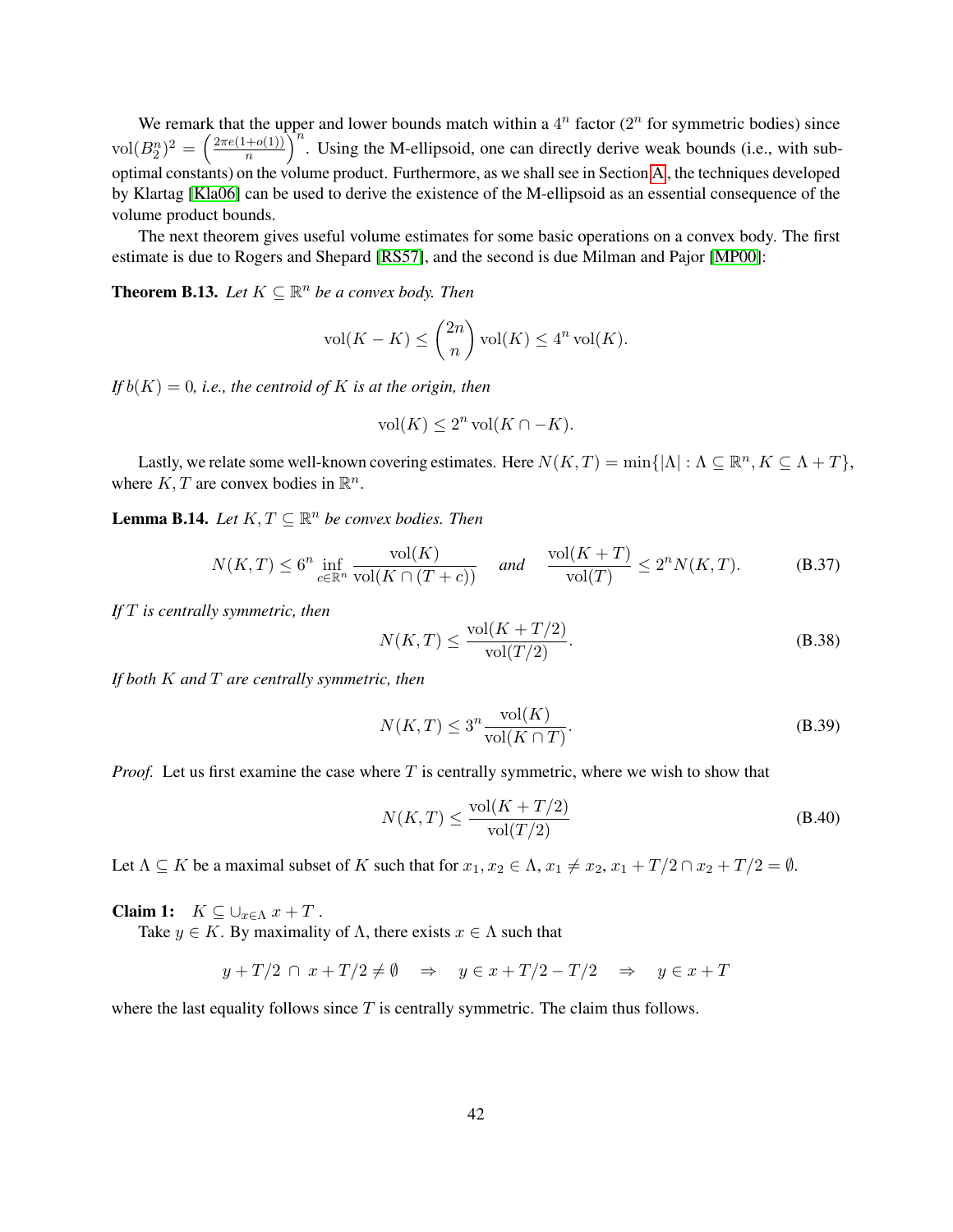We remark that the upper and lower bounds match within a $4^n$ factor ($2^n$ for symmetric bodies) since $\mathrm{vol}(B_2^n)^2 = \left(\frac{2\pi e(1+o(1))}{n}\right)^n$. Using the M-ellipsoid, one can directly derive weak bounds (i.e., with sub-optimal constants) on the volume product. Furthermore, as we shall see in Section A, the techniques developed by Klartag [Kla06] can be used to derive the existence of the M-ellipsoid as an essential consequence of the volume product bounds.

The next theorem gives useful volume estimates for some basic operations on a convex body. The first estimate is due to Rogers and Shepard [RS57], and the second is due Milman and Pajor [MP00]:

**Theorem B.13.** *Let $K \subseteq \mathbb{R}^n$ be a convex body. Then*

$$\mathrm{vol}(K - K) \leq \binom{2n}{n} \mathrm{vol}(K) \leq 4^n \mathrm{vol}(K).$$

*If $b(K) = 0$, i.e., the centroid of $K$ is at the origin, then*

$$\mathrm{vol}(K) \leq 2^n \mathrm{vol}(K \cap -K).$$

Lastly, we relate some well-known covering estimates. Here $N(K,T) = \min\{|\Lambda| : \Lambda \subseteq \mathbb{R}^n, K \subseteq \Lambda + T\}$, where $K, T$ are convex bodies in $\mathbb{R}^n$.

**Lemma B.14.** *Let $K, T \subseteq \mathbb{R}^n$ be convex bodies. Then*

$$N(K,T) \leq 6^n \inf_{c \in \mathbb{R}^n} \frac{\mathrm{vol}(K)}{\mathrm{vol}(K \cap (T + c))} \quad \text{and} \quad \frac{\mathrm{vol}(K + T)}{\mathrm{vol}(T)} \leq 2^n N(K,T). \tag{B.37}$$

*If $T$ is centrally symmetric, then*

$$N(K,T) \leq \frac{\mathrm{vol}(K + T/2)}{\mathrm{vol}(T/2)}. \tag{B.38}$$

*If both $K$ and $T$ are centrally symmetric, then*

$$N(K,T) \leq 3^n \frac{\mathrm{vol}(K)}{\mathrm{vol}(K \cap T)}. \tag{B.39}$$

*Proof.* Let us first examine the case where $T$ is centrally symmetric, where we wish to show that

$$N(K,T) \leq \frac{\mathrm{vol}(K + T/2)}{\mathrm{vol}(T/2)} \tag{B.40}$$

Let $\Lambda \subseteq K$ be a maximal subset of $K$ such that for $x_1, x_2 \in \Lambda$, $x_1 \neq x_2$, $x_1 + T/2 \cap x_2 + T/2 = \emptyset$.

**Claim 1:** $K \subseteq \cup_{x \in \Lambda}\, x + T$.

Take $y \in K$. By maximality of $\Lambda$, there exists $x \in \Lambda$ such that

$$y + T/2 \,\cap\, x + T/2 \neq \emptyset \quad \Rightarrow \quad y \in x + T/2 - T/2 \quad \Rightarrow \quad y \in x + T$$

where the last equality follows since $T$ is centrally symmetric. The claim thus follows.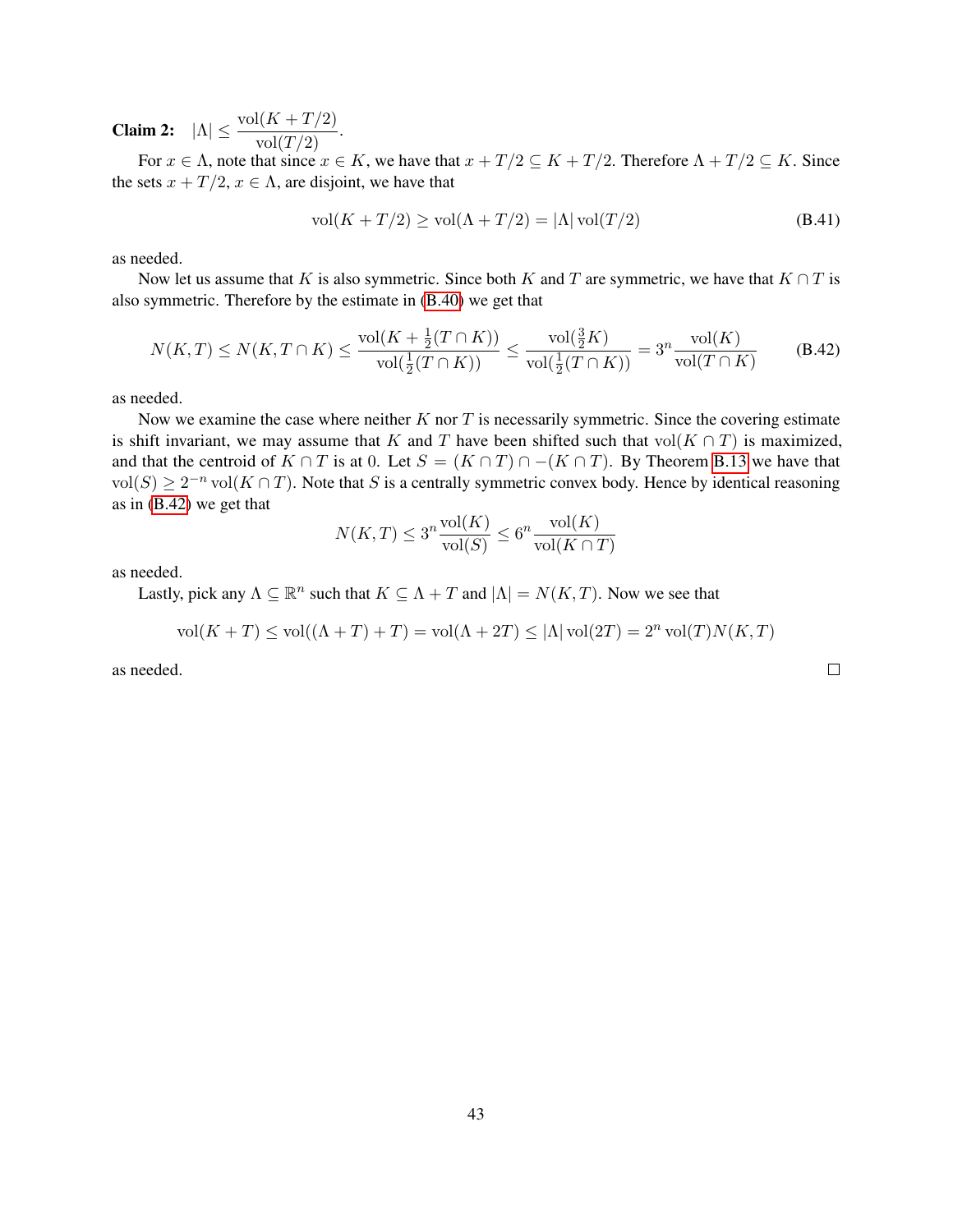**Claim 2:** $|\Lambda| \leq \dfrac{\mathrm{vol}(K + T/2)}{\mathrm{vol}(T/2)}$.

For $x \in \Lambda$, note that since $x \in K$, we have that $x + T/2 \subseteq K + T/2$. Therefore $\Lambda + T/2 \subseteq K$. Since the sets $x + T/2$, $x \in \Lambda$, are disjoint, we have that

$$\mathrm{vol}(K + T/2) \geq \mathrm{vol}(\Lambda + T/2) = |\Lambda| \,\mathrm{vol}(T/2) \tag{B.41}$$

as needed.

Now let us assume that $K$ is also symmetric. Since both $K$ and $T$ are symmetric, we have that $K \cap T$ is also symmetric. Therefore by the estimate in (B.40) we get that

$$N(K,T) \leq N(K, T \cap K) \leq \frac{\mathrm{vol}(K + \frac{1}{2}(T \cap K))}{\mathrm{vol}(\frac{1}{2}(T \cap K))} \leq \frac{\mathrm{vol}(\frac{3}{2}K)}{\mathrm{vol}(\frac{1}{2}(T \cap K))} = 3^n \frac{\mathrm{vol}(K)}{\mathrm{vol}(T \cap K)} \tag{B.42}$$

as needed.

Now we examine the case where neither $K$ nor $T$ is necessarily symmetric. Since the covering estimate is shift invariant, we may assume that $K$ and $T$ have been shifted such that $\mathrm{vol}(K \cap T)$ is maximized, and that the centroid of $K \cap T$ is at $0$. Let $S = (K \cap T) \cap -(K \cap T)$. By Theorem B.13 we have that $\mathrm{vol}(S) \geq 2^{-n} \mathrm{vol}(K \cap T)$. Note that $S$ is a centrally symmetric convex body. Hence by identical reasoning as in (B.42) we get that

$$N(K,T) \leq 3^n \frac{\mathrm{vol}(K)}{\mathrm{vol}(S)} \leq 6^n \frac{\mathrm{vol}(K)}{\mathrm{vol}(K \cap T)}$$

as needed.

Lastly, pick any $\Lambda \subseteq \mathbb{R}^n$ such that $K \subseteq \Lambda + T$ and $|\Lambda| = N(K,T)$. Now we see that

$$\mathrm{vol}(K + T) \leq \mathrm{vol}((\Lambda + T) + T) = \mathrm{vol}(\Lambda + 2T) \leq |\Lambda| \,\mathrm{vol}(2T) = 2^n \,\mathrm{vol}(T) N(K,T)$$

as needed. □